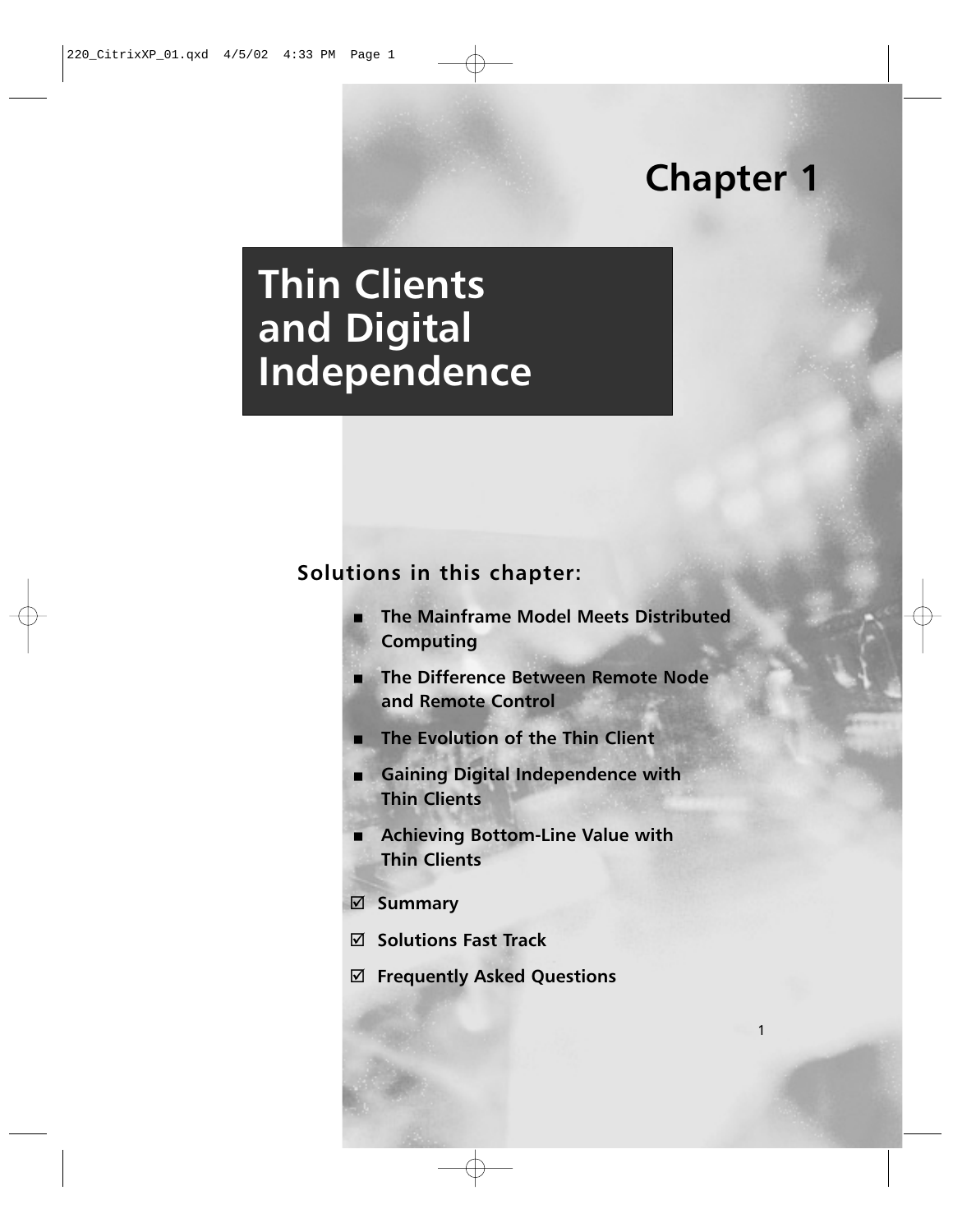# Chapter 1

# Thin Clients and Digital Independence

## Solutions in this chapter:

- The Mainframe Model Meets Distributed Computing
- The Difference Between Remote Node and Remote Control
- The Evolution of the Thin Client
- Gaining Digital Independence with Thin Clients
- Achieving Bottom-Line Value with Thin Clients

☑ Summary

☑ Solutions Fast Track

☑ Frequently Asked Questions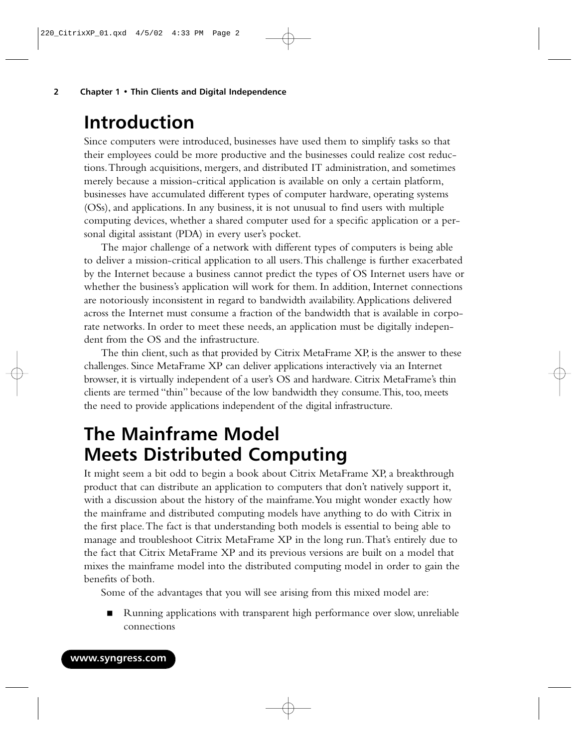## Introduction

Since computers were introduced, businesses have used them to simplify tasks so that their employees could be more productive and the businesses could realize cost reductions. Through acquisitions, mergers, and distributed IT administration, and sometimes merely because a mission-critical application is available on only a certain platform, businesses have accumulated different types of computer hardware, operating systems (OSs), and applications. In any business, it is not unusual to find users with multiple computing devices, whether a shared computer used for a specific application or a personal digital assistant (PDA) in every user's pocket.

The major challenge of a network with different types of computers is being able to deliver a mission-critical application to all users. This challenge is further exacerbated by the Internet because a business cannot predict the types of OS Internet users have or whether the business's application will work for them. In addition, Internet connections are notoriously inconsistent in regard to bandwidth availability. Applications delivered across the Internet must consume a fraction of the bandwidth that is available in corporate networks. In order to meet these needs, an application must be digitally independent from the OS and the infrastructure.

The thin client, such as that provided by Citrix MetaFrame XP, is the answer to these challenges. Since MetaFrame XP can deliver applications interactively via an Internet browser, it is virtually independent of a user's OS and hardware. Citrix MetaFrame's thin clients are termed "thin" because of the low bandwidth they consume. This, too, meets the need to provide applications independent of the digital infrastructure.

## The Mainframe Model Meets Distributed Computing

It might seem a bit odd to begin a book about Citrix MetaFrame XP, a breakthrough product that can distribute an application to computers that don't natively support it, with a discussion about the history of the mainframe. You might wonder exactly how the mainframe and distributed computing models have anything to do with Citrix in the first place. The fact is that understanding both models is essential to being able to manage and troubleshoot Citrix MetaFrame XP in the long run. That's entirely due to the fact that Citrix MetaFrame XP and its previous versions are built on a model that mixes the mainframe model into the distributed computing model in order to gain the benefits of both.

Some of the advantages that you will see arising from this mixed model are:

- Running applications with transparent high performance over slow, unreliable connections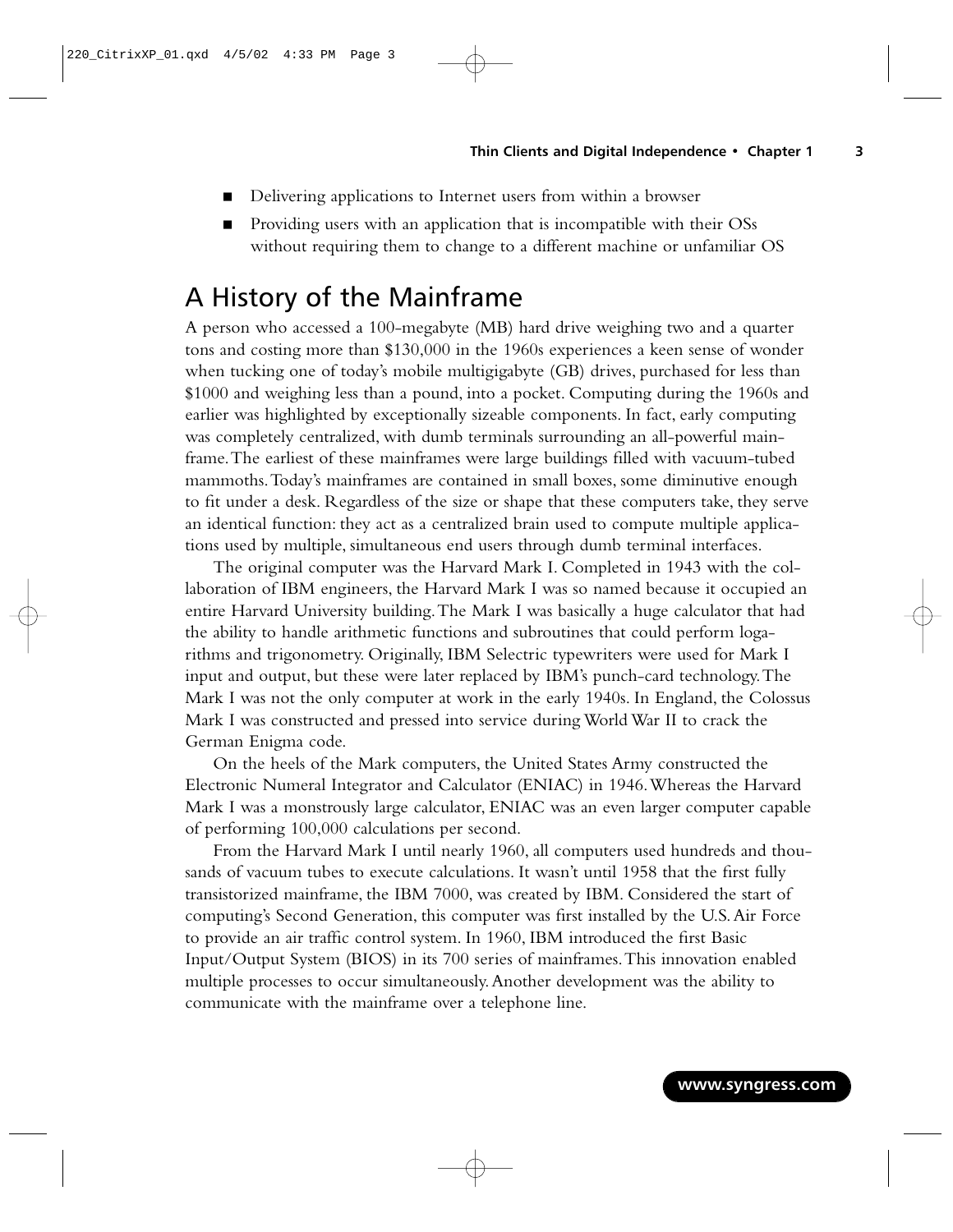- Delivering applications to Internet users from within a browser
- Providing users with an application that is incompatible with their OSs without requiring them to change to a different machine or unfamiliar OS

## A History of the Mainframe

A person who accessed a 100-megabyte (MB) hard drive weighing two and a quarter tons and costing more than $130,000 in the 1960s experiences a keen sense of wonder when tucking one of today's mobile multigigabyte (GB) drives, purchased for less than $1000 and weighing less than a pound, into a pocket. Computing during the 1960s and earlier was highlighted by exceptionally sizeable components. In fact, early computing was completely centralized, with dumb terminals surrounding an all-powerful mainframe. The earliest of these mainframes were large buildings filled with vacuum-tubed mammoths. Today's mainframes are contained in small boxes, some diminutive enough to fit under a desk. Regardless of the size or shape that these computers take, they serve an identical function: they act as a centralized brain used to compute multiple applications used by multiple, simultaneous end users through dumb terminal interfaces.

The original computer was the Harvard Mark I. Completed in 1943 with the collaboration of IBM engineers, the Harvard Mark I was so named because it occupied an entire Harvard University building. The Mark I was basically a huge calculator that had the ability to handle arithmetic functions and subroutines that could perform logarithms and trigonometry. Originally, IBM Selectric typewriters were used for Mark I input and output, but these were later replaced by IBM's punch-card technology. The Mark I was not the only computer at work in the early 1940s. In England, the Colossus Mark I was constructed and pressed into service during World War II to crack the German Enigma code.

On the heels of the Mark computers, the United States Army constructed the Electronic Numeral Integrator and Calculator (ENIAC) in 1946. Whereas the Harvard Mark I was a monstrously large calculator, ENIAC was an even larger computer capable of performing 100,000 calculations per second.

From the Harvard Mark I until nearly 1960, all computers used hundreds and thousands of vacuum tubes to execute calculations. It wasn't until 1958 that the first fully transistorized mainframe, the IBM 7000, was created by IBM. Considered the start of computing's Second Generation, this computer was first installed by the U.S. Air Force to provide an air traffic control system. In 1960, IBM introduced the first Basic Input/Output System (BIOS) in its 700 series of mainframes. This innovation enabled multiple processes to occur simultaneously. Another development was the ability to communicate with the mainframe over a telephone line.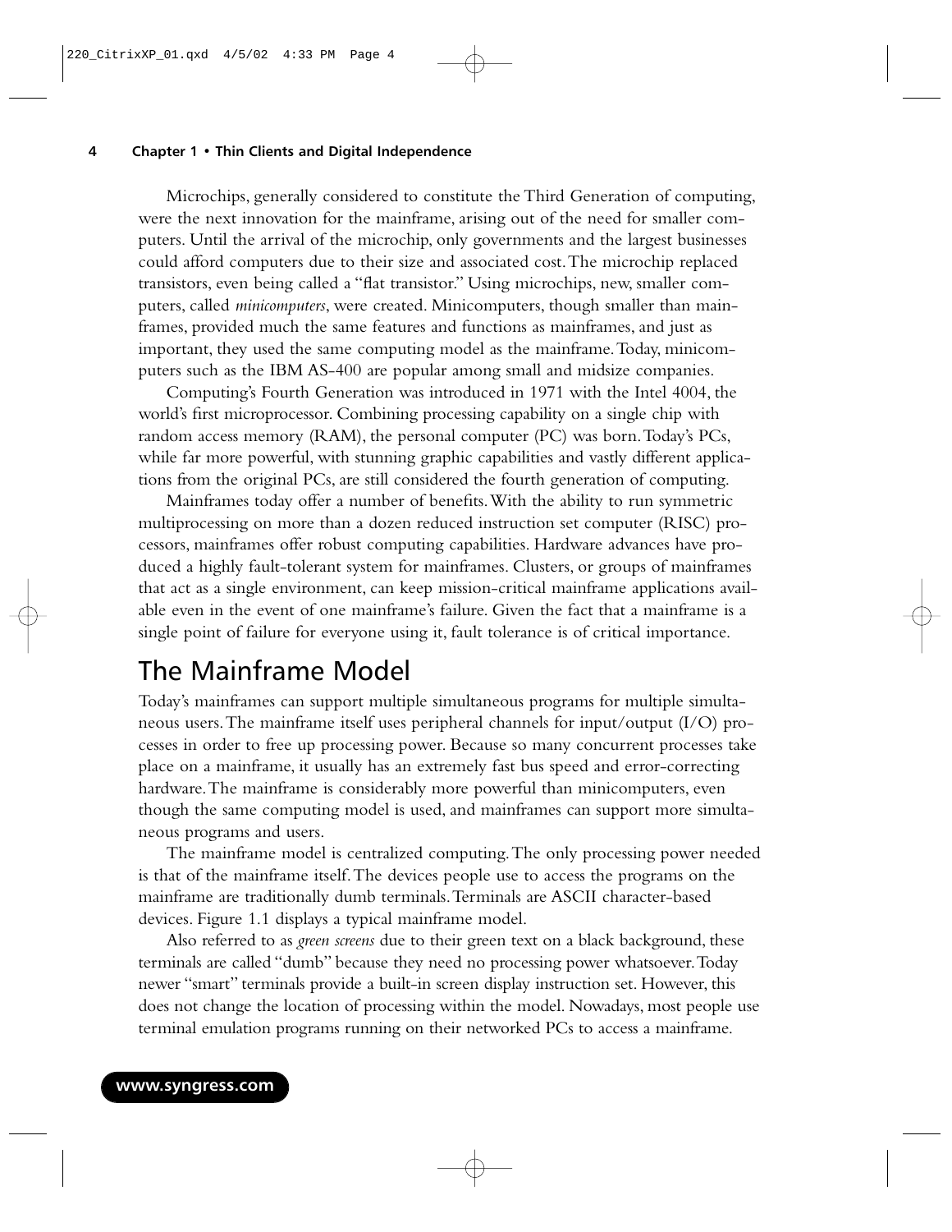Microchips, generally considered to constitute the Third Generation of computing, were the next innovation for the mainframe, arising out of the need for smaller computers. Until the arrival of the microchip, only governments and the largest businesses could afford computers due to their size and associated cost. The microchip replaced transistors, even being called a "flat transistor." Using microchips, new, smaller computers, called *minicomputers*, were created. Minicomputers, though smaller than mainframes, provided much the same features and functions as mainframes, and just as important, they used the same computing model as the mainframe. Today, minicomputers such as the IBM AS-400 are popular among small and midsize companies.

Computing's Fourth Generation was introduced in 1971 with the Intel 4004, the world's first microprocessor. Combining processing capability on a single chip with random access memory (RAM), the personal computer (PC) was born. Today's PCs, while far more powerful, with stunning graphic capabilities and vastly different applications from the original PCs, are still considered the fourth generation of computing.

Mainframes today offer a number of benefits. With the ability to run symmetric multiprocessing on more than a dozen reduced instruction set computer (RISC) processors, mainframes offer robust computing capabilities. Hardware advances have produced a highly fault-tolerant system for mainframes. Clusters, or groups of mainframes that act as a single environment, can keep mission-critical mainframe applications available even in the event of one mainframe's failure. Given the fact that a mainframe is a single point of failure for everyone using it, fault tolerance is of critical importance.

## The Mainframe Model

Today's mainframes can support multiple simultaneous programs for multiple simultaneous users. The mainframe itself uses peripheral channels for input/output (I/O) processes in order to free up processing power. Because so many concurrent processes take place on a mainframe, it usually has an extremely fast bus speed and error-correcting hardware. The mainframe is considerably more powerful than minicomputers, even though the same computing model is used, and mainframes can support more simultaneous programs and users.

The mainframe model is centralized computing. The only processing power needed is that of the mainframe itself. The devices people use to access the programs on the mainframe are traditionally dumb terminals. Terminals are ASCII character-based devices. Figure 1.1 displays a typical mainframe model.

Also referred to as *green screens* due to their green text on a black background, these terminals are called "dumb" because they need no processing power whatsoever. Today newer "smart" terminals provide a built-in screen display instruction set. However, this does not change the location of processing within the model. Nowadays, most people use terminal emulation programs running on their networked PCs to access a mainframe.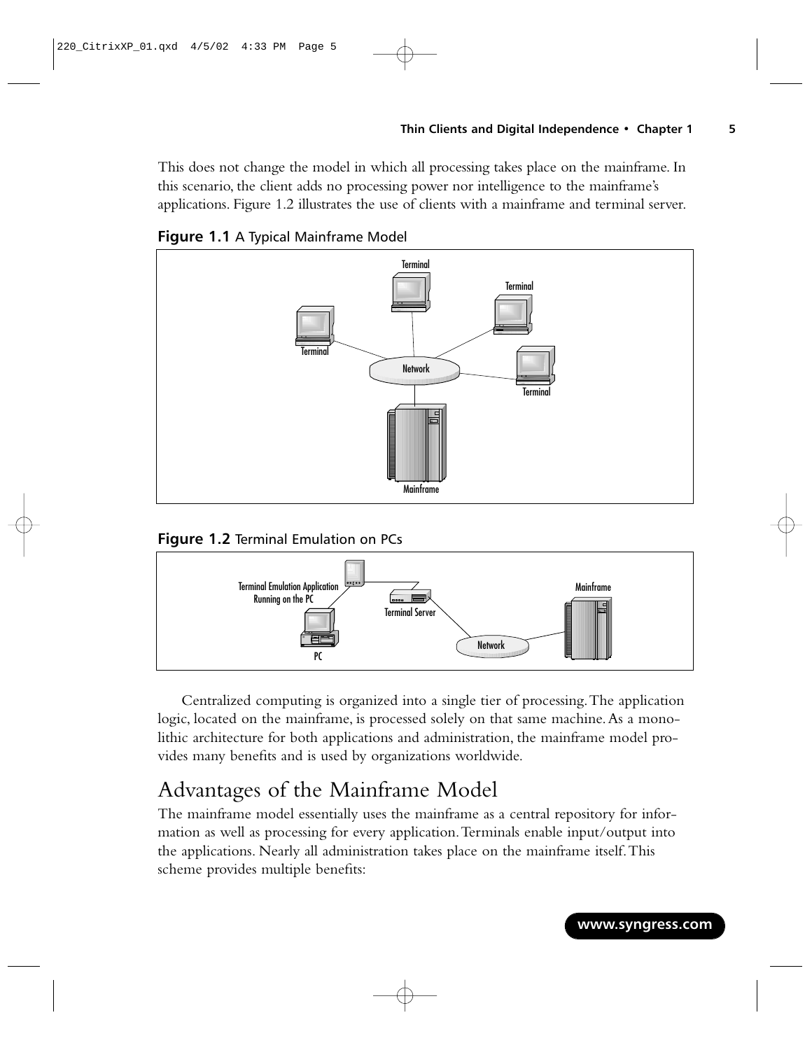This does not change the model in which all processing takes place on the mainframe. In this scenario, the client adds no processing power nor intelligence to the mainframe's applications. Figure 1.2 illustrates the use of clients with a mainframe and terminal server.

**Figure 1.1** A Typical Mainframe Model

**Figure 1.2** Terminal Emulation on PCs

Centralized computing is organized into a single tier of processing. The application logic, located on the mainframe, is processed solely on that same machine. As a monolithic architecture for both applications and administration, the mainframe model provides many benefits and is used by organizations worldwide.

## Advantages of the Mainframe Model

The mainframe model essentially uses the mainframe as a central repository for information as well as processing for every application. Terminals enable input/output into the applications. Nearly all administration takes place on the mainframe itself. This scheme provides multiple benefits: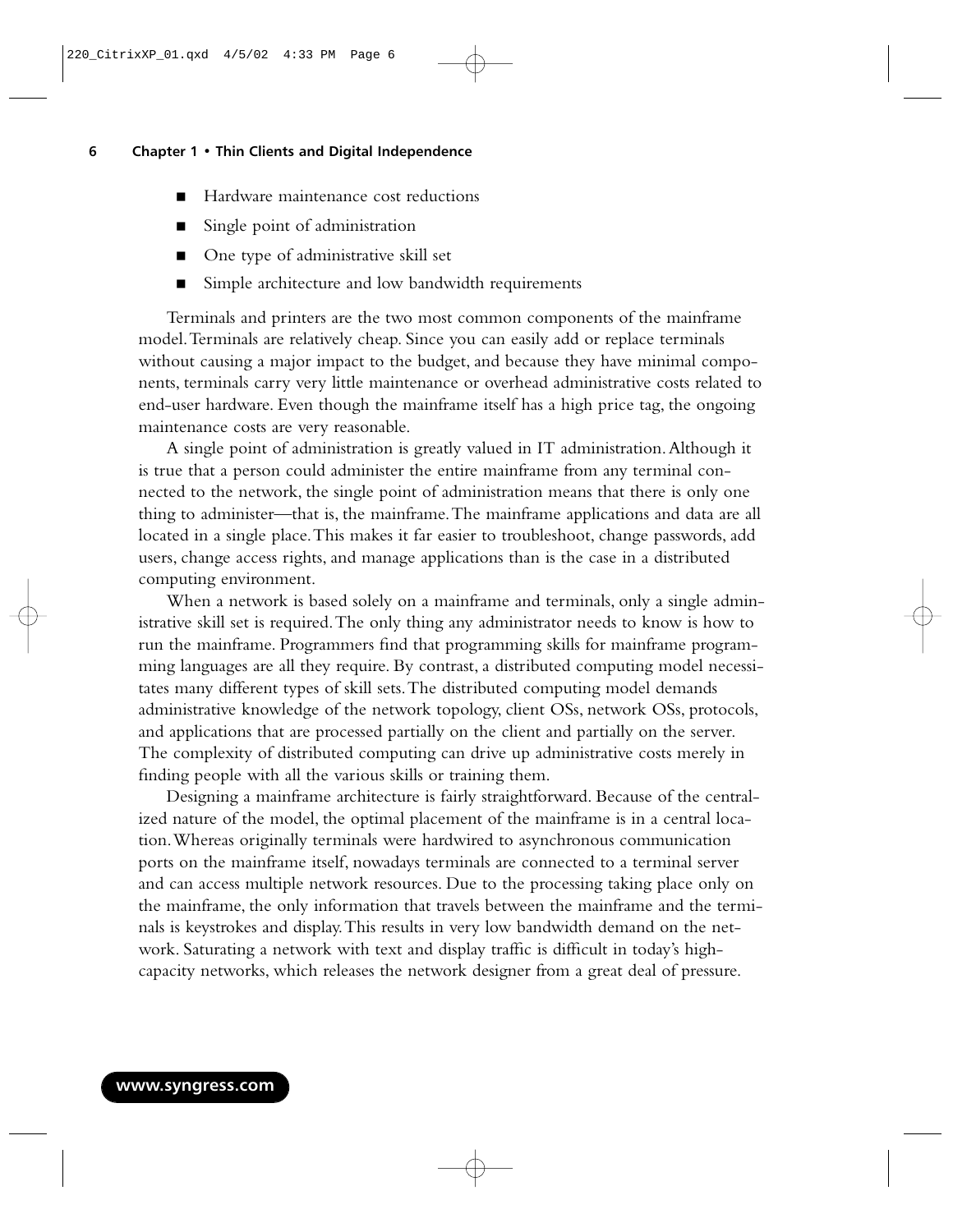- Hardware maintenance cost reductions
- Single point of administration
- One type of administrative skill set
- Simple architecture and low bandwidth requirements

Terminals and printers are the two most common components of the mainframe model. Terminals are relatively cheap. Since you can easily add or replace terminals without causing a major impact to the budget, and because they have minimal components, terminals carry very little maintenance or overhead administrative costs related to end-user hardware. Even though the mainframe itself has a high price tag, the ongoing maintenance costs are very reasonable.

A single point of administration is greatly valued in IT administration. Although it is true that a person could administer the entire mainframe from any terminal connected to the network, the single point of administration means that there is only one thing to administer—that is, the mainframe. The mainframe applications and data are all located in a single place. This makes it far easier to troubleshoot, change passwords, add users, change access rights, and manage applications than is the case in a distributed computing environment.

When a network is based solely on a mainframe and terminals, only a single administrative skill set is required. The only thing any administrator needs to know is how to run the mainframe. Programmers find that programming skills for mainframe programming languages are all they require. By contrast, a distributed computing model necessitates many different types of skill sets. The distributed computing model demands administrative knowledge of the network topology, client OSs, network OSs, protocols, and applications that are processed partially on the client and partially on the server. The complexity of distributed computing can drive up administrative costs merely in finding people with all the various skills or training them.

Designing a mainframe architecture is fairly straightforward. Because of the centralized nature of the model, the optimal placement of the mainframe is in a central location. Whereas originally terminals were hardwired to asynchronous communication ports on the mainframe itself, nowadays terminals are connected to a terminal server and can access multiple network resources. Due to the processing taking place only on the mainframe, the only information that travels between the mainframe and the terminals is keystrokes and display. This results in very low bandwidth demand on the network. Saturating a network with text and display traffic is difficult in today's high-capacity networks, which releases the network designer from a great deal of pressure.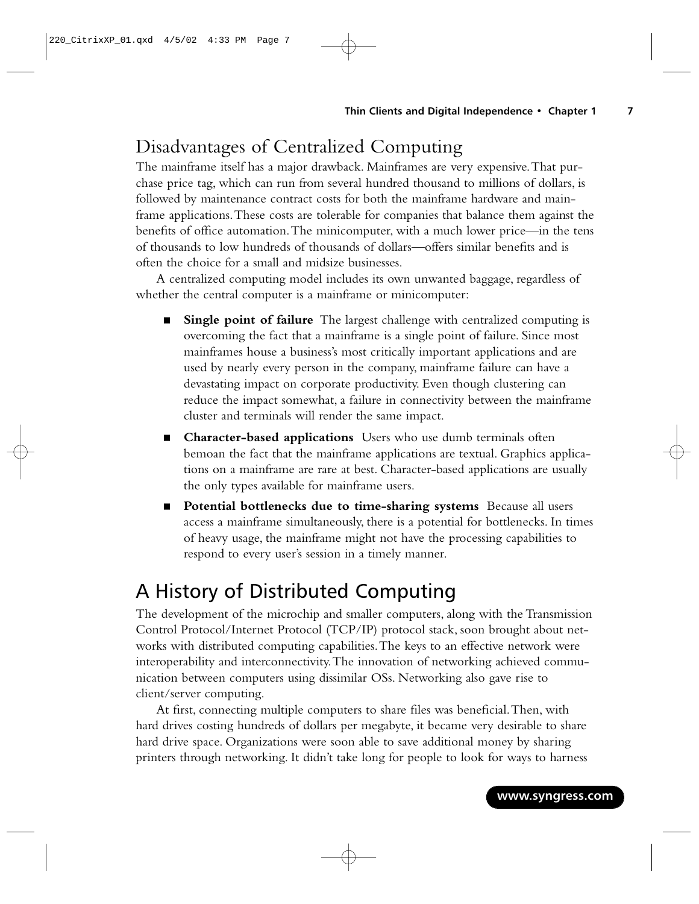## Disadvantages of Centralized Computing

The mainframe itself has a major drawback. Mainframes are very expensive. That purchase price tag, which can run from several hundred thousand to millions of dollars, is followed by maintenance contract costs for both the mainframe hardware and mainframe applications. These costs are tolerable for companies that balance them against the benefits of office automation. The minicomputer, with a much lower price—in the tens of thousands to low hundreds of thousands of dollars—offers similar benefits and is often the choice for a small and midsize businesses.

A centralized computing model includes its own unwanted baggage, regardless of whether the central computer is a mainframe or minicomputer:

- **Single point of failure** The largest challenge with centralized computing is overcoming the fact that a mainframe is a single point of failure. Since most mainframes house a business's most critically important applications and are used by nearly every person in the company, mainframe failure can have a devastating impact on corporate productivity. Even though clustering can reduce the impact somewhat, a failure in connectivity between the mainframe cluster and terminals will render the same impact.
- **Character-based applications** Users who use dumb terminals often bemoan the fact that the mainframe applications are textual. Graphics applications on a mainframe are rare at best. Character-based applications are usually the only types available for mainframe users.
- **Potential bottlenecks due to time-sharing systems** Because all users access a mainframe simultaneously, there is a potential for bottlenecks. In times of heavy usage, the mainframe might not have the processing capabilities to respond to every user's session in a timely manner.

# A History of Distributed Computing

The development of the microchip and smaller computers, along with the Transmission Control Protocol/Internet Protocol (TCP/IP) protocol stack, soon brought about networks with distributed computing capabilities. The keys to an effective network were interoperability and interconnectivity. The innovation of networking achieved communication between computers using dissimilar OSs. Networking also gave rise to client/server computing.

At first, connecting multiple computers to share files was beneficial. Then, with hard drives costing hundreds of dollars per megabyte, it became very desirable to share hard drive space. Organizations were soon able to save additional money by sharing printers through networking. It didn't take long for people to look for ways to harness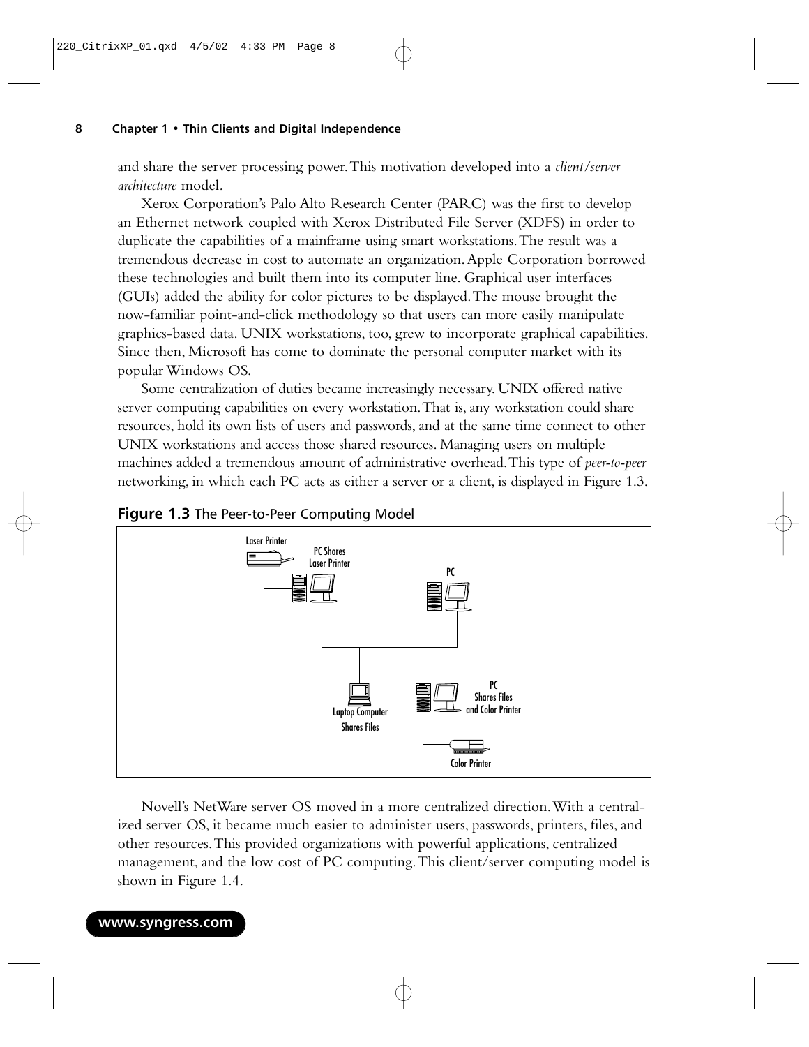and share the server processing power. This motivation developed into a *client/server architecture* model.

Xerox Corporation's Palo Alto Research Center (PARC) was the first to develop an Ethernet network coupled with Xerox Distributed File Server (XDFS) in order to duplicate the capabilities of a mainframe using smart workstations. The result was a tremendous decrease in cost to automate an organization. Apple Corporation borrowed these technologies and built them into its computer line. Graphical user interfaces (GUIs) added the ability for color pictures to be displayed. The mouse brought the now-familiar point-and-click methodology so that users can more easily manipulate graphics-based data. UNIX workstations, too, grew to incorporate graphical capabilities. Since then, Microsoft has come to dominate the personal computer market with its popular Windows OS.

Some centralization of duties became increasingly necessary. UNIX offered native server computing capabilities on every workstation. That is, any workstation could share resources, hold its own lists of users and passwords, and at the same time connect to other UNIX workstations and access those shared resources. Managing users on multiple machines added a tremendous amount of administrative overhead. This type of *peer-to-peer* networking, in which each PC acts as either a server or a client, is displayed in Figure 1.3.

**Figure 1.3** The Peer-to-Peer Computing Model

Laser Printer

PC Shares Laser Printer

PC

Laptop Computer Shares Files

PC Shares Files and Color Printer

Color Printer

Novell's NetWare server OS moved in a more centralized direction. With a centralized server OS, it became much easier to administer users, passwords, printers, files, and other resources. This provided organizations with powerful applications, centralized management, and the low cost of PC computing. This client/server computing model is shown in Figure 1.4.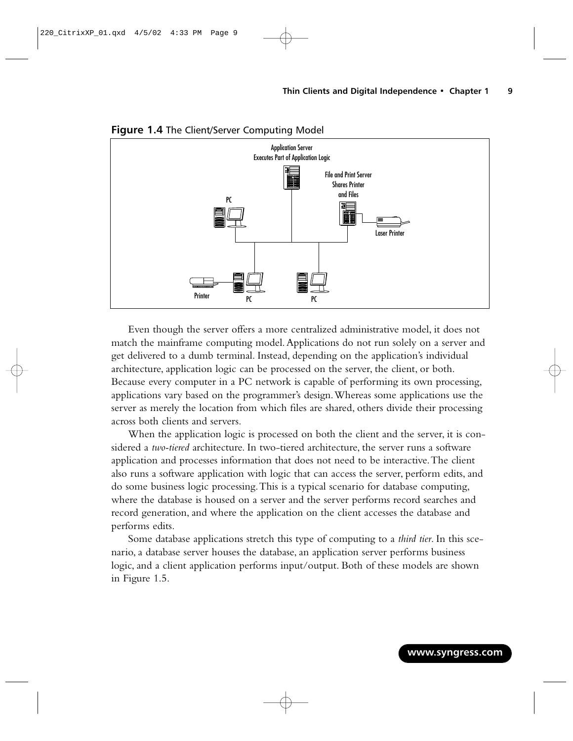**Figure 1.4** The Client/Server Computing Model

Even though the server offers a more centralized administrative model, it does not match the mainframe computing model. Applications do not run solely on a server and get delivered to a dumb terminal. Instead, depending on the application's individual architecture, application logic can be processed on the server, the client, or both. Because every computer in a PC network is capable of performing its own processing, applications vary based on the programmer's design. Whereas some applications use the server as merely the location from which files are shared, others divide their processing across both clients and servers.

When the application logic is processed on both the client and the server, it is considered a *two-tiered* architecture. In two-tiered architecture, the server runs a software application and processes information that does not need to be interactive. The client also runs a software application with logic that can access the server, perform edits, and do some business logic processing. This is a typical scenario for database computing, where the database is housed on a server and the server performs record searches and record generation, and where the application on the client accesses the database and performs edits.

Some database applications stretch this type of computing to a *third tier*. In this scenario, a database server houses the database, an application server performs business logic, and a client application performs input/output. Both of these models are shown in Figure 1.5.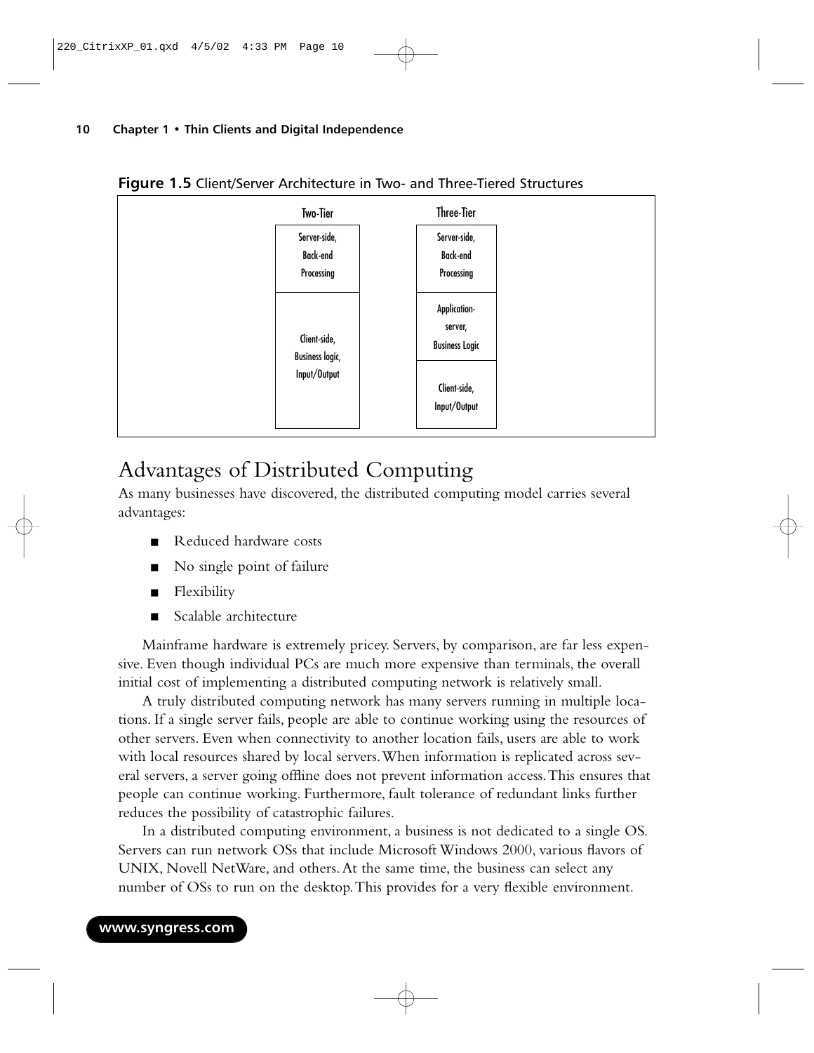**Figure 1.5** Client/Server Architecture in Two- and Three-Tiered Structures

| Two-Tier | Three-Tier |
|---|---|
| Server-side, Back-end Processing | Server-side, Back-end Processing |
| Client-side, Business logic, Input/Output | Application-server, Business Logic |
| | Client-side, Input/Output |

## Advantages of Distributed Computing

As many businesses have discovered, the distributed computing model carries several advantages:

- Reduced hardware costs
- No single point of failure
- Flexibility
- Scalable architecture

Mainframe hardware is extremely pricey. Servers, by comparison, are far less expensive. Even though individual PCs are much more expensive than terminals, the overall initial cost of implementing a distributed computing network is relatively small.

A truly distributed computing network has many servers running in multiple locations. If a single server fails, people are able to continue working using the resources of other servers. Even when connectivity to another location fails, users are able to work with local resources shared by local servers. When information is replicated across several servers, a server going offline does not prevent information access. This ensures that people can continue working. Furthermore, fault tolerance of redundant links further reduces the possibility of catastrophic failures.

In a distributed computing environment, a business is not dedicated to a single OS. Servers can run network OSs that include Microsoft Windows 2000, various flavors of UNIX, Novell NetWare, and others. At the same time, the business can select any number of OSs to run on the desktop. This provides for a very flexible environment.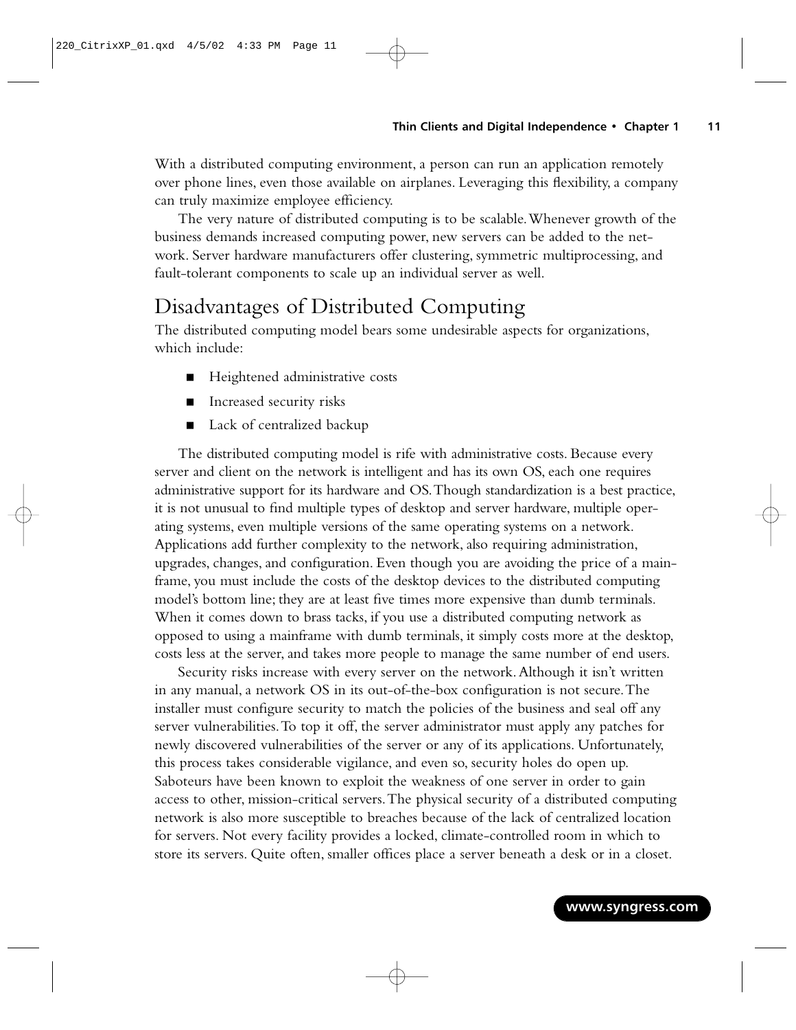With a distributed computing environment, a person can run an application remotely over phone lines, even those available on airplanes. Leveraging this flexibility, a company can truly maximize employee efficiency.

The very nature of distributed computing is to be scalable. Whenever growth of the business demands increased computing power, new servers can be added to the network. Server hardware manufacturers offer clustering, symmetric multiprocessing, and fault-tolerant components to scale up an individual server as well.

## Disadvantages of Distributed Computing

The distributed computing model bears some undesirable aspects for organizations, which include:

- Heightened administrative costs
- Increased security risks
- Lack of centralized backup

The distributed computing model is rife with administrative costs. Because every server and client on the network is intelligent and has its own OS, each one requires administrative support for its hardware and OS. Though standardization is a best practice, it is not unusual to find multiple types of desktop and server hardware, multiple operating systems, even multiple versions of the same operating systems on a network. Applications add further complexity to the network, also requiring administration, upgrades, changes, and configuration. Even though you are avoiding the price of a mainframe, you must include the costs of the desktop devices to the distributed computing model's bottom line; they are at least five times more expensive than dumb terminals. When it comes down to brass tacks, if you use a distributed computing network as opposed to using a mainframe with dumb terminals, it simply costs more at the desktop, costs less at the server, and takes more people to manage the same number of end users.

Security risks increase with every server on the network. Although it isn't written in any manual, a network OS in its out-of-the-box configuration is not secure. The installer must configure security to match the policies of the business and seal off any server vulnerabilities. To top it off, the server administrator must apply any patches for newly discovered vulnerabilities of the server or any of its applications. Unfortunately, this process takes considerable vigilance, and even so, security holes do open up. Saboteurs have been known to exploit the weakness of one server in order to gain access to other, mission-critical servers. The physical security of a distributed computing network is also more susceptible to breaches because of the lack of centralized location for servers. Not every facility provides a locked, climate-controlled room in which to store its servers. Quite often, smaller offices place a server beneath a desk or in a closet.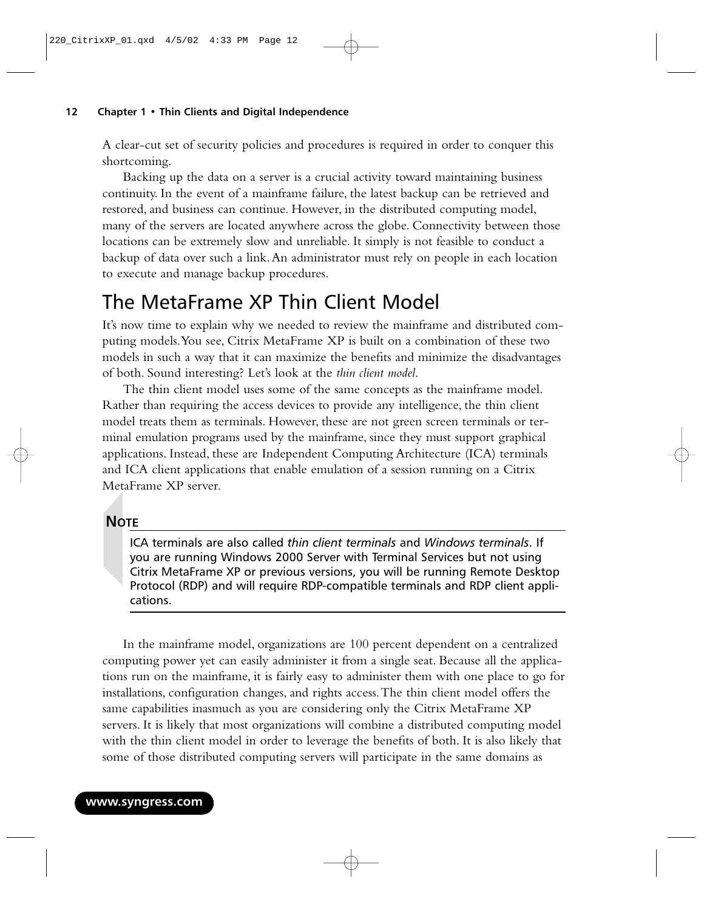A clear-cut set of security policies and procedures is required in order to conquer this shortcoming.

Backing up the data on a server is a crucial activity toward maintaining business continuity. In the event of a mainframe failure, the latest backup can be retrieved and restored, and business can continue. However, in the distributed computing model, many of the servers are located anywhere across the globe. Connectivity between those locations can be extremely slow and unreliable. It simply is not feasible to conduct a backup of data over such a link. An administrator must rely on people in each location to execute and manage backup procedures.

## The MetaFrame XP Thin Client Model

It's now time to explain why we needed to review the mainframe and distributed computing models. You see, Citrix MetaFrame XP is built on a combination of these two models in such a way that it can maximize the benefits and minimize the disadvantages of both. Sound interesting? Let's look at the *thin client model*.

The thin client model uses some of the same concepts as the mainframe model. Rather than requiring the access devices to provide any intelligence, the thin client model treats them as terminals. However, these are not green screen terminals or terminal emulation programs used by the mainframe, since they must support graphical applications. Instead, these are Independent Computing Architecture (ICA) terminals and ICA client applications that enable emulation of a session running on a Citrix MetaFrame XP server.

> **NOTE**
>
> ICA terminals are also called *thin client terminals* and *Windows terminals*. If you are running Windows 2000 Server with Terminal Services but not using Citrix MetaFrame XP or previous versions, you will be running Remote Desktop Protocol (RDP) and will require RDP-compatible terminals and RDP client applications.

In the mainframe model, organizations are 100 percent dependent on a centralized computing power yet can easily administer it from a single seat. Because all the applications run on the mainframe, it is fairly easy to administer them with one place to go for installations, configuration changes, and rights access. The thin client model offers the same capabilities inasmuch as you are considering only the Citrix MetaFrame XP servers. It is likely that most organizations will combine a distributed computing model with the thin client model in order to leverage the benefits of both. It is also likely that some of those distributed computing servers will participate in the same domains as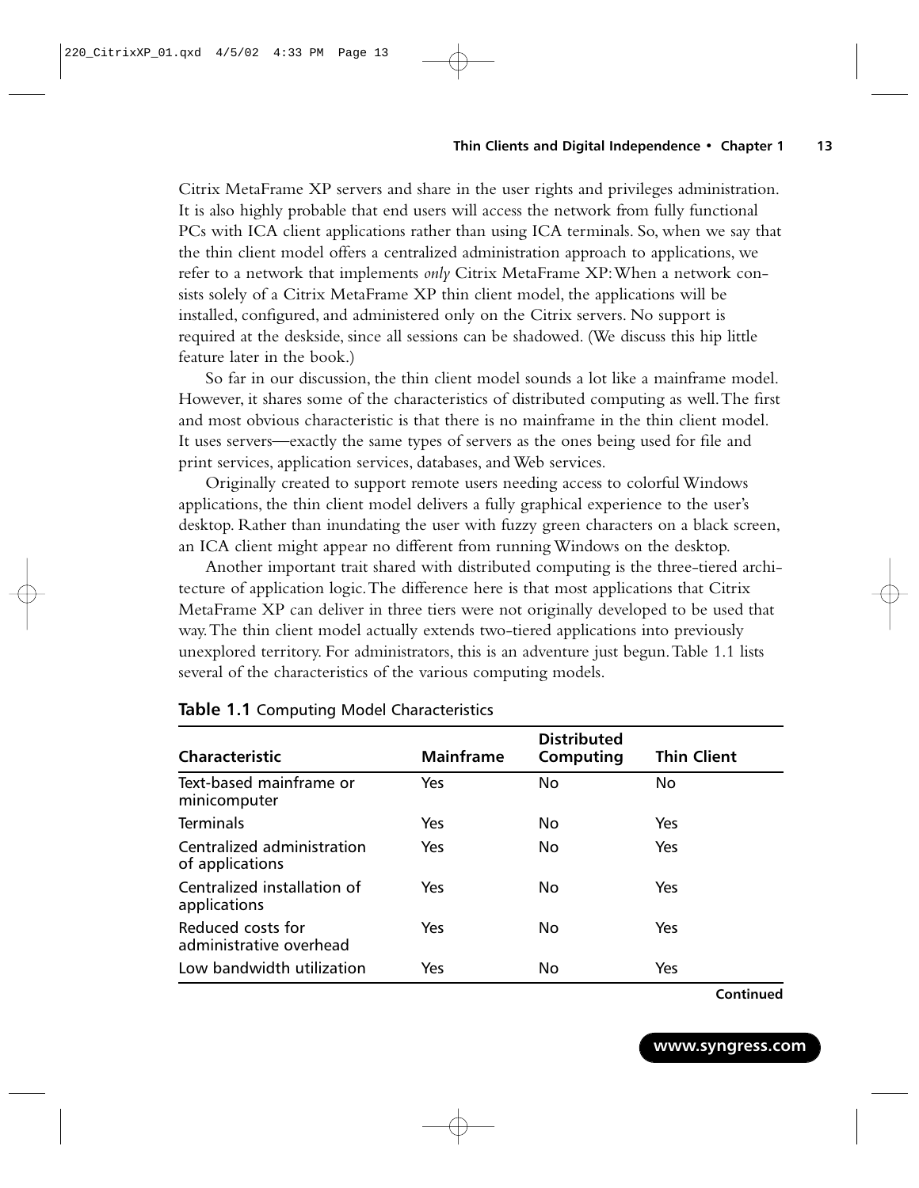Citrix MetaFrame XP servers and share in the user rights and privileges administration. It is also highly probable that end users will access the network from fully functional PCs with ICA client applications rather than using ICA terminals. So, when we say that the thin client model offers a centralized administration approach to applications, we refer to a network that implements *only* Citrix MetaFrame XP: When a network consists solely of a Citrix MetaFrame XP thin client model, the applications will be installed, configured, and administered only on the Citrix servers. No support is required at the deskside, since all sessions can be shadowed. (We discuss this hip little feature later in the book.)

So far in our discussion, the thin client model sounds a lot like a mainframe model. However, it shares some of the characteristics of distributed computing as well. The first and most obvious characteristic is that there is no mainframe in the thin client model. It uses servers—exactly the same types of servers as the ones being used for file and print services, application services, databases, and Web services.

Originally created to support remote users needing access to colorful Windows applications, the thin client model delivers a fully graphical experience to the user's desktop. Rather than inundating the user with fuzzy green characters on a black screen, an ICA client might appear no different from running Windows on the desktop.

Another important trait shared with distributed computing is the three-tiered architecture of application logic. The difference here is that most applications that Citrix MetaFrame XP can deliver in three tiers were not originally developed to be used that way. The thin client model actually extends two-tiered applications into previously unexplored territory. For administrators, this is an adventure just begun. Table 1.1 lists several of the characteristics of the various computing models.

**Table 1.1** Computing Model Characteristics

| Characteristic | Mainframe | Distributed Computing | Thin Client |
|---|---|---|---|
| Text-based mainframe or minicomputer | Yes | No | No |
| Terminals | Yes | No | Yes |
| Centralized administration of applications | Yes | No | Yes |
| Centralized installation of applications | Yes | No | Yes |
| Reduced costs for administrative overhead | Yes | No | Yes |
| Low bandwidth utilization | Yes | No | Yes |

**Continued**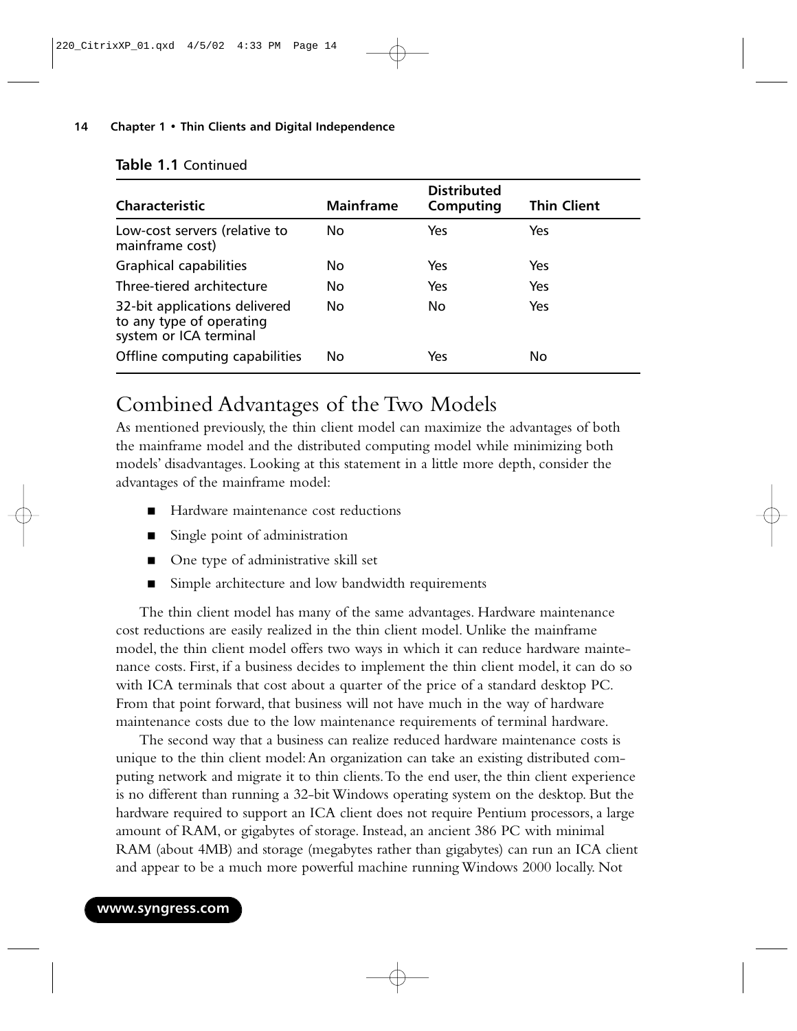**Table 1.1** Continued

| Characteristic | Mainframe | Distributed Computing | Thin Client |
|---|---|---|---|
| Low-cost servers (relative to mainframe cost) | No | Yes | Yes |
| Graphical capabilities | No | Yes | Yes |
| Three-tiered architecture | No | Yes | Yes |
| 32-bit applications delivered to any type of operating system or ICA terminal | No | No | Yes |
| Offline computing capabilities | No | Yes | No |

## Combined Advantages of the Two Models

As mentioned previously, the thin client model can maximize the advantages of both the mainframe model and the distributed computing model while minimizing both models' disadvantages. Looking at this statement in a little more depth, consider the advantages of the mainframe model:

- Hardware maintenance cost reductions
- Single point of administration
- One type of administrative skill set
- Simple architecture and low bandwidth requirements

The thin client model has many of the same advantages. Hardware maintenance cost reductions are easily realized in the thin client model. Unlike the mainframe model, the thin client model offers two ways in which it can reduce hardware maintenance costs. First, if a business decides to implement the thin client model, it can do so with ICA terminals that cost about a quarter of the price of a standard desktop PC. From that point forward, that business will not have much in the way of hardware maintenance costs due to the low maintenance requirements of terminal hardware.

The second way that a business can realize reduced hardware maintenance costs is unique to the thin client model: An organization can take an existing distributed computing network and migrate it to thin clients. To the end user, the thin client experience is no different than running a 32-bit Windows operating system on the desktop. But the hardware required to support an ICA client does not require Pentium processors, a large amount of RAM, or gigabytes of storage. Instead, an ancient 386 PC with minimal RAM (about 4MB) and storage (megabytes rather than gigabytes) can run an ICA client and appear to be a much more powerful machine running Windows 2000 locally. Not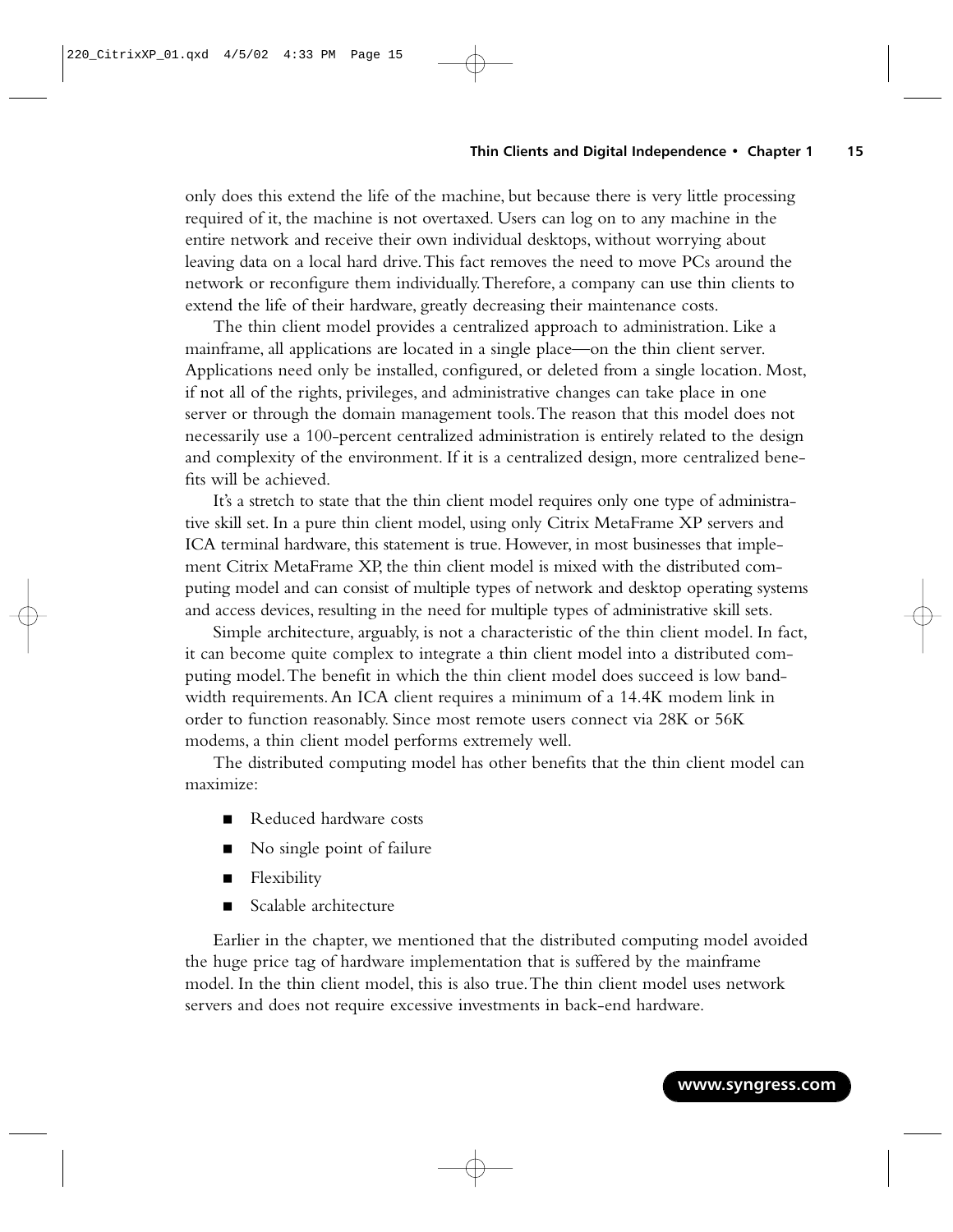only does this extend the life of the machine, but because there is very little processing required of it, the machine is not overtaxed. Users can log on to any machine in the entire network and receive their own individual desktops, without worrying about leaving data on a local hard drive. This fact removes the need to move PCs around the network or reconfigure them individually. Therefore, a company can use thin clients to extend the life of their hardware, greatly decreasing their maintenance costs.

The thin client model provides a centralized approach to administration. Like a mainframe, all applications are located in a single place—on the thin client server. Applications need only be installed, configured, or deleted from a single location. Most, if not all of the rights, privileges, and administrative changes can take place in one server or through the domain management tools. The reason that this model does not necessarily use a 100-percent centralized administration is entirely related to the design and complexity of the environment. If it is a centralized design, more centralized benefits will be achieved.

It's a stretch to state that the thin client model requires only one type of administrative skill set. In a pure thin client model, using only Citrix MetaFrame XP servers and ICA terminal hardware, this statement is true. However, in most businesses that implement Citrix MetaFrame XP, the thin client model is mixed with the distributed computing model and can consist of multiple types of network and desktop operating systems and access devices, resulting in the need for multiple types of administrative skill sets.

Simple architecture, arguably, is not a characteristic of the thin client model. In fact, it can become quite complex to integrate a thin client model into a distributed computing model. The benefit in which the thin client model does succeed is low bandwidth requirements. An ICA client requires a minimum of a 14.4K modem link in order to function reasonably. Since most remote users connect via 28K or 56K modems, a thin client model performs extremely well.

The distributed computing model has other benefits that the thin client model can maximize:

- Reduced hardware costs
- No single point of failure
- Flexibility
- Scalable architecture

Earlier in the chapter, we mentioned that the distributed computing model avoided the huge price tag of hardware implementation that is suffered by the mainframe model. In the thin client model, this is also true. The thin client model uses network servers and does not require excessive investments in back-end hardware.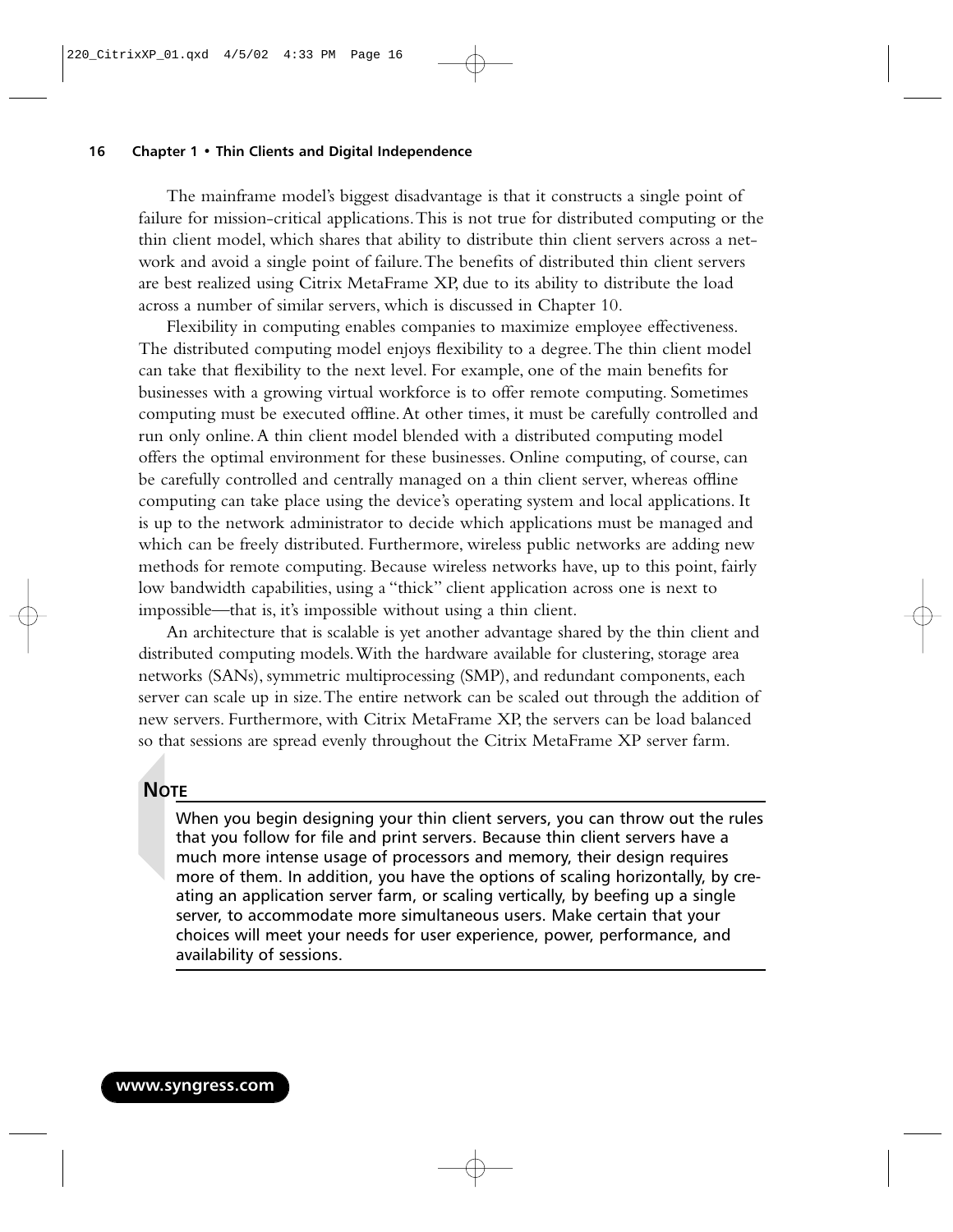The mainframe model's biggest disadvantage is that it constructs a single point of failure for mission-critical applications. This is not true for distributed computing or the thin client model, which shares that ability to distribute thin client servers across a network and avoid a single point of failure. The benefits of distributed thin client servers are best realized using Citrix MetaFrame XP, due to its ability to distribute the load across a number of similar servers, which is discussed in Chapter 10.

Flexibility in computing enables companies to maximize employee effectiveness. The distributed computing model enjoys flexibility to a degree. The thin client model can take that flexibility to the next level. For example, one of the main benefits for businesses with a growing virtual workforce is to offer remote computing. Sometimes computing must be executed offline. At other times, it must be carefully controlled and run only online. A thin client model blended with a distributed computing model offers the optimal environment for these businesses. Online computing, of course, can be carefully controlled and centrally managed on a thin client server, whereas offline computing can take place using the device's operating system and local applications. It is up to the network administrator to decide which applications must be managed and which can be freely distributed. Furthermore, wireless public networks are adding new methods for remote computing. Because wireless networks have, up to this point, fairly low bandwidth capabilities, using a "thick" client application across one is next to impossible—that is, it's impossible without using a thin client.

An architecture that is scalable is yet another advantage shared by the thin client and distributed computing models. With the hardware available for clustering, storage area networks (SANs), symmetric multiprocessing (SMP), and redundant components, each server can scale up in size. The entire network can be scaled out through the addition of new servers. Furthermore, with Citrix MetaFrame XP, the servers can be load balanced so that sessions are spread evenly throughout the Citrix MetaFrame XP server farm.

**NOTE**

When you begin designing your thin client servers, you can throw out the rules that you follow for file and print servers. Because thin client servers have a much more intense usage of processors and memory, their design requires more of them. In addition, you have the options of scaling horizontally, by creating an application server farm, or scaling vertically, by beefing up a single server, to accommodate more simultaneous users. Make certain that your choices will meet your needs for user experience, power, performance, and availability of sessions.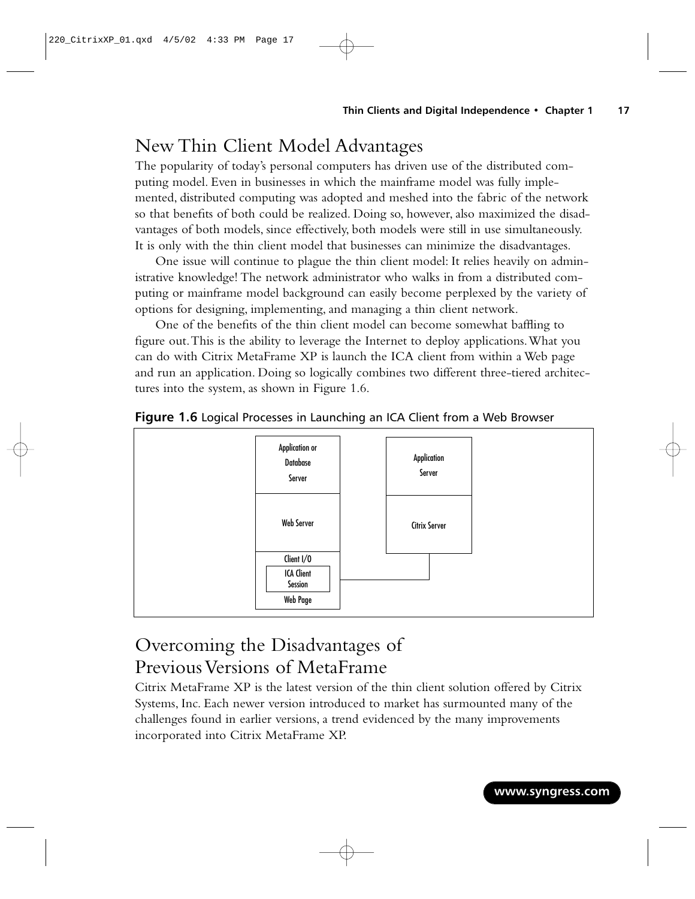## New Thin Client Model Advantages

The popularity of today's personal computers has driven use of the distributed computing model. Even in businesses in which the mainframe model was fully implemented, distributed computing was adopted and meshed into the fabric of the network so that benefits of both could be realized. Doing so, however, also maximized the disadvantages of both models, since effectively, both models were still in use simultaneously. It is only with the thin client model that businesses can minimize the disadvantages.

One issue will continue to plague the thin client model: It relies heavily on administrative knowledge! The network administrator who walks in from a distributed computing or mainframe model background can easily become perplexed by the variety of options for designing, implementing, and managing a thin client network.

One of the benefits of the thin client model can become somewhat baffling to figure out. This is the ability to leverage the Internet to deploy applications. What you can do with Citrix MetaFrame XP is launch the ICA client from within a Web page and run an application. Doing so logically combines two different three-tiered architectures into the system, as shown in Figure 1.6.

**Figure 1.6** Logical Processes in Launching an ICA Client from a Web Browser

Application or Database Server | Web Server | Client I/O — ICA Client Session — Web Page

Application Server | Citrix Server

## Overcoming the Disadvantages of Previous Versions of MetaFrame

Citrix MetaFrame XP is the latest version of the thin client solution offered by Citrix Systems, Inc. Each newer version introduced to market has surmounted many of the challenges found in earlier versions, a trend evidenced by the many improvements incorporated into Citrix MetaFrame XP.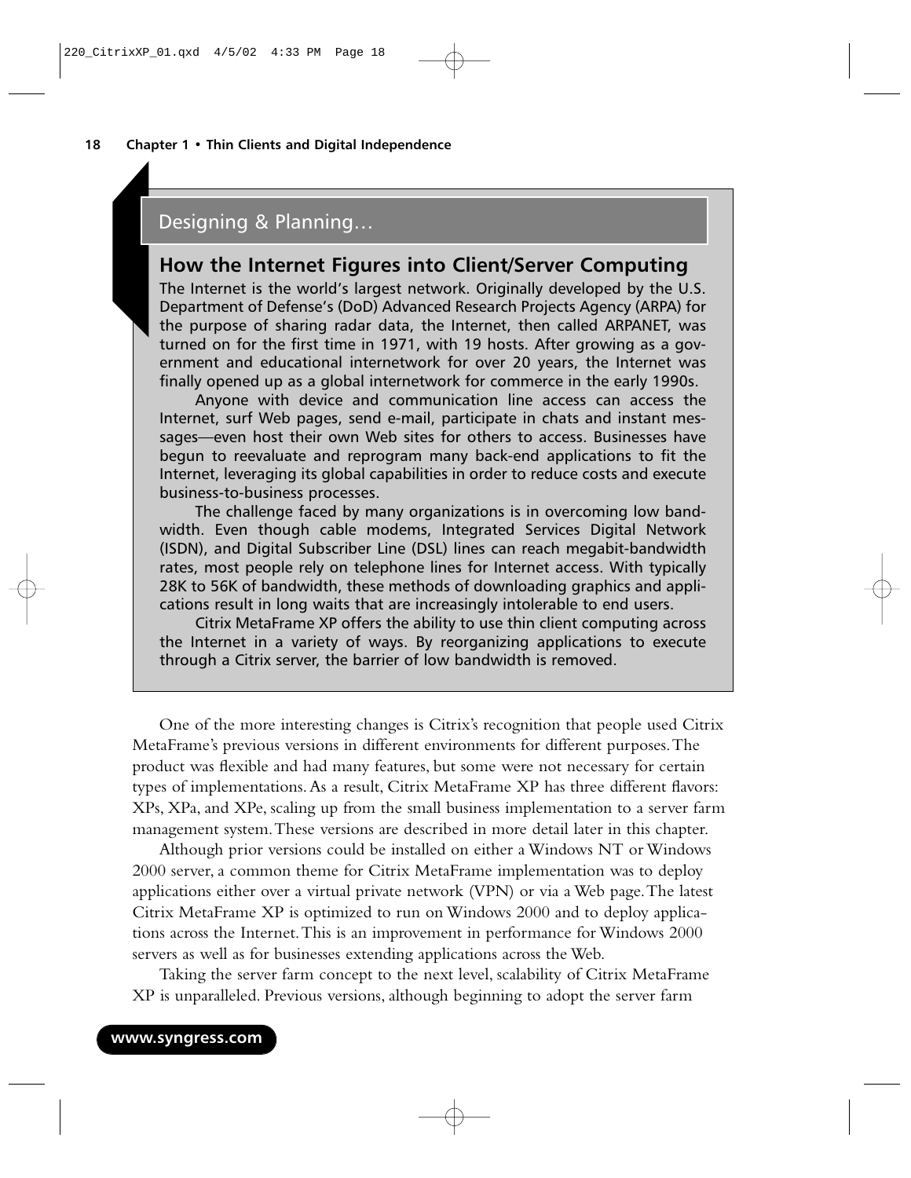## Designing & Planning…

### How the Internet Figures into Client/Server Computing

The Internet is the world's largest network. Originally developed by the U.S. Department of Defense's (DoD) Advanced Research Projects Agency (ARPA) for the purpose of sharing radar data, the Internet, then called ARPANET, was turned on for the first time in 1971, with 19 hosts. After growing as a government and educational internetwork for over 20 years, the Internet was finally opened up as a global internetwork for commerce in the early 1990s.

Anyone with device and communication line access can access the Internet, surf Web pages, send e-mail, participate in chats and instant messages—even host their own Web sites for others to access. Businesses have begun to reevaluate and reprogram many back-end applications to fit the Internet, leveraging its global capabilities in order to reduce costs and execute business-to-business processes.

The challenge faced by many organizations is in overcoming low bandwidth. Even though cable modems, Integrated Services Digital Network (ISDN), and Digital Subscriber Line (DSL) lines can reach megabit-bandwidth rates, most people rely on telephone lines for Internet access. With typically 28K to 56K of bandwidth, these methods of downloading graphics and applications result in long waits that are increasingly intolerable to end users.

Citrix MetaFrame XP offers the ability to use thin client computing across the Internet in a variety of ways. By reorganizing applications to execute through a Citrix server, the barrier of low bandwidth is removed.

One of the more interesting changes is Citrix's recognition that people used Citrix MetaFrame's previous versions in different environments for different purposes. The product was flexible and had many features, but some were not necessary for certain types of implementations. As a result, Citrix MetaFrame XP has three different flavors: XPs, XPa, and XPe, scaling up from the small business implementation to a server farm management system. These versions are described in more detail later in this chapter.

Although prior versions could be installed on either a Windows NT or Windows 2000 server, a common theme for Citrix MetaFrame implementation was to deploy applications either over a virtual private network (VPN) or via a Web page. The latest Citrix MetaFrame XP is optimized to run on Windows 2000 and to deploy applications across the Internet. This is an improvement in performance for Windows 2000 servers as well as for businesses extending applications across the Web.

Taking the server farm concept to the next level, scalability of Citrix MetaFrame XP is unparalleled. Previous versions, although beginning to adopt the server farm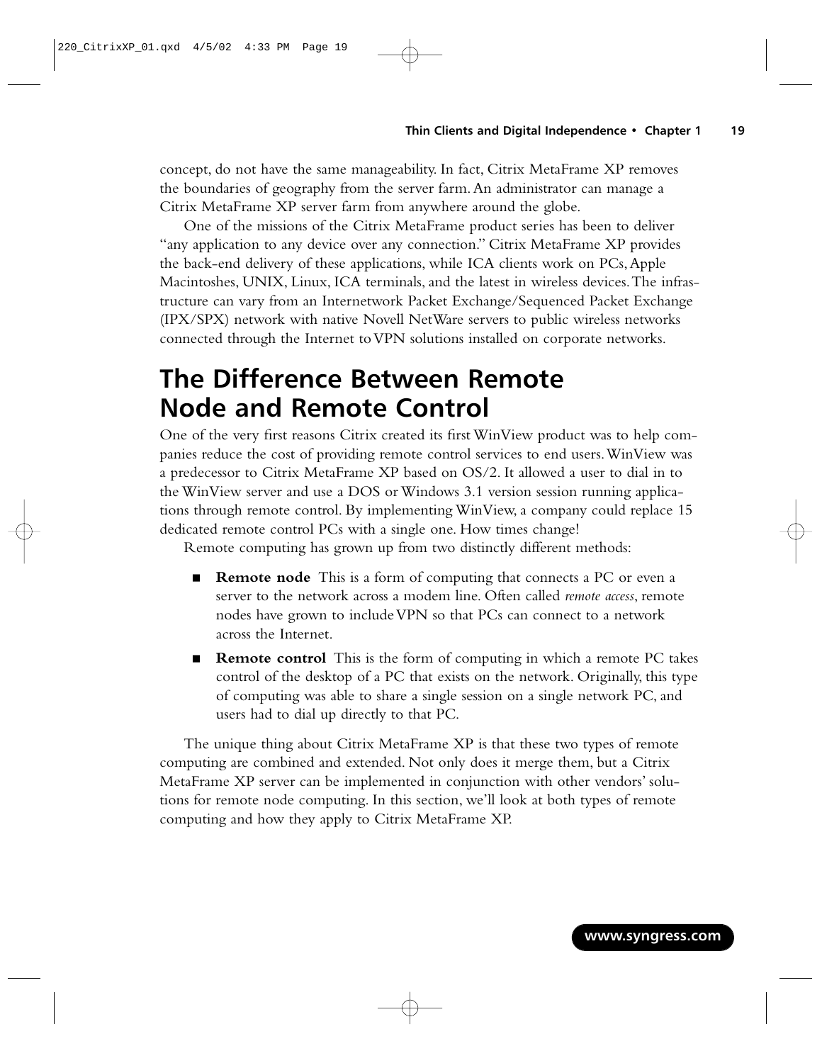concept, do not have the same manageability. In fact, Citrix MetaFrame XP removes the boundaries of geography from the server farm. An administrator can manage a Citrix MetaFrame XP server farm from anywhere around the globe.

One of the missions of the Citrix MetaFrame product series has been to deliver "any application to any device over any connection." Citrix MetaFrame XP provides the back-end delivery of these applications, while ICA clients work on PCs, Apple Macintoshes, UNIX, Linux, ICA terminals, and the latest in wireless devices. The infrastructure can vary from an Internetwork Packet Exchange/Sequenced Packet Exchange (IPX/SPX) network with native Novell NetWare servers to public wireless networks connected through the Internet to VPN solutions installed on corporate networks.

# The Difference Between Remote Node and Remote Control

One of the very first reasons Citrix created its first WinView product was to help companies reduce the cost of providing remote control services to end users. WinView was a predecessor to Citrix MetaFrame XP based on OS/2. It allowed a user to dial in to the WinView server and use a DOS or Windows 3.1 version session running applications through remote control. By implementing WinView, a company could replace 15 dedicated remote control PCs with a single one. How times change!

Remote computing has grown up from two distinctly different methods:

- **Remote node** This is a form of computing that connects a PC or even a server to the network across a modem line. Often called *remote access*, remote nodes have grown to include VPN so that PCs can connect to a network across the Internet.
- **Remote control** This is the form of computing in which a remote PC takes control of the desktop of a PC that exists on the network. Originally, this type of computing was able to share a single session on a single network PC, and users had to dial up directly to that PC.

The unique thing about Citrix MetaFrame XP is that these two types of remote computing are combined and extended. Not only does it merge them, but a Citrix MetaFrame XP server can be implemented in conjunction with other vendors' solutions for remote node computing. In this section, we'll look at both types of remote computing and how they apply to Citrix MetaFrame XP.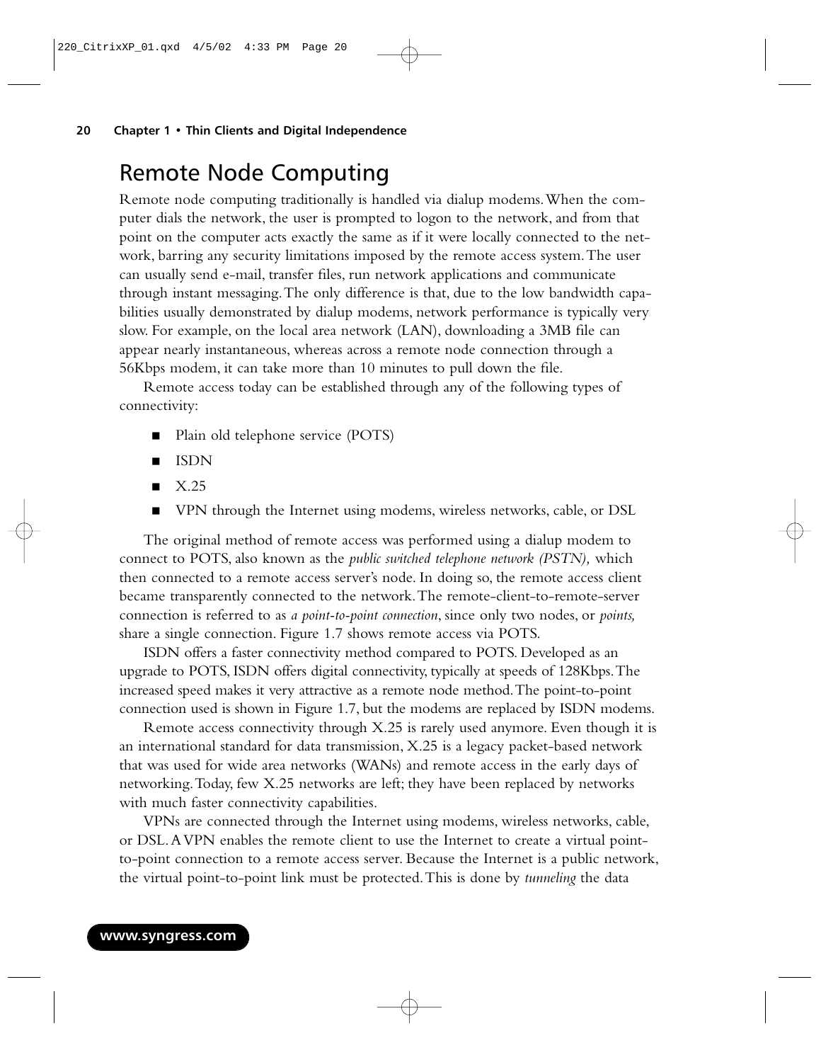# Remote Node Computing

Remote node computing traditionally is handled via dialup modems. When the computer dials the network, the user is prompted to logon to the network, and from that point on the computer acts exactly the same as if it were locally connected to the network, barring any security limitations imposed by the remote access system. The user can usually send e-mail, transfer files, run network applications and communicate through instant messaging. The only difference is that, due to the low bandwidth capabilities usually demonstrated by dialup modems, network performance is typically very slow. For example, on the local area network (LAN), downloading a 3MB file can appear nearly instantaneous, whereas across a remote node connection through a 56Kbps modem, it can take more than 10 minutes to pull down the file.

Remote access today can be established through any of the following types of connectivity:

- Plain old telephone service (POTS)
- ISDN
- X.25
- VPN through the Internet using modems, wireless networks, cable, or DSL

The original method of remote access was performed using a dialup modem to connect to POTS, also known as the *public switched telephone network (PSTN),* which then connected to a remote access server's node. In doing so, the remote access client became transparently connected to the network. The remote-client-to-remote-server connection is referred to as *a point-to-point connection*, since only two nodes, or *points,* share a single connection. Figure 1.7 shows remote access via POTS.

ISDN offers a faster connectivity method compared to POTS. Developed as an upgrade to POTS, ISDN offers digital connectivity, typically at speeds of 128Kbps. The increased speed makes it very attractive as a remote node method. The point-to-point connection used is shown in Figure 1.7, but the modems are replaced by ISDN modems.

Remote access connectivity through X.25 is rarely used anymore. Even though it is an international standard for data transmission, X.25 is a legacy packet-based network that was used for wide area networks (WANs) and remote access in the early days of networking. Today, few X.25 networks are left; they have been replaced by networks with much faster connectivity capabilities.

VPNs are connected through the Internet using modems, wireless networks, cable, or DSL. A VPN enables the remote client to use the Internet to create a virtual point-to-point connection to a remote access server. Because the Internet is a public network, the virtual point-to-point link must be protected. This is done by *tunneling* the data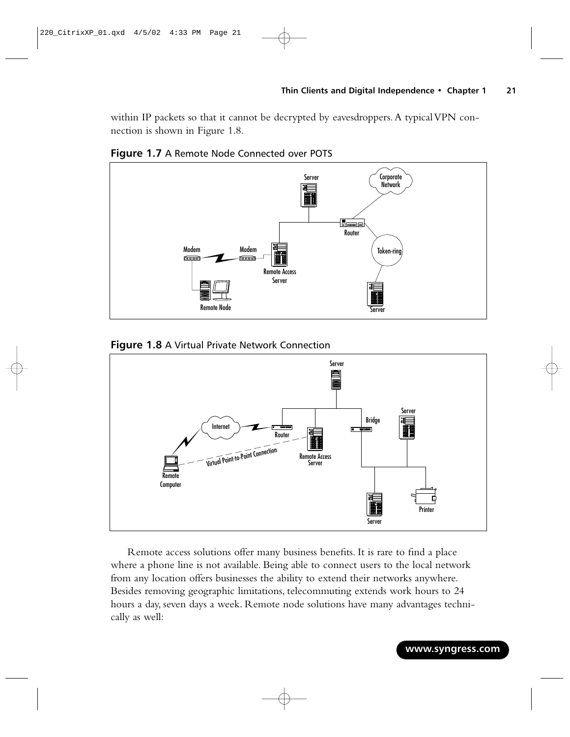within IP packets so that it cannot be decrypted by eavesdroppers. A typical VPN connection is shown in Figure 1.8.

**Figure 1.7** A Remote Node Connected over POTS

**Figure 1.8** A Virtual Private Network Connection

Remote access solutions offer many business benefits. It is rare to find a place where a phone line is not available. Being able to connect users to the local network from any location offers businesses the ability to extend their networks anywhere. Besides removing geographic limitations, telecommuting extends work hours to 24 hours a day, seven days a week. Remote node solutions have many advantages technically as well: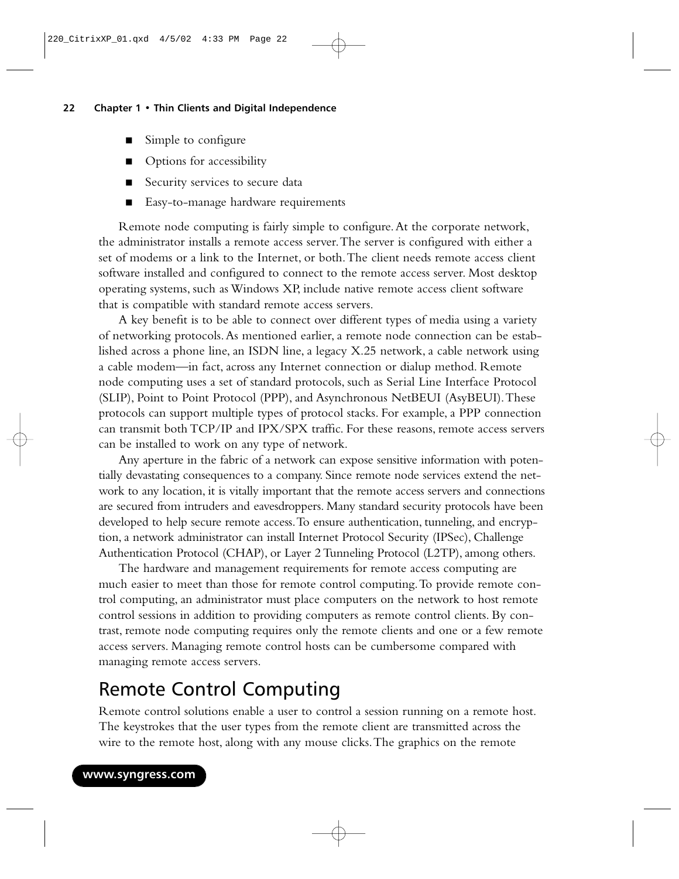- Simple to configure
- Options for accessibility
- Security services to secure data
- Easy-to-manage hardware requirements

Remote node computing is fairly simple to configure. At the corporate network, the administrator installs a remote access server. The server is configured with either a set of modems or a link to the Internet, or both. The client needs remote access client software installed and configured to connect to the remote access server. Most desktop operating systems, such as Windows XP, include native remote access client software that is compatible with standard remote access servers.

A key benefit is to be able to connect over different types of media using a variety of networking protocols. As mentioned earlier, a remote node connection can be established across a phone line, an ISDN line, a legacy X.25 network, a cable network using a cable modem—in fact, across any Internet connection or dialup method. Remote node computing uses a set of standard protocols, such as Serial Line Interface Protocol (SLIP), Point to Point Protocol (PPP), and Asynchronous NetBEUI (AsyBEUI). These protocols can support multiple types of protocol stacks. For example, a PPP connection can transmit both TCP/IP and IPX/SPX traffic. For these reasons, remote access servers can be installed to work on any type of network.

Any aperture in the fabric of a network can expose sensitive information with potentially devastating consequences to a company. Since remote node services extend the network to any location, it is vitally important that the remote access servers and connections are secured from intruders and eavesdroppers. Many standard security protocols have been developed to help secure remote access. To ensure authentication, tunneling, and encryption, a network administrator can install Internet Protocol Security (IPSec), Challenge Authentication Protocol (CHAP), or Layer 2 Tunneling Protocol (L2TP), among others.

The hardware and management requirements for remote access computing are much easier to meet than those for remote control computing. To provide remote control computing, an administrator must place computers on the network to host remote control sessions in addition to providing computers as remote control clients. By contrast, remote node computing requires only the remote clients and one or a few remote access servers. Managing remote control hosts can be cumbersome compared with managing remote access servers.

## Remote Control Computing

Remote control solutions enable a user to control a session running on a remote host. The keystrokes that the user types from the remote client are transmitted across the wire to the remote host, along with any mouse clicks. The graphics on the remote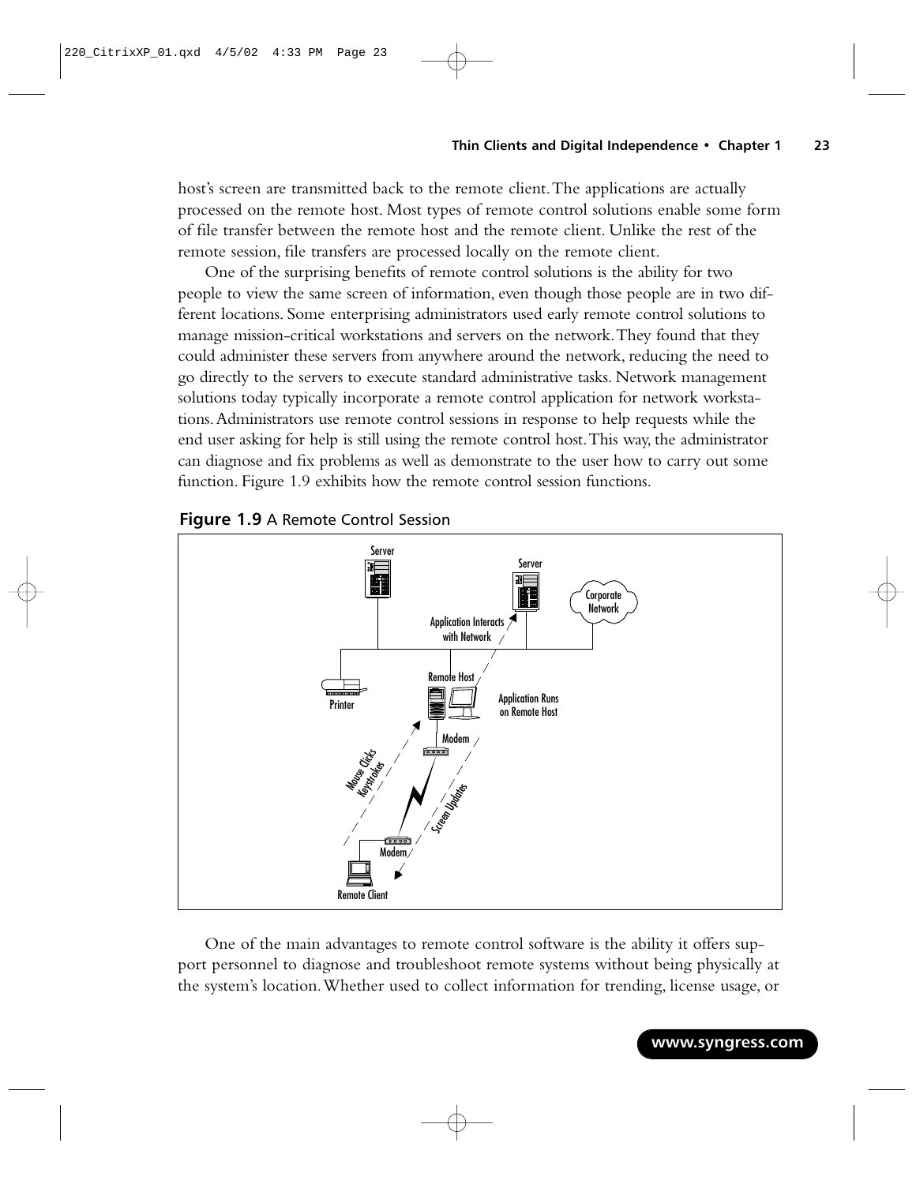host's screen are transmitted back to the remote client. The applications are actually processed on the remote host. Most types of remote control solutions enable some form of file transfer between the remote host and the remote client. Unlike the rest of the remote session, file transfers are processed locally on the remote client.

One of the surprising benefits of remote control solutions is the ability for two people to view the same screen of information, even though those people are in two different locations. Some enterprising administrators used early remote control solutions to manage mission-critical workstations and servers on the network. They found that they could administer these servers from anywhere around the network, reducing the need to go directly to the servers to execute standard administrative tasks. Network management solutions today typically incorporate a remote control application for network workstations. Administrators use remote control sessions in response to help requests while the end user asking for help is still using the remote control host. This way, the administrator can diagnose and fix problems as well as demonstrate to the user how to carry out some function. Figure 1.9 exhibits how the remote control session functions.

**Figure 1.9** A Remote Control Session

One of the main advantages to remote control software is the ability it offers support personnel to diagnose and troubleshoot remote systems without being physically at the system's location. Whether used to collect information for trending, license usage, or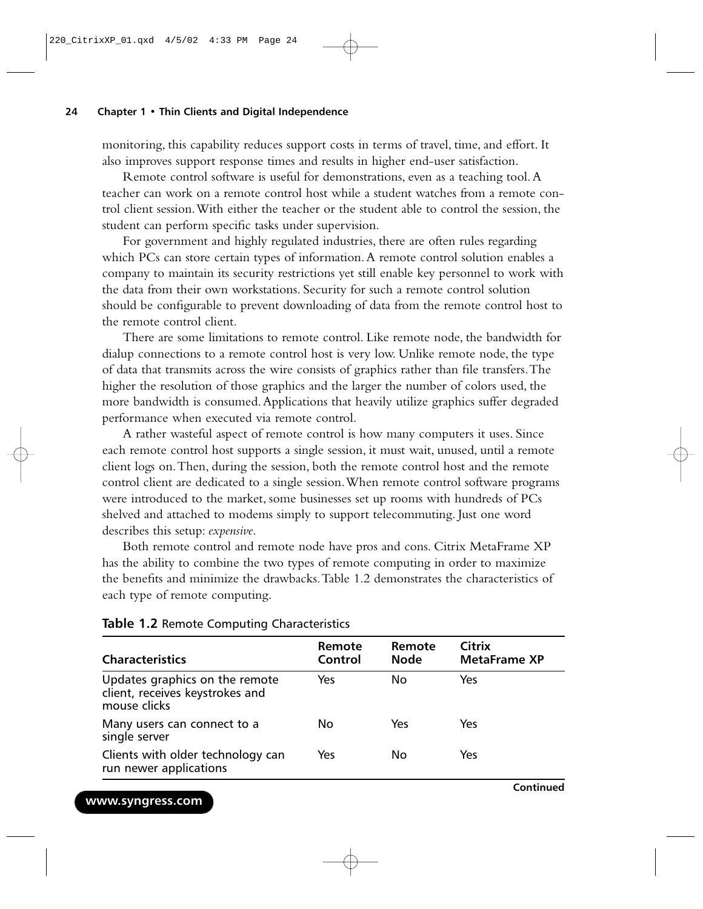monitoring, this capability reduces support costs in terms of travel, time, and effort. It also improves support response times and results in higher end-user satisfaction.

Remote control software is useful for demonstrations, even as a teaching tool. A teacher can work on a remote control host while a student watches from a remote control client session. With either the teacher or the student able to control the session, the student can perform specific tasks under supervision.

For government and highly regulated industries, there are often rules regarding which PCs can store certain types of information. A remote control solution enables a company to maintain its security restrictions yet still enable key personnel to work with the data from their own workstations. Security for such a remote control solution should be configurable to prevent downloading of data from the remote control host to the remote control client.

There are some limitations to remote control. Like remote node, the bandwidth for dialup connections to a remote control host is very low. Unlike remote node, the type of data that transmits across the wire consists of graphics rather than file transfers. The higher the resolution of those graphics and the larger the number of colors used, the more bandwidth is consumed. Applications that heavily utilize graphics suffer degraded performance when executed via remote control.

A rather wasteful aspect of remote control is how many computers it uses. Since each remote control host supports a single session, it must wait, unused, until a remote client logs on. Then, during the session, both the remote control host and the remote control client are dedicated to a single session. When remote control software programs were introduced to the market, some businesses set up rooms with hundreds of PCs shelved and attached to modems simply to support telecommuting. Just one word describes this setup: *expensive*.

Both remote control and remote node have pros and cons. Citrix MetaFrame XP has the ability to combine the two types of remote computing in order to maximize the benefits and minimize the drawbacks. Table 1.2 demonstrates the characteristics of each type of remote computing.

**Table 1.2** Remote Computing Characteristics

| Characteristics | Remote Control | Remote Node | Citrix MetaFrame XP |
|---|---|---|---|
| Updates graphics on the remote client, receives keystrokes and mouse clicks | Yes | No | Yes |
| Many users can connect to a single server | No | Yes | Yes |
| Clients with older technology can run newer applications | Yes | No | Yes |

**Continued**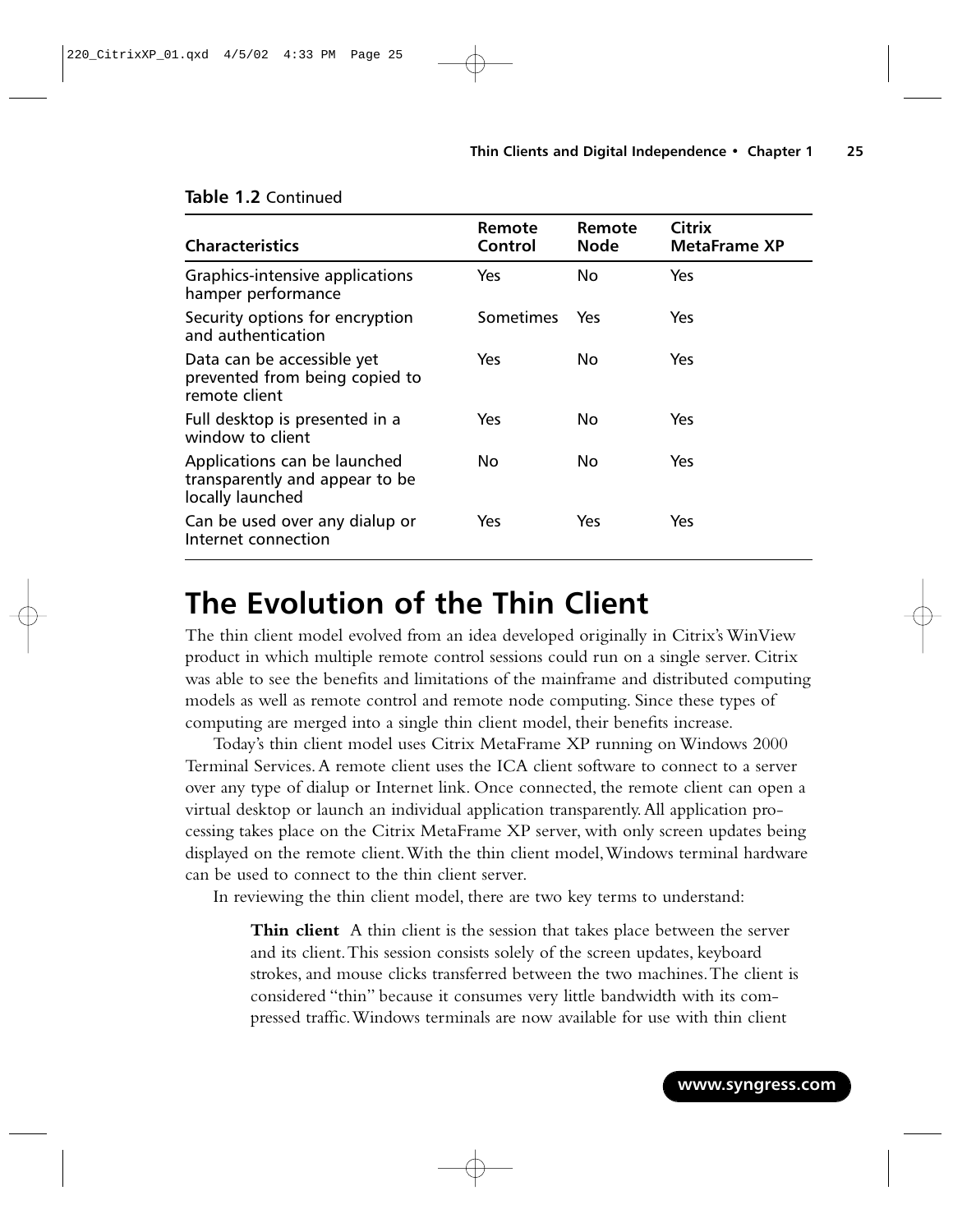**Table 1.2** Continued

| Characteristics | Remote Control | Remote Node | Citrix MetaFrame XP |
|---|---|---|---|
| Graphics-intensive applications hamper performance | Yes | No | Yes |
| Security options for encryption and authentication | Sometimes | Yes | Yes |
| Data can be accessible yet prevented from being copied to remote client | Yes | No | Yes |
| Full desktop is presented in a window to client | Yes | No | Yes |
| Applications can be launched transparently and appear to be locally launched | No | No | Yes |
| Can be used over any dialup or Internet connection | Yes | Yes | Yes |

# The Evolution of the Thin Client

The thin client model evolved from an idea developed originally in Citrix's WinView product in which multiple remote control sessions could run on a single server. Citrix was able to see the benefits and limitations of the mainframe and distributed computing models as well as remote control and remote node computing. Since these types of computing are merged into a single thin client model, their benefits increase.

Today's thin client model uses Citrix MetaFrame XP running on Windows 2000 Terminal Services. A remote client uses the ICA client software to connect to a server over any type of dialup or Internet link. Once connected, the remote client can open a virtual desktop or launch an individual application transparently. All application processing takes place on the Citrix MetaFrame XP server, with only screen updates being displayed on the remote client. With the thin client model, Windows terminal hardware can be used to connect to the thin client server.

In reviewing the thin client model, there are two key terms to understand:

**Thin client** A thin client is the session that takes place between the server and its client. This session consists solely of the screen updates, keyboard strokes, and mouse clicks transferred between the two machines. The client is considered "thin" because it consumes very little bandwidth with its compressed traffic. Windows terminals are now available for use with thin client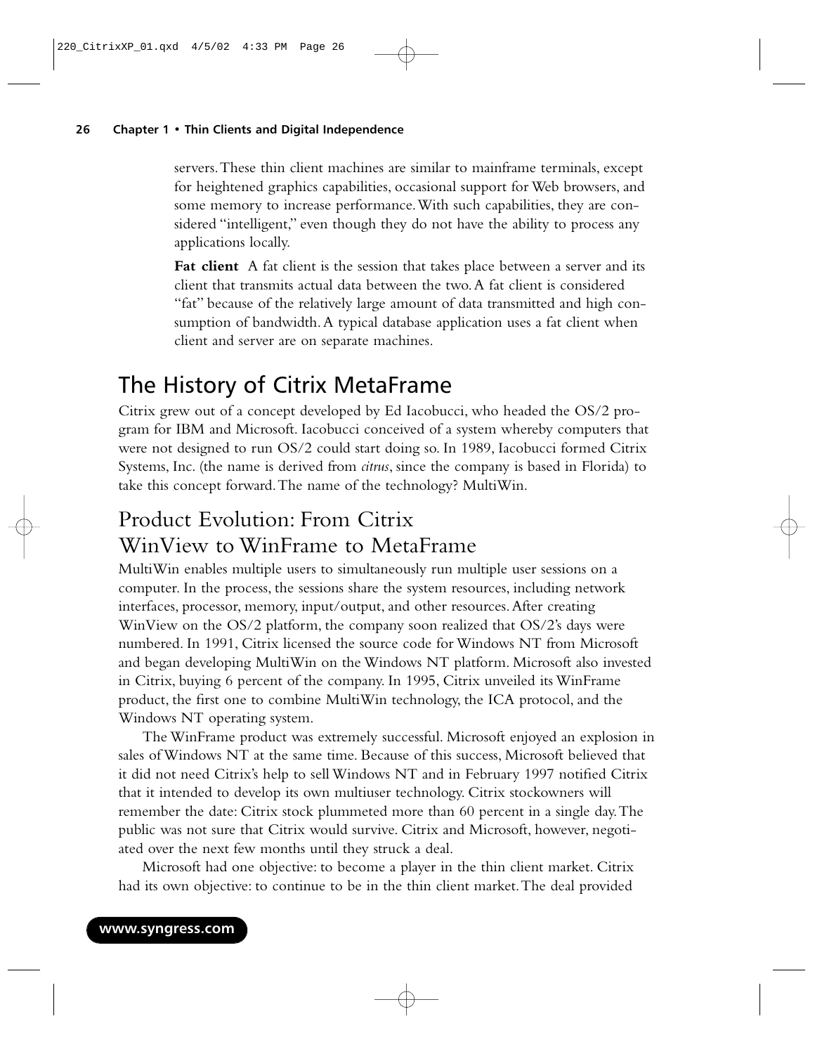servers. These thin client machines are similar to mainframe terminals, except for heightened graphics capabilities, occasional support for Web browsers, and some memory to increase performance. With such capabilities, they are considered "intelligent," even though they do not have the ability to process any applications locally.

**Fat client** A fat client is the session that takes place between a server and its client that transmits actual data between the two. A fat client is considered "fat" because of the relatively large amount of data transmitted and high consumption of bandwidth. A typical database application uses a fat client when client and server are on separate machines.

## The History of Citrix MetaFrame

Citrix grew out of a concept developed by Ed Iacobucci, who headed the OS/2 program for IBM and Microsoft. Iacobucci conceived of a system whereby computers that were not designed to run OS/2 could start doing so. In 1989, Iacobucci formed Citrix Systems, Inc. (the name is derived from *citrus*, since the company is based in Florida) to take this concept forward. The name of the technology? MultiWin.

## Product Evolution: From Citrix WinView to WinFrame to MetaFrame

MultiWin enables multiple users to simultaneously run multiple user sessions on a computer. In the process, the sessions share the system resources, including network interfaces, processor, memory, input/output, and other resources. After creating WinView on the OS/2 platform, the company soon realized that OS/2's days were numbered. In 1991, Citrix licensed the source code for Windows NT from Microsoft and began developing MultiWin on the Windows NT platform. Microsoft also invested in Citrix, buying 6 percent of the company. In 1995, Citrix unveiled its WinFrame product, the first one to combine MultiWin technology, the ICA protocol, and the Windows NT operating system.

The WinFrame product was extremely successful. Microsoft enjoyed an explosion in sales of Windows NT at the same time. Because of this success, Microsoft believed that it did not need Citrix's help to sell Windows NT and in February 1997 notified Citrix that it intended to develop its own multiuser technology. Citrix stockowners will remember the date: Citrix stock plummeted more than 60 percent in a single day. The public was not sure that Citrix would survive. Citrix and Microsoft, however, negotiated over the next few months until they struck a deal.

Microsoft had one objective: to become a player in the thin client market. Citrix had its own objective: to continue to be in the thin client market. The deal provided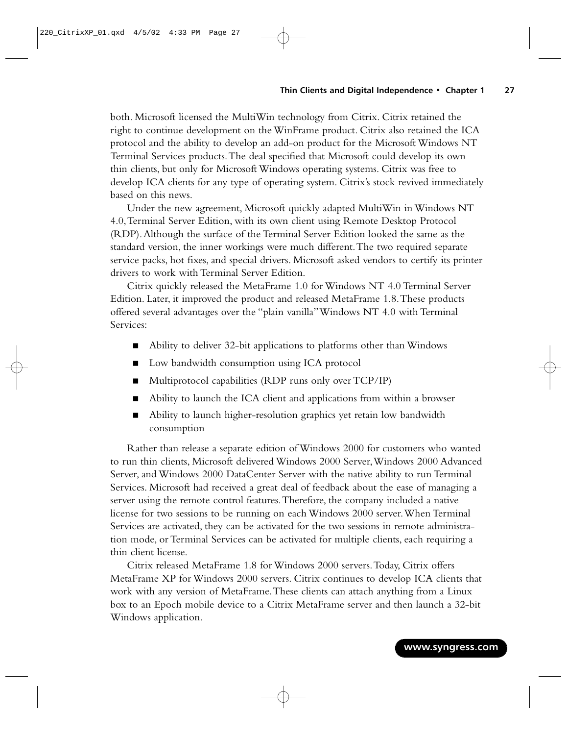both. Microsoft licensed the MultiWin technology from Citrix. Citrix retained the right to continue development on the WinFrame product. Citrix also retained the ICA protocol and the ability to develop an add-on product for the Microsoft Windows NT Terminal Services products. The deal specified that Microsoft could develop its own thin clients, but only for Microsoft Windows operating systems. Citrix was free to develop ICA clients for any type of operating system. Citrix's stock revived immediately based on this news.

Under the new agreement, Microsoft quickly adapted MultiWin in Windows NT 4.0, Terminal Server Edition, with its own client using Remote Desktop Protocol (RDP). Although the surface of the Terminal Server Edition looked the same as the standard version, the inner workings were much different. The two required separate service packs, hot fixes, and special drivers. Microsoft asked vendors to certify its printer drivers to work with Terminal Server Edition.

Citrix quickly released the MetaFrame 1.0 for Windows NT 4.0 Terminal Server Edition. Later, it improved the product and released MetaFrame 1.8. These products offered several advantages over the "plain vanilla" Windows NT 4.0 with Terminal Services:

- Ability to deliver 32-bit applications to platforms other than Windows
- Low bandwidth consumption using ICA protocol
- Multiprotocol capabilities (RDP runs only over TCP/IP)
- Ability to launch the ICA client and applications from within a browser
- Ability to launch higher-resolution graphics yet retain low bandwidth consumption

Rather than release a separate edition of Windows 2000 for customers who wanted to run thin clients, Microsoft delivered Windows 2000 Server, Windows 2000 Advanced Server, and Windows 2000 DataCenter Server with the native ability to run Terminal Services. Microsoft had received a great deal of feedback about the ease of managing a server using the remote control features. Therefore, the company included a native license for two sessions to be running on each Windows 2000 server. When Terminal Services are activated, they can be activated for the two sessions in remote administration mode, or Terminal Services can be activated for multiple clients, each requiring a thin client license.

Citrix released MetaFrame 1.8 for Windows 2000 servers. Today, Citrix offers MetaFrame XP for Windows 2000 servers. Citrix continues to develop ICA clients that work with any version of MetaFrame. These clients can attach anything from a Linux box to an Epoch mobile device to a Citrix MetaFrame server and then launch a 32-bit Windows application.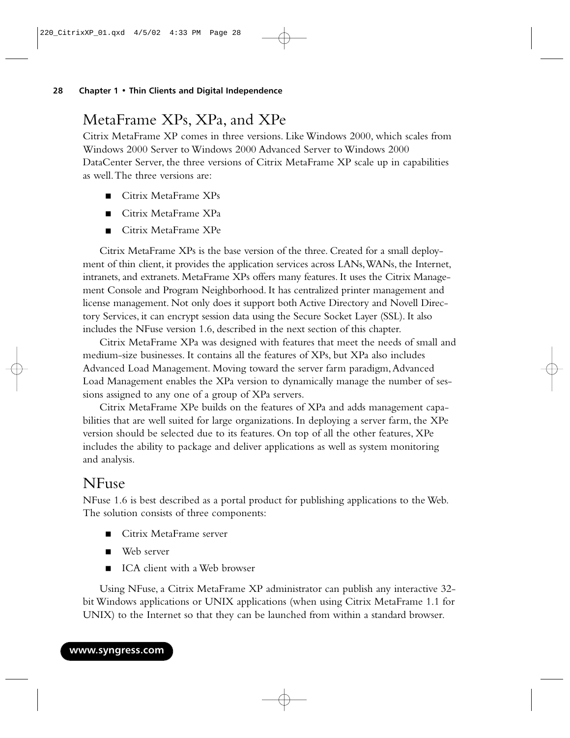## MetaFrame XPs, XPa, and XPe

Citrix MetaFrame XP comes in three versions. Like Windows 2000, which scales from Windows 2000 Server to Windows 2000 Advanced Server to Windows 2000 DataCenter Server, the three versions of Citrix MetaFrame XP scale up in capabilities as well. The three versions are:

- Citrix MetaFrame XPs
- Citrix MetaFrame XPa
- Citrix MetaFrame XPe

Citrix MetaFrame XPs is the base version of the three. Created for a small deployment of thin client, it provides the application services across LANs, WANs, the Internet, intranets, and extranets. MetaFrame XPs offers many features. It uses the Citrix Management Console and Program Neighborhood. It has centralized printer management and license management. Not only does it support both Active Directory and Novell Directory Services, it can encrypt session data using the Secure Socket Layer (SSL). It also includes the NFuse version 1.6, described in the next section of this chapter.

Citrix MetaFrame XPa was designed with features that meet the needs of small and medium-size businesses. It contains all the features of XPs, but XPa also includes Advanced Load Management. Moving toward the server farm paradigm, Advanced Load Management enables the XPa version to dynamically manage the number of sessions assigned to any one of a group of XPa servers.

Citrix MetaFrame XPe builds on the features of XPa and adds management capabilities that are well suited for large organizations. In deploying a server farm, the XPe version should be selected due to its features. On top of all the other features, XPe includes the ability to package and deliver applications as well as system monitoring and analysis.

## NFuse

NFuse 1.6 is best described as a portal product for publishing applications to the Web. The solution consists of three components:

- Citrix MetaFrame server
- Web server
- ICA client with a Web browser

Using NFuse, a Citrix MetaFrame XP administrator can publish any interactive 32-bit Windows applications or UNIX applications (when using Citrix MetaFrame 1.1 for UNIX) to the Internet so that they can be launched from within a standard browser.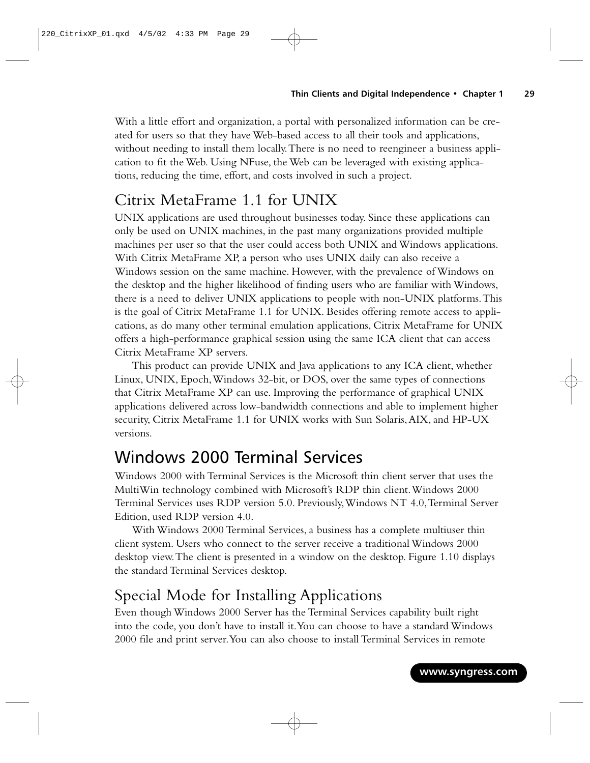With a little effort and organization, a portal with personalized information can be created for users so that they have Web-based access to all their tools and applications, without needing to install them locally. There is no need to reengineer a business application to fit the Web. Using NFuse, the Web can be leveraged with existing applications, reducing the time, effort, and costs involved in such a project.

### Citrix MetaFrame 1.1 for UNIX

UNIX applications are used throughout businesses today. Since these applications can only be used on UNIX machines, in the past many organizations provided multiple machines per user so that the user could access both UNIX and Windows applications. With Citrix MetaFrame XP, a person who uses UNIX daily can also receive a Windows session on the same machine. However, with the prevalence of Windows on the desktop and the higher likelihood of finding users who are familiar with Windows, there is a need to deliver UNIX applications to people with non-UNIX platforms. This is the goal of Citrix MetaFrame 1.1 for UNIX. Besides offering remote access to applications, as do many other terminal emulation applications, Citrix MetaFrame for UNIX offers a high-performance graphical session using the same ICA client that can access Citrix MetaFrame XP servers.

This product can provide UNIX and Java applications to any ICA client, whether Linux, UNIX, Epoch, Windows 32-bit, or DOS, over the same types of connections that Citrix MetaFrame XP can use. Improving the performance of graphical UNIX applications delivered across low-bandwidth connections and able to implement higher security, Citrix MetaFrame 1.1 for UNIX works with Sun Solaris, AIX, and HP-UX versions.

## Windows 2000 Terminal Services

Windows 2000 with Terminal Services is the Microsoft thin client server that uses the MultiWin technology combined with Microsoft's RDP thin client. Windows 2000 Terminal Services uses RDP version 5.0. Previously, Windows NT 4.0, Terminal Server Edition, used RDP version 4.0.

With Windows 2000 Terminal Services, a business has a complete multiuser thin client system. Users who connect to the server receive a traditional Windows 2000 desktop view. The client is presented in a window on the desktop. Figure 1.10 displays the standard Terminal Services desktop.

### Special Mode for Installing Applications

Even though Windows 2000 Server has the Terminal Services capability built right into the code, you don't have to install it. You can choose to have a standard Windows 2000 file and print server. You can also choose to install Terminal Services in remote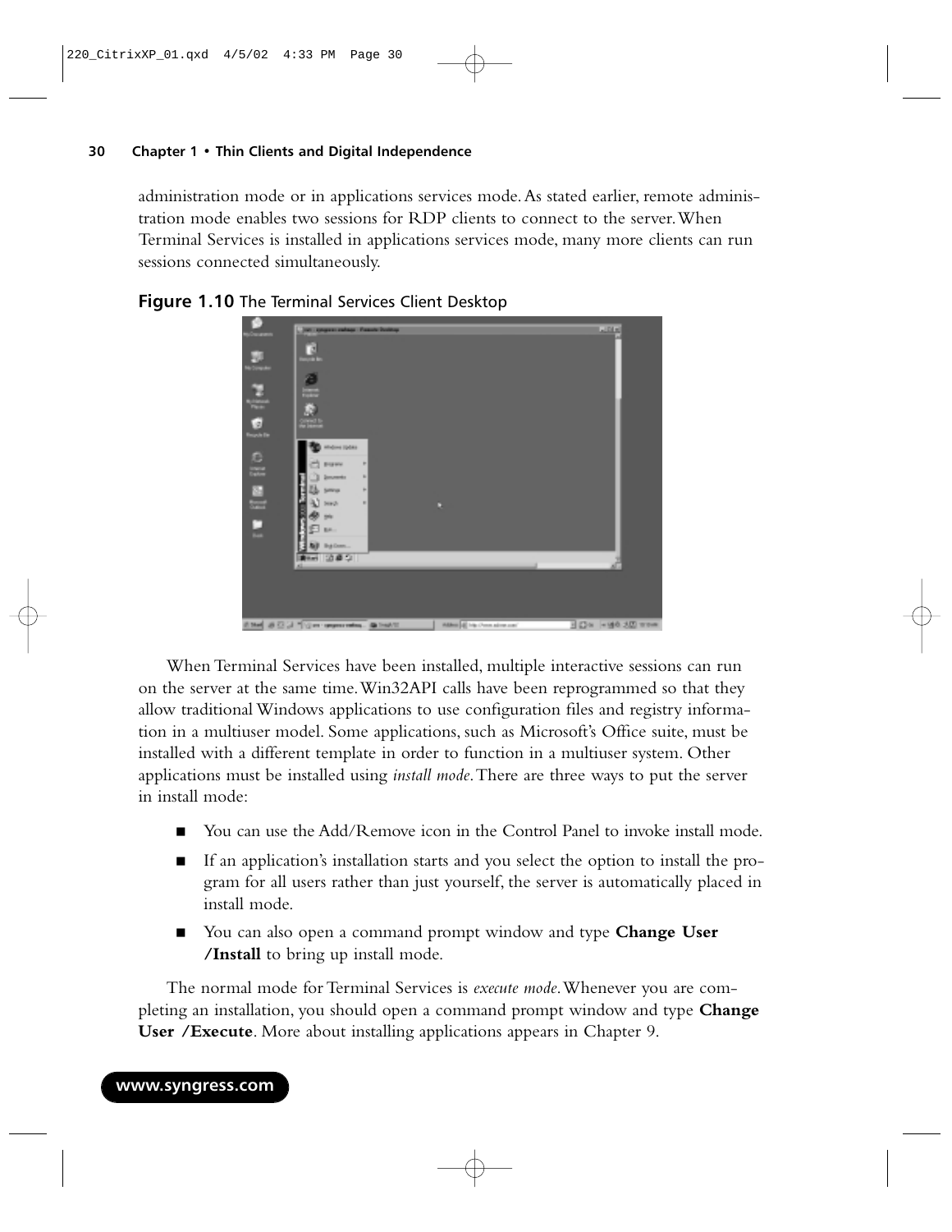administration mode or in applications services mode. As stated earlier, remote administration mode enables two sessions for RDP clients to connect to the server. When Terminal Services is installed in applications services mode, many more clients can run sessions connected simultaneously.

**Figure 1.10** The Terminal Services Client Desktop

When Terminal Services have been installed, multiple interactive sessions can run on the server at the same time. Win32API calls have been reprogrammed so that they allow traditional Windows applications to use configuration files and registry information in a multiuser model. Some applications, such as Microsoft's Office suite, must be installed with a different template in order to function in a multiuser system. Other applications must be installed using *install mode*. There are three ways to put the server in install mode:

- You can use the Add/Remove icon in the Control Panel to invoke install mode.
- If an application's installation starts and you select the option to install the program for all users rather than just yourself, the server is automatically placed in install mode.
- You can also open a command prompt window and type **Change User /Install** to bring up install mode.

The normal mode for Terminal Services is *execute mode*. Whenever you are completing an installation, you should open a command prompt window and type **Change User /Execute**. More about installing applications appears in Chapter 9.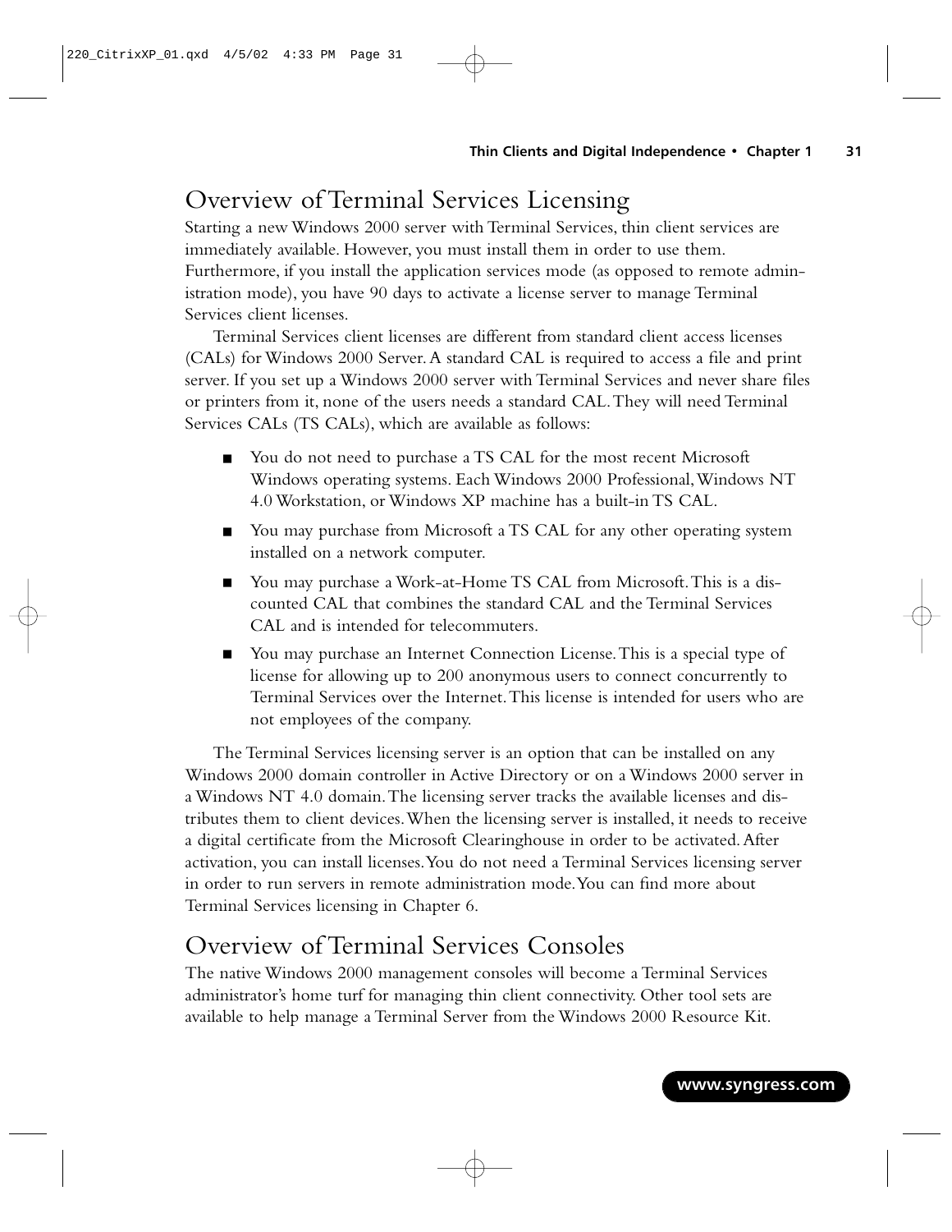## Overview of Terminal Services Licensing

Starting a new Windows 2000 server with Terminal Services, thin client services are immediately available. However, you must install them in order to use them. Furthermore, if you install the application services mode (as opposed to remote administration mode), you have 90 days to activate a license server to manage Terminal Services client licenses.

Terminal Services client licenses are different from standard client access licenses (CALs) for Windows 2000 Server. A standard CAL is required to access a file and print server. If you set up a Windows 2000 server with Terminal Services and never share files or printers from it, none of the users needs a standard CAL. They will need Terminal Services CALs (TS CALs), which are available as follows:

- You do not need to purchase a TS CAL for the most recent Microsoft Windows operating systems. Each Windows 2000 Professional, Windows NT 4.0 Workstation, or Windows XP machine has a built-in TS CAL.
- You may purchase from Microsoft a TS CAL for any other operating system installed on a network computer.
- You may purchase a Work-at-Home TS CAL from Microsoft. This is a discounted CAL that combines the standard CAL and the Terminal Services CAL and is intended for telecommuters.
- You may purchase an Internet Connection License. This is a special type of license for allowing up to 200 anonymous users to connect concurrently to Terminal Services over the Internet. This license is intended for users who are not employees of the company.

The Terminal Services licensing server is an option that can be installed on any Windows 2000 domain controller in Active Directory or on a Windows 2000 server in a Windows NT 4.0 domain. The licensing server tracks the available licenses and distributes them to client devices. When the licensing server is installed, it needs to receive a digital certificate from the Microsoft Clearinghouse in order to be activated. After activation, you can install licenses. You do not need a Terminal Services licensing server in order to run servers in remote administration mode. You can find more about Terminal Services licensing in Chapter 6.

## Overview of Terminal Services Consoles

The native Windows 2000 management consoles will become a Terminal Services administrator's home turf for managing thin client connectivity. Other tool sets are available to help manage a Terminal Server from the Windows 2000 Resource Kit.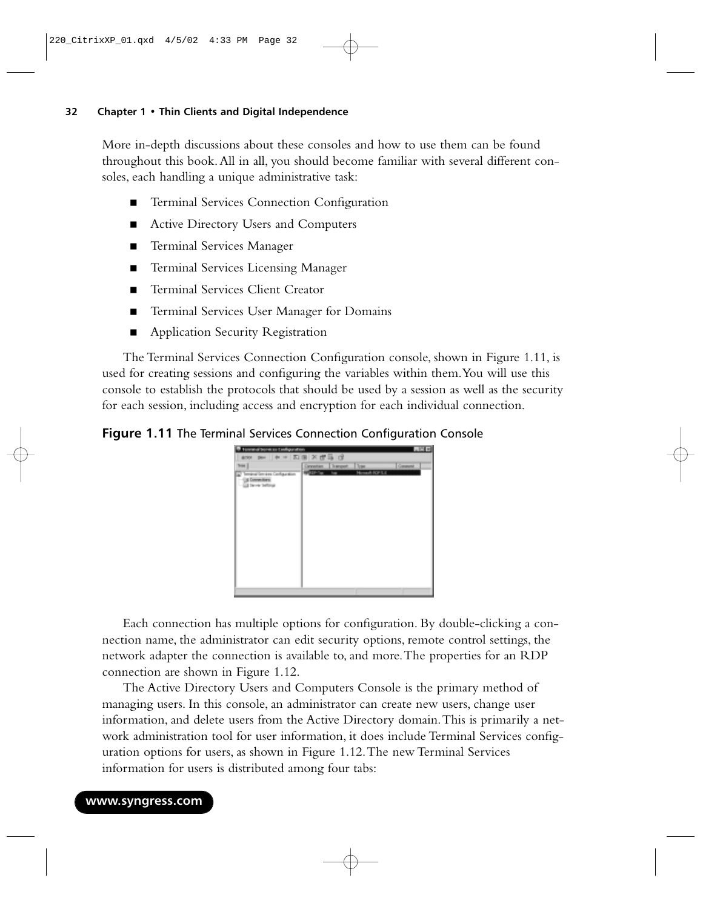More in-depth discussions about these consoles and how to use them can be found throughout this book. All in all, you should become familiar with several different consoles, each handling a unique administrative task:

- Terminal Services Connection Configuration
- Active Directory Users and Computers
- Terminal Services Manager
- Terminal Services Licensing Manager
- Terminal Services Client Creator
- Terminal Services User Manager for Domains
- Application Security Registration

The Terminal Services Connection Configuration console, shown in Figure 1.11, is used for creating sessions and configuring the variables within them. You will use this console to establish the protocols that should be used by a session as well as the security for each session, including access and encryption for each individual connection.

**Figure 1.11** The Terminal Services Connection Configuration Console

Each connection has multiple options for configuration. By double-clicking a connection name, the administrator can edit security options, remote control settings, the network adapter the connection is available to, and more. The properties for an RDP connection are shown in Figure 1.12.

The Active Directory Users and Computers Console is the primary method of managing users. In this console, an administrator can create new users, change user information, and delete users from the Active Directory domain. This is primarily a network administration tool for user information, it does include Terminal Services configuration options for users, as shown in Figure 1.12. The new Terminal Services information for users is distributed among four tabs: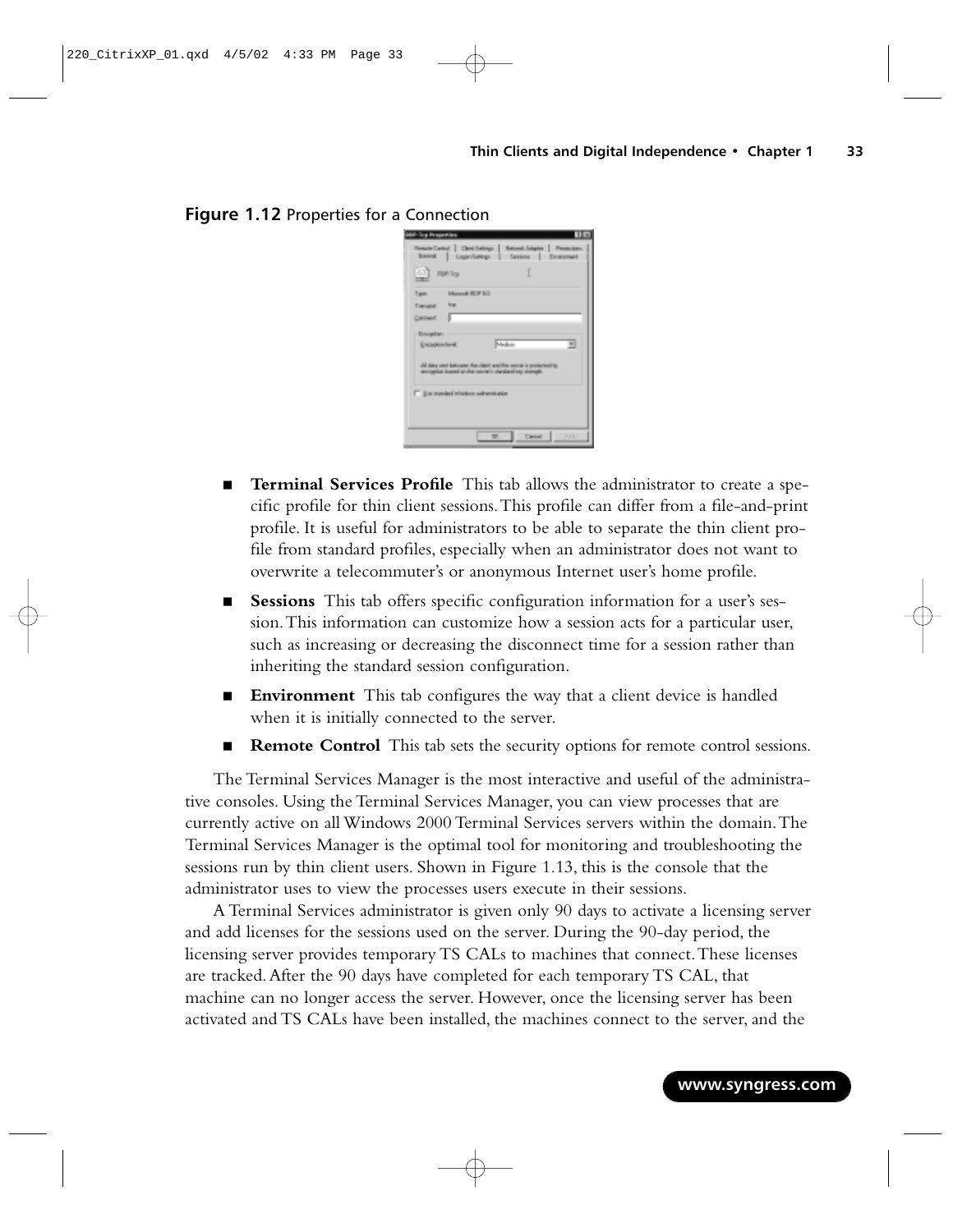**Figure 1.12** Properties for a Connection

- **Terminal Services Profile** This tab allows the administrator to create a specific profile for thin client sessions. This profile can differ from a file-and-print profile. It is useful for administrators to be able to separate the thin client profile from standard profiles, especially when an administrator does not want to overwrite a telecommuter's or anonymous Internet user's home profile.
- **Sessions** This tab offers specific configuration information for a user's session. This information can customize how a session acts for a particular user, such as increasing or decreasing the disconnect time for a session rather than inheriting the standard session configuration.
- **Environment** This tab configures the way that a client device is handled when it is initially connected to the server.
- **Remote Control** This tab sets the security options for remote control sessions.

The Terminal Services Manager is the most interactive and useful of the administrative consoles. Using the Terminal Services Manager, you can view processes that are currently active on all Windows 2000 Terminal Services servers within the domain. The Terminal Services Manager is the optimal tool for monitoring and troubleshooting the sessions run by thin client users. Shown in Figure 1.13, this is the console that the administrator uses to view the processes users execute in their sessions.

A Terminal Services administrator is given only 90 days to activate a licensing server and add licenses for the sessions used on the server. During the 90-day period, the licensing server provides temporary TS CALs to machines that connect. These licenses are tracked. After the 90 days have completed for each temporary TS CAL, that machine can no longer access the server. However, once the licensing server has been activated and TS CALs have been installed, the machines connect to the server, and the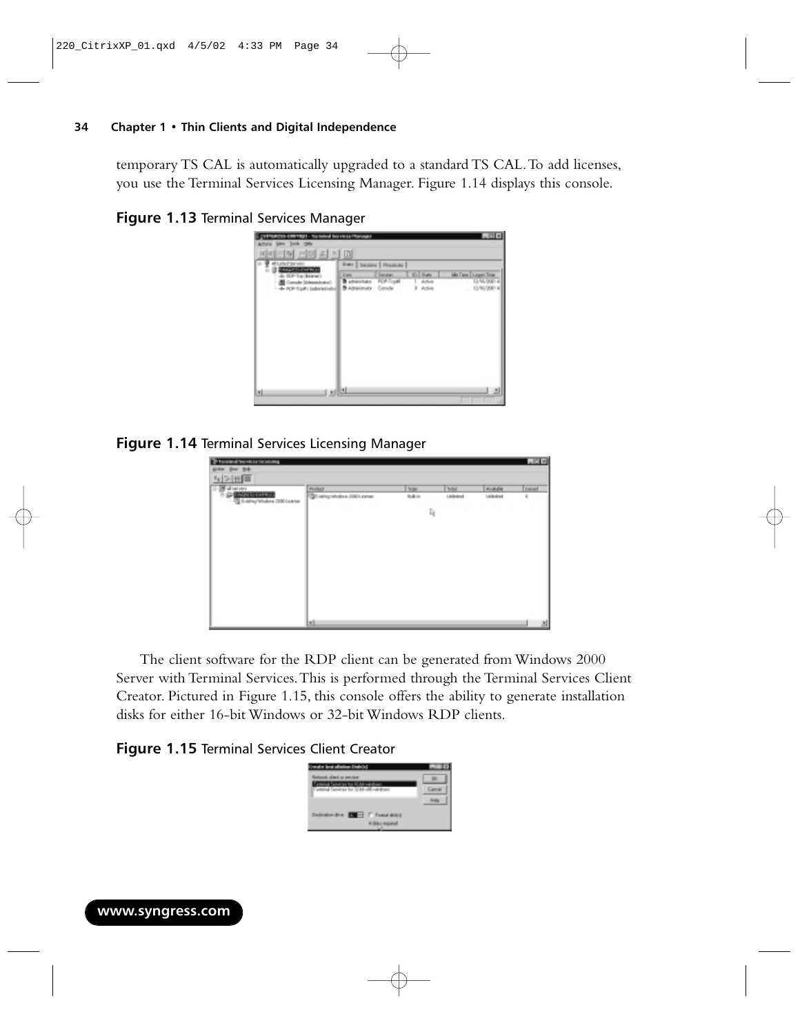temporary TS CAL is automatically upgraded to a standard TS CAL. To add licenses, you use the Terminal Services Licensing Manager. Figure 1.14 displays this console.

**Figure 1.13** Terminal Services Manager

**Figure 1.14** Terminal Services Licensing Manager

The client software for the RDP client can be generated from Windows 2000 Server with Terminal Services. This is performed through the Terminal Services Client Creator. Pictured in Figure 1.15, this console offers the ability to generate installation disks for either 16-bit Windows or 32-bit Windows RDP clients.

**Figure 1.15** Terminal Services Client Creator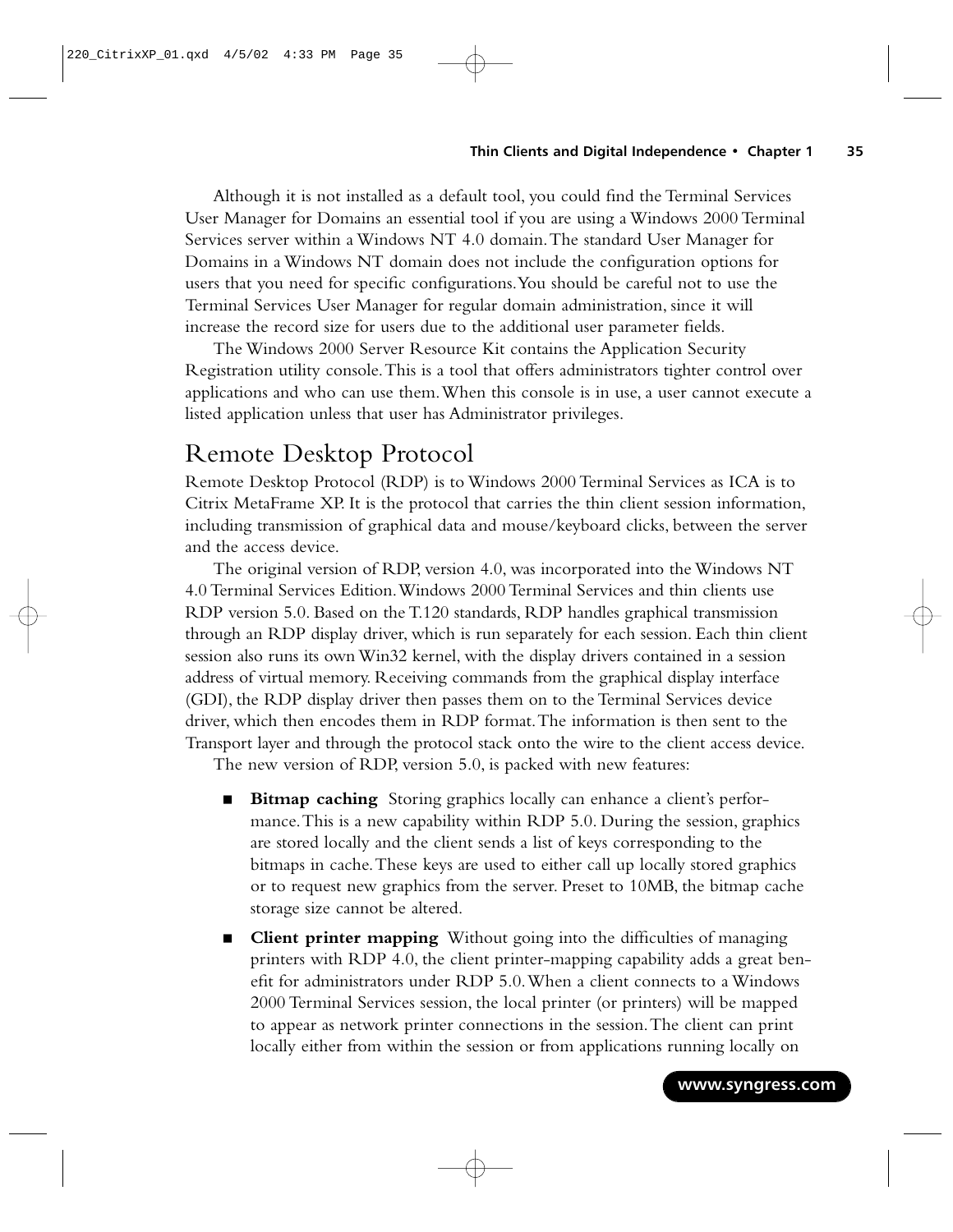Although it is not installed as a default tool, you could find the Terminal Services User Manager for Domains an essential tool if you are using a Windows 2000 Terminal Services server within a Windows NT 4.0 domain. The standard User Manager for Domains in a Windows NT domain does not include the configuration options for users that you need for specific configurations. You should be careful not to use the Terminal Services User Manager for regular domain administration, since it will increase the record size for users due to the additional user parameter fields.

The Windows 2000 Server Resource Kit contains the Application Security Registration utility console. This is a tool that offers administrators tighter control over applications and who can use them. When this console is in use, a user cannot execute a listed application unless that user has Administrator privileges.

## Remote Desktop Protocol

Remote Desktop Protocol (RDP) is to Windows 2000 Terminal Services as ICA is to Citrix MetaFrame XP. It is the protocol that carries the thin client session information, including transmission of graphical data and mouse/keyboard clicks, between the server and the access device.

The original version of RDP, version 4.0, was incorporated into the Windows NT 4.0 Terminal Services Edition. Windows 2000 Terminal Services and thin clients use RDP version 5.0. Based on the T.120 standards, RDP handles graphical transmission through an RDP display driver, which is run separately for each session. Each thin client session also runs its own Win32 kernel, with the display drivers contained in a session address of virtual memory. Receiving commands from the graphical display interface (GDI), the RDP display driver then passes them on to the Terminal Services device driver, which then encodes them in RDP format. The information is then sent to the Transport layer and through the protocol stack onto the wire to the client access device.

The new version of RDP, version 5.0, is packed with new features:

- **Bitmap caching** Storing graphics locally can enhance a client's performance. This is a new capability within RDP 5.0. During the session, graphics are stored locally and the client sends a list of keys corresponding to the bitmaps in cache. These keys are used to either call up locally stored graphics or to request new graphics from the server. Preset to 10MB, the bitmap cache storage size cannot be altered.
- **Client printer mapping** Without going into the difficulties of managing printers with RDP 4.0, the client printer-mapping capability adds a great benefit for administrators under RDP 5.0. When a client connects to a Windows 2000 Terminal Services session, the local printer (or printers) will be mapped to appear as network printer connections in the session. The client can print locally either from within the session or from applications running locally on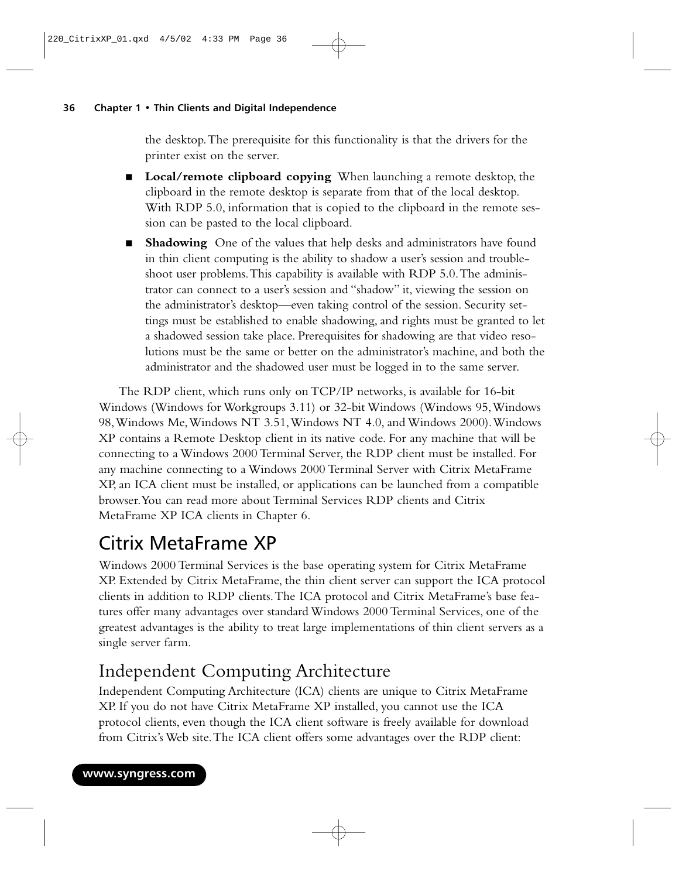the desktop. The prerequisite for this functionality is that the drivers for the printer exist on the server.

- **Local/remote clipboard copying** When launching a remote desktop, the clipboard in the remote desktop is separate from that of the local desktop. With RDP 5.0, information that is copied to the clipboard in the remote session can be pasted to the local clipboard.
- **Shadowing** One of the values that help desks and administrators have found in thin client computing is the ability to shadow a user's session and troubleshoot user problems. This capability is available with RDP 5.0. The administrator can connect to a user's session and "shadow" it, viewing the session on the administrator's desktop—even taking control of the session. Security settings must be established to enable shadowing, and rights must be granted to let a shadowed session take place. Prerequisites for shadowing are that video resolutions must be the same or better on the administrator's machine, and both the administrator and the shadowed user must be logged in to the same server.

The RDP client, which runs only on TCP/IP networks, is available for 16-bit Windows (Windows for Workgroups 3.11) or 32-bit Windows (Windows 95, Windows 98, Windows Me, Windows NT 3.51, Windows NT 4.0, and Windows 2000). Windows XP contains a Remote Desktop client in its native code. For any machine that will be connecting to a Windows 2000 Terminal Server, the RDP client must be installed. For any machine connecting to a Windows 2000 Terminal Server with Citrix MetaFrame XP, an ICA client must be installed, or applications can be launched from a compatible browser. You can read more about Terminal Services RDP clients and Citrix MetaFrame XP ICA clients in Chapter 6.

## Citrix MetaFrame XP

Windows 2000 Terminal Services is the base operating system for Citrix MetaFrame XP. Extended by Citrix MetaFrame, the thin client server can support the ICA protocol clients in addition to RDP clients. The ICA protocol and Citrix MetaFrame's base features offer many advantages over standard Windows 2000 Terminal Services, one of the greatest advantages is the ability to treat large implementations of thin client servers as a single server farm.

## Independent Computing Architecture

Independent Computing Architecture (ICA) clients are unique to Citrix MetaFrame XP. If you do not have Citrix MetaFrame XP installed, you cannot use the ICA protocol clients, even though the ICA client software is freely available for download from Citrix's Web site. The ICA client offers some advantages over the RDP client: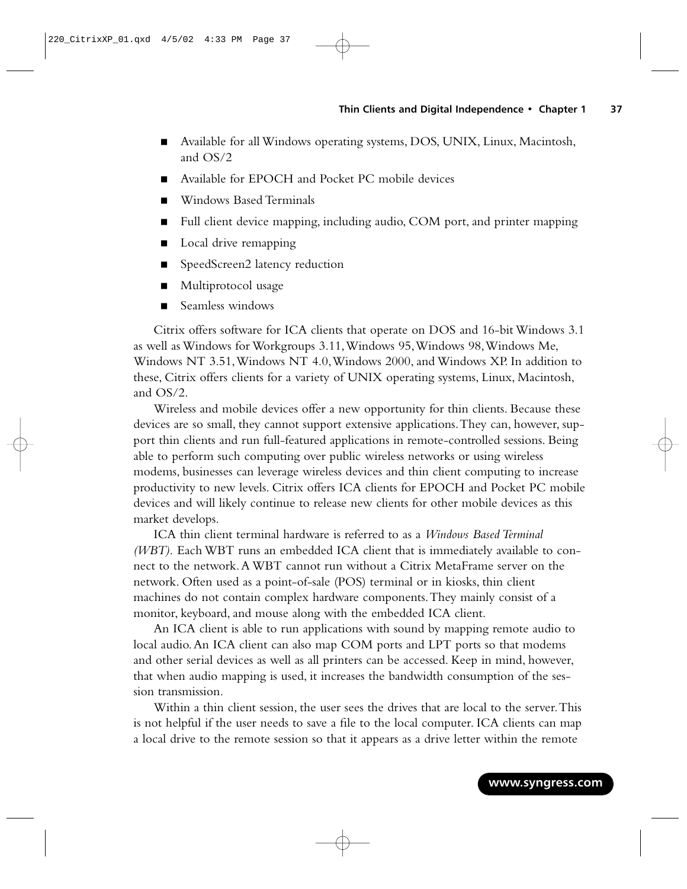- Available for all Windows operating systems, DOS, UNIX, Linux, Macintosh, and OS/2
- Available for EPOCH and Pocket PC mobile devices
- Windows Based Terminals
- Full client device mapping, including audio, COM port, and printer mapping
- Local drive remapping
- SpeedScreen2 latency reduction
- Multiprotocol usage
- Seamless windows

Citrix offers software for ICA clients that operate on DOS and 16-bit Windows 3.1 as well as Windows for Workgroups 3.11, Windows 95, Windows 98, Windows Me, Windows NT 3.51, Windows NT 4.0, Windows 2000, and Windows XP. In addition to these, Citrix offers clients for a variety of UNIX operating systems, Linux, Macintosh, and OS/2.

Wireless and mobile devices offer a new opportunity for thin clients. Because these devices are so small, they cannot support extensive applications. They can, however, support thin clients and run full-featured applications in remote-controlled sessions. Being able to perform such computing over public wireless networks or using wireless modems, businesses can leverage wireless devices and thin client computing to increase productivity to new levels. Citrix offers ICA clients for EPOCH and Pocket PC mobile devices and will likely continue to release new clients for other mobile devices as this market develops.

ICA thin client terminal hardware is referred to as a *Windows Based Terminal (WBT).* Each WBT runs an embedded ICA client that is immediately available to connect to the network. A WBT cannot run without a Citrix MetaFrame server on the network. Often used as a point-of-sale (POS) terminal or in kiosks, thin client machines do not contain complex hardware components. They mainly consist of a monitor, keyboard, and mouse along with the embedded ICA client.

An ICA client is able to run applications with sound by mapping remote audio to local audio. An ICA client can also map COM ports and LPT ports so that modems and other serial devices as well as all printers can be accessed. Keep in mind, however, that when audio mapping is used, it increases the bandwidth consumption of the session transmission.

Within a thin client session, the user sees the drives that are local to the server. This is not helpful if the user needs to save a file to the local computer. ICA clients can map a local drive to the remote session so that it appears as a drive letter within the remote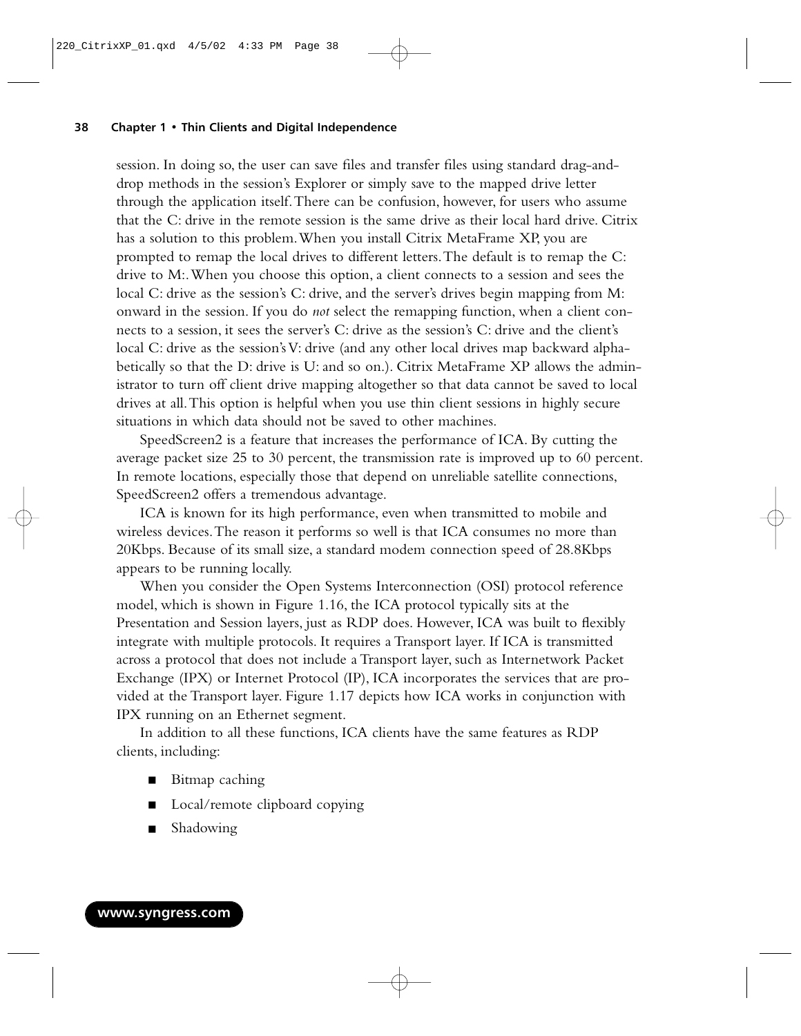session. In doing so, the user can save files and transfer files using standard drag-and-drop methods in the session's Explorer or simply save to the mapped drive letter through the application itself. There can be confusion, however, for users who assume that the C: drive in the remote session is the same drive as their local hard drive. Citrix has a solution to this problem. When you install Citrix MetaFrame XP, you are prompted to remap the local drives to different letters. The default is to remap the C: drive to M:. When you choose this option, a client connects to a session and sees the local C: drive as the session's C: drive, and the server's drives begin mapping from M: onward in the session. If you do *not* select the remapping function, when a client connects to a session, it sees the server's C: drive as the session's C: drive and the client's local C: drive as the session's V: drive (and any other local drives map backward alphabetically so that the D: drive is U: and so on.). Citrix MetaFrame XP allows the administrator to turn off client drive mapping altogether so that data cannot be saved to local drives at all. This option is helpful when you use thin client sessions in highly secure situations in which data should not be saved to other machines.

SpeedScreen2 is a feature that increases the performance of ICA. By cutting the average packet size 25 to 30 percent, the transmission rate is improved up to 60 percent. In remote locations, especially those that depend on unreliable satellite connections, SpeedScreen2 offers a tremendous advantage.

ICA is known for its high performance, even when transmitted to mobile and wireless devices. The reason it performs so well is that ICA consumes no more than 20Kbps. Because of its small size, a standard modem connection speed of 28.8Kbps appears to be running locally.

When you consider the Open Systems Interconnection (OSI) protocol reference model, which is shown in Figure 1.16, the ICA protocol typically sits at the Presentation and Session layers, just as RDP does. However, ICA was built to flexibly integrate with multiple protocols. It requires a Transport layer. If ICA is transmitted across a protocol that does not include a Transport layer, such as Internetwork Packet Exchange (IPX) or Internet Protocol (IP), ICA incorporates the services that are provided at the Transport layer. Figure 1.17 depicts how ICA works in conjunction with IPX running on an Ethernet segment.

In addition to all these functions, ICA clients have the same features as RDP clients, including:

- Bitmap caching
- Local/remote clipboard copying
- Shadowing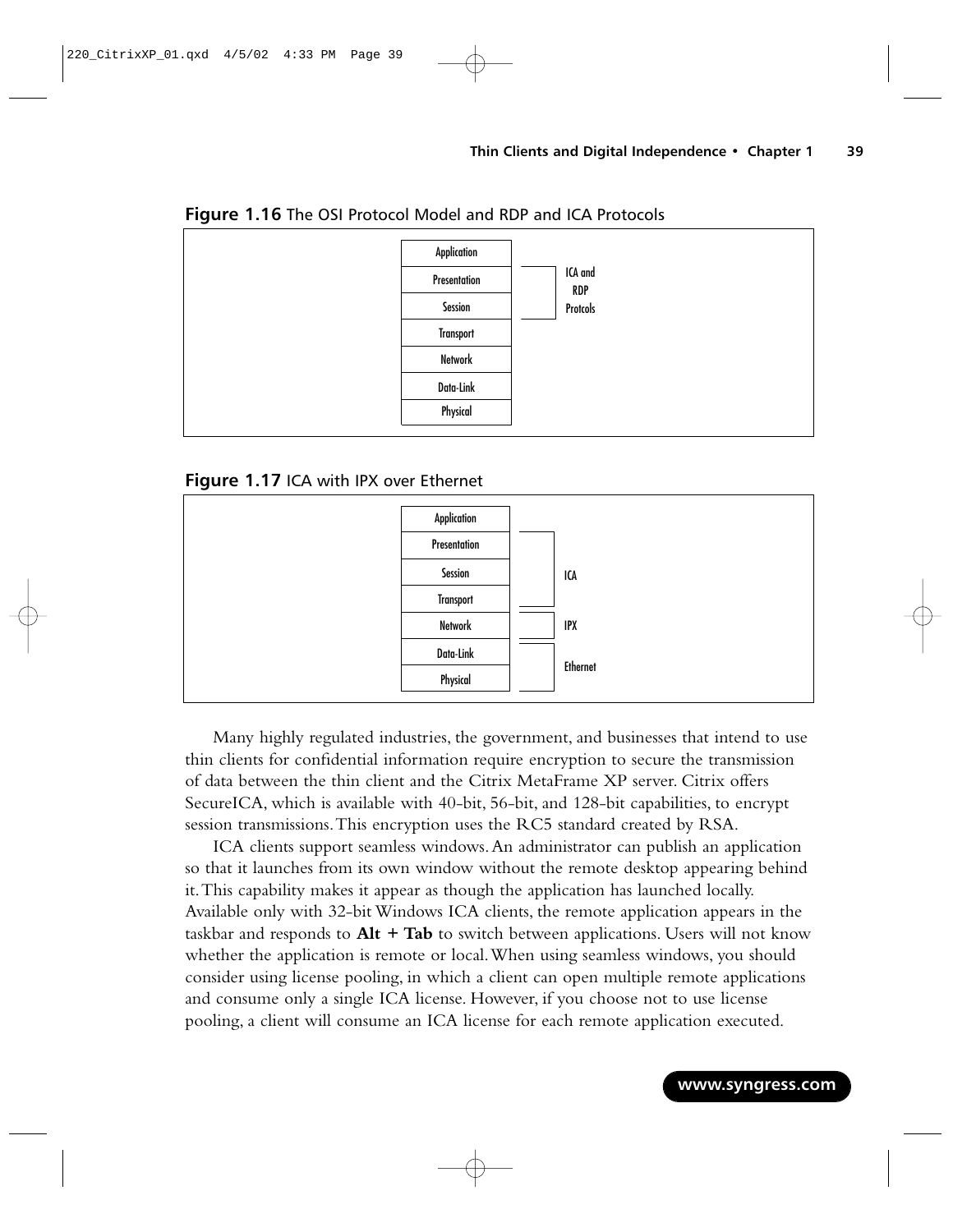**Figure 1.16** The OSI Protocol Model and RDP and ICA Protocols

| OSI Layer | |
|---|---|
| Application | |
| Presentation | ICA and RDP Protcols |
| Session | ICA and RDP Protcols |
| Transport | |
| Network | |
| Data-Link | |
| Physical | |

**Figure 1.17** ICA with IPX over Ethernet

| OSI Layer | |
|---|---|
| Application | |
| Presentation | ICA |
| Session | ICA |
| Transport | ICA |
| Network | IPX |
| Data-Link | Ethernet |
| Physical | Ethernet |

Many highly regulated industries, the government, and businesses that intend to use thin clients for confidential information require encryption to secure the transmission of data between the thin client and the Citrix MetaFrame XP server. Citrix offers SecureICA, which is available with 40-bit, 56-bit, and 128-bit capabilities, to encrypt session transmissions. This encryption uses the RC5 standard created by RSA.

ICA clients support seamless windows. An administrator can publish an application so that it launches from its own window without the remote desktop appearing behind it. This capability makes it appear as though the application has launched locally. Available only with 32-bit Windows ICA clients, the remote application appears in the taskbar and responds to **Alt + Tab** to switch between applications. Users will not know whether the application is remote or local. When using seamless windows, you should consider using license pooling, in which a client can open multiple remote applications and consume only a single ICA license. However, if you choose not to use license pooling, a client will consume an ICA license for each remote application executed.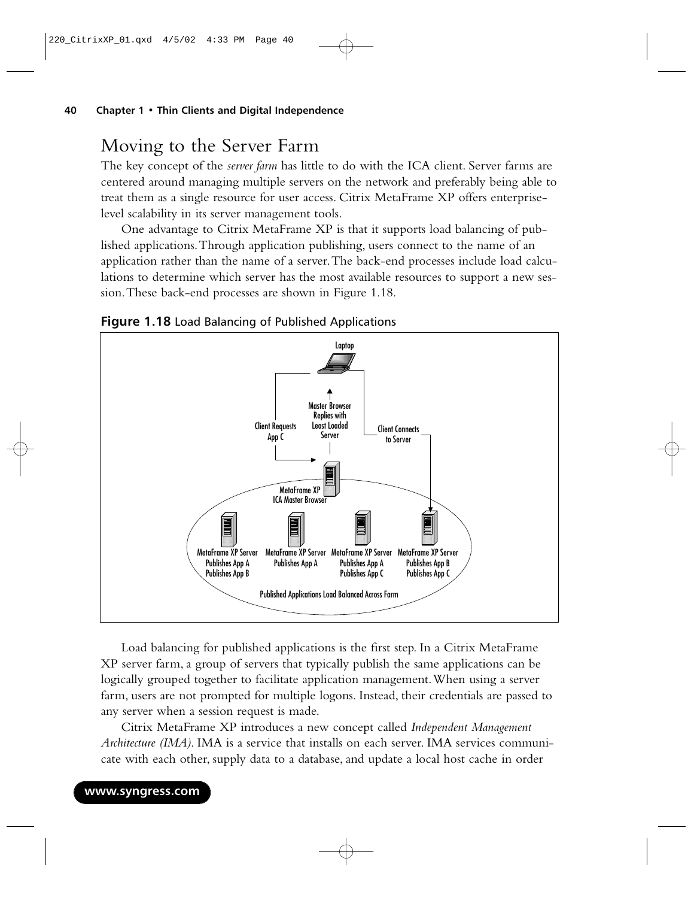## Moving to the Server Farm

The key concept of the *server farm* has little to do with the ICA client. Server farms are centered around managing multiple servers on the network and preferably being able to treat them as a single resource for user access. Citrix MetaFrame XP offers enterprise-level scalability in its server management tools.

One advantage to Citrix MetaFrame XP is that it supports load balancing of published applications. Through application publishing, users connect to the name of an application rather than the name of a server. The back-end processes include load calculations to determine which server has the most available resources to support a new session. These back-end processes are shown in Figure 1.18.

**Figure 1.18** Load Balancing of Published Applications

Load balancing for published applications is the first step. In a Citrix MetaFrame XP server farm, a group of servers that typically publish the same applications can be logically grouped together to facilitate application management. When using a server farm, users are not prompted for multiple logons. Instead, their credentials are passed to any server when a session request is made.

Citrix MetaFrame XP introduces a new concept called *Independent Management Architecture (IMA)*. IMA is a service that installs on each server. IMA services communicate with each other, supply data to a database, and update a local host cache in order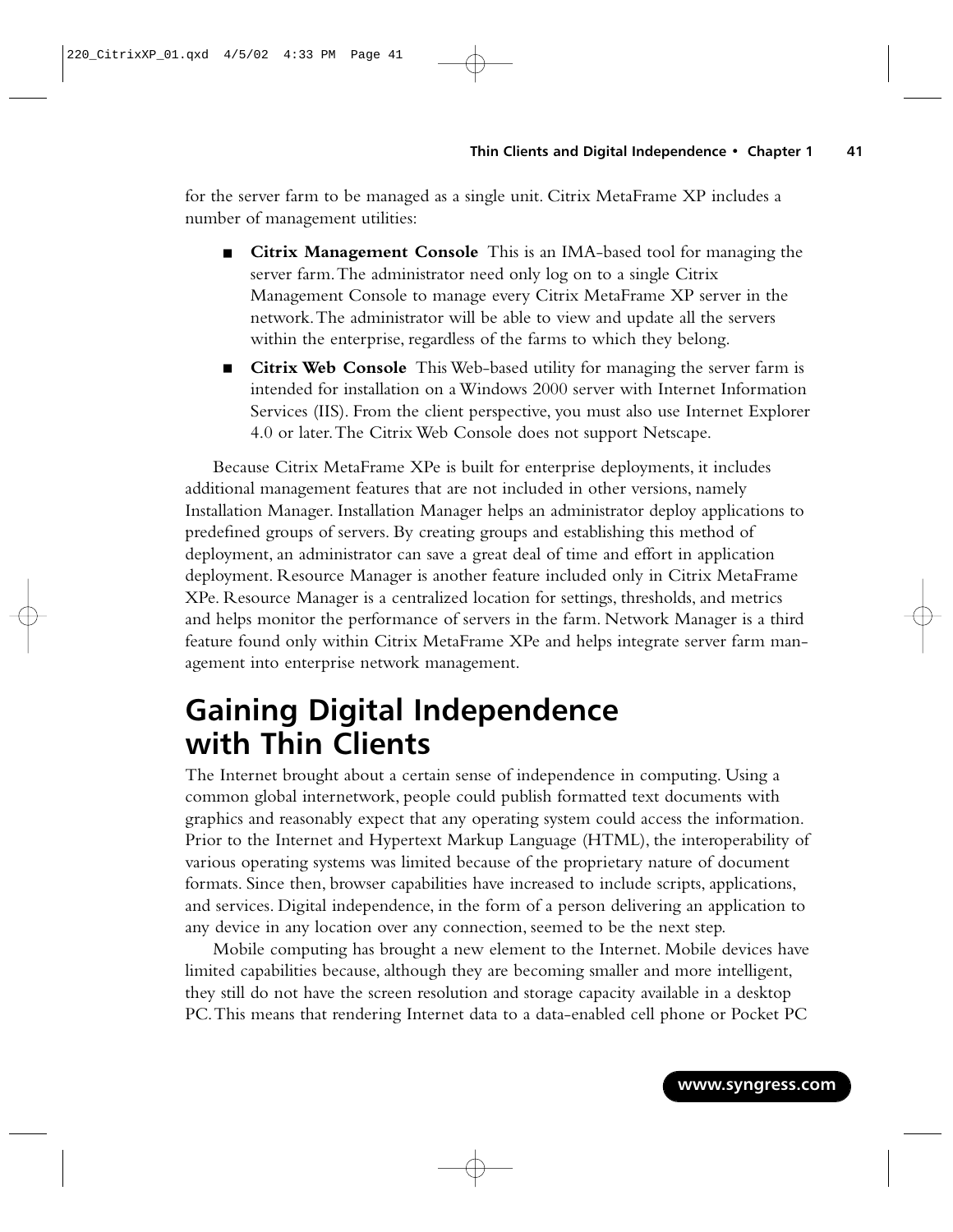for the server farm to be managed as a single unit. Citrix MetaFrame XP includes a number of management utilities:

- **Citrix Management Console** This is an IMA-based tool for managing the server farm. The administrator need only log on to a single Citrix Management Console to manage every Citrix MetaFrame XP server in the network. The administrator will be able to view and update all the servers within the enterprise, regardless of the farms to which they belong.
- **Citrix Web Console** This Web-based utility for managing the server farm is intended for installation on a Windows 2000 server with Internet Information Services (IIS). From the client perspective, you must also use Internet Explorer 4.0 or later. The Citrix Web Console does not support Netscape.

Because Citrix MetaFrame XPe is built for enterprise deployments, it includes additional management features that are not included in other versions, namely Installation Manager. Installation Manager helps an administrator deploy applications to predefined groups of servers. By creating groups and establishing this method of deployment, an administrator can save a great deal of time and effort in application deployment. Resource Manager is another feature included only in Citrix MetaFrame XPe. Resource Manager is a centralized location for settings, thresholds, and metrics and helps monitor the performance of servers in the farm. Network Manager is a third feature found only within Citrix MetaFrame XPe and helps integrate server farm management into enterprise network management.

# Gaining Digital Independence with Thin Clients

The Internet brought about a certain sense of independence in computing. Using a common global internetwork, people could publish formatted text documents with graphics and reasonably expect that any operating system could access the information. Prior to the Internet and Hypertext Markup Language (HTML), the interoperability of various operating systems was limited because of the proprietary nature of document formats. Since then, browser capabilities have increased to include scripts, applications, and services. Digital independence, in the form of a person delivering an application to any device in any location over any connection, seemed to be the next step.

Mobile computing has brought a new element to the Internet. Mobile devices have limited capabilities because, although they are becoming smaller and more intelligent, they still do not have the screen resolution and storage capacity available in a desktop PC. This means that rendering Internet data to a data-enabled cell phone or Pocket PC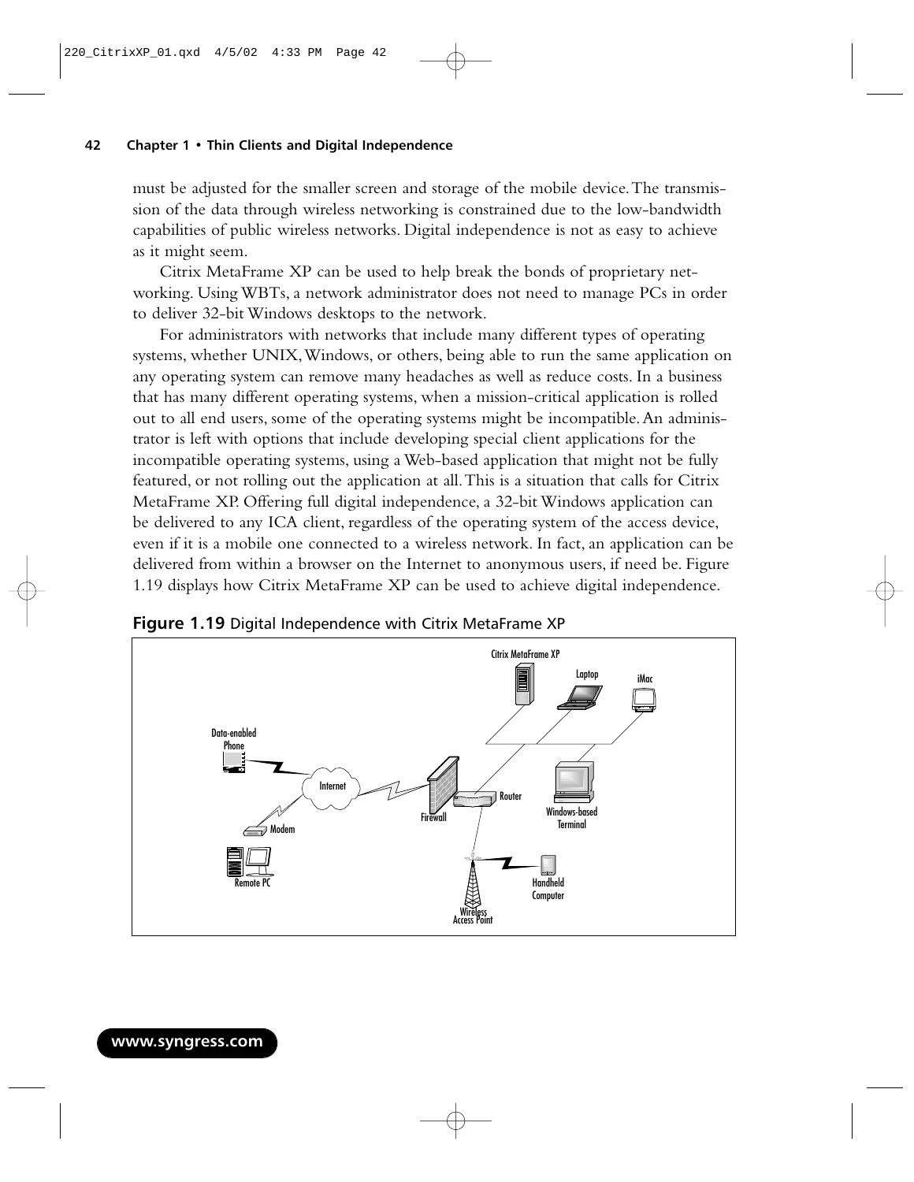must be adjusted for the smaller screen and storage of the mobile device. The transmission of the data through wireless networking is constrained due to the low-bandwidth capabilities of public wireless networks. Digital independence is not as easy to achieve as it might seem.

Citrix MetaFrame XP can be used to help break the bonds of proprietary networking. Using WBTs, a network administrator does not need to manage PCs in order to deliver 32-bit Windows desktops to the network.

For administrators with networks that include many different types of operating systems, whether UNIX, Windows, or others, being able to run the same application on any operating system can remove many headaches as well as reduce costs. In a business that has many different operating systems, when a mission-critical application is rolled out to all end users, some of the operating systems might be incompatible. An administrator is left with options that include developing special client applications for the incompatible operating systems, using a Web-based application that might not be fully featured, or not rolling out the application at all. This is a situation that calls for Citrix MetaFrame XP. Offering full digital independence, a 32-bit Windows application can be delivered to any ICA client, regardless of the operating system of the access device, even if it is a mobile one connected to a wireless network. In fact, an application can be delivered from within a browser on the Internet to anonymous users, if need be. Figure 1.19 displays how Citrix MetaFrame XP can be used to achieve digital independence.

**Figure 1.19** Digital Independence with Citrix MetaFrame XP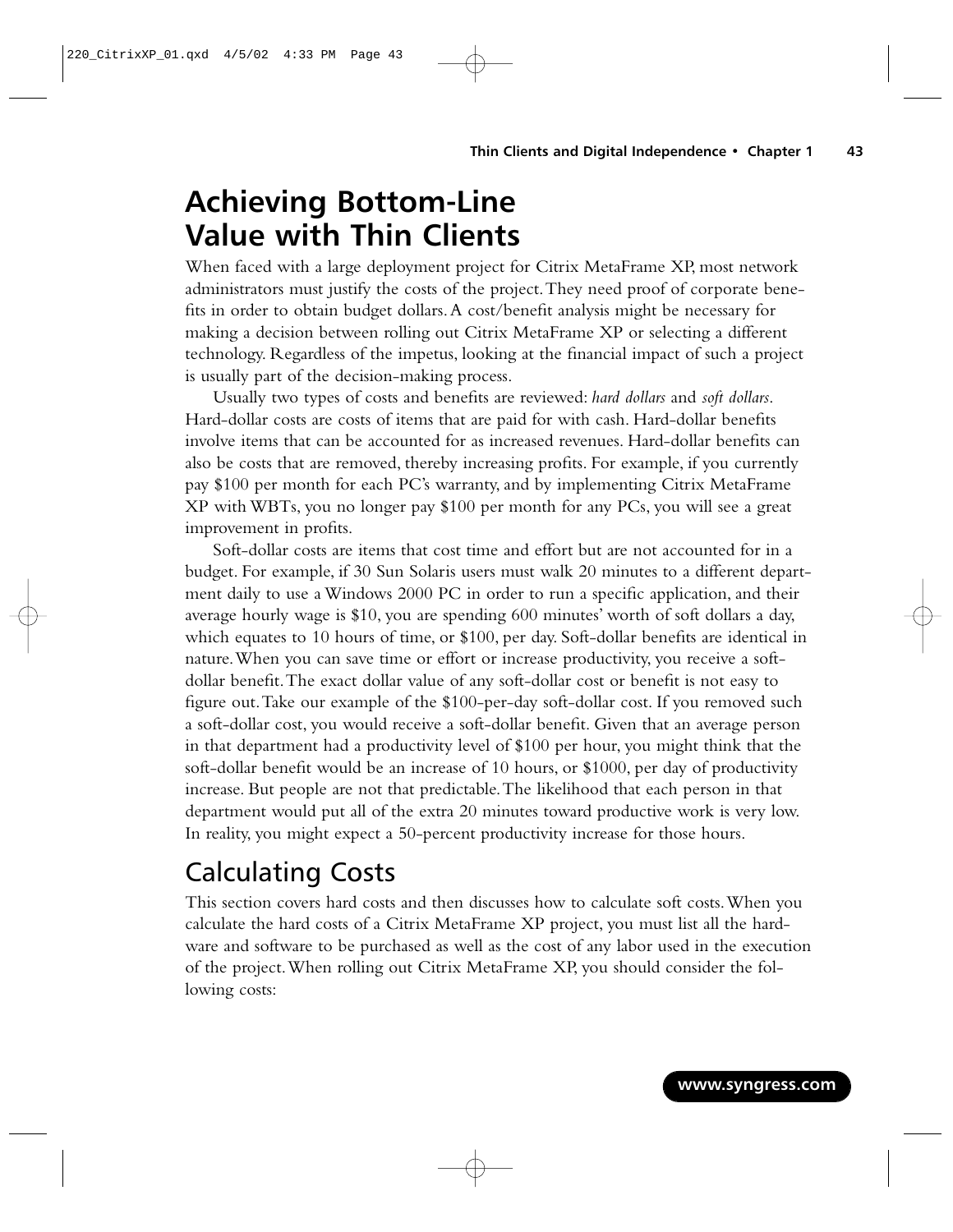# Achieving Bottom-Line Value with Thin Clients

When faced with a large deployment project for Citrix MetaFrame XP, most network administrators must justify the costs of the project. They need proof of corporate benefits in order to obtain budget dollars. A cost/benefit analysis might be necessary for making a decision between rolling out Citrix MetaFrame XP or selecting a different technology. Regardless of the impetus, looking at the financial impact of such a project is usually part of the decision-making process.

Usually two types of costs and benefits are reviewed: *hard dollars* and *soft dollars*. Hard-dollar costs are costs of items that are paid for with cash. Hard-dollar benefits involve items that can be accounted for as increased revenues. Hard-dollar benefits can also be costs that are removed, thereby increasing profits. For example, if you currently pay $100 per month for each PC's warranty, and by implementing Citrix MetaFrame XP with WBTs, you no longer pay $100 per month for any PCs, you will see a great improvement in profits.

Soft-dollar costs are items that cost time and effort but are not accounted for in a budget. For example, if 30 Sun Solaris users must walk 20 minutes to a different department daily to use a Windows 2000 PC in order to run a specific application, and their average hourly wage is $10, you are spending 600 minutes' worth of soft dollars a day, which equates to 10 hours of time, or $100, per day. Soft-dollar benefits are identical in nature. When you can save time or effort or increase productivity, you receive a soft-dollar benefit. The exact dollar value of any soft-dollar cost or benefit is not easy to figure out. Take our example of the $100-per-day soft-dollar cost. If you removed such a soft-dollar cost, you would receive a soft-dollar benefit. Given that an average person in that department had a productivity level of $100 per hour, you might think that the soft-dollar benefit would be an increase of 10 hours, or $1000, per day of productivity increase. But people are not that predictable. The likelihood that each person in that department would put all of the extra 20 minutes toward productive work is very low. In reality, you might expect a 50-percent productivity increase for those hours.

## Calculating Costs

This section covers hard costs and then discusses how to calculate soft costs. When you calculate the hard costs of a Citrix MetaFrame XP project, you must list all the hardware and software to be purchased as well as the cost of any labor used in the execution of the project. When rolling out Citrix MetaFrame XP, you should consider the following costs: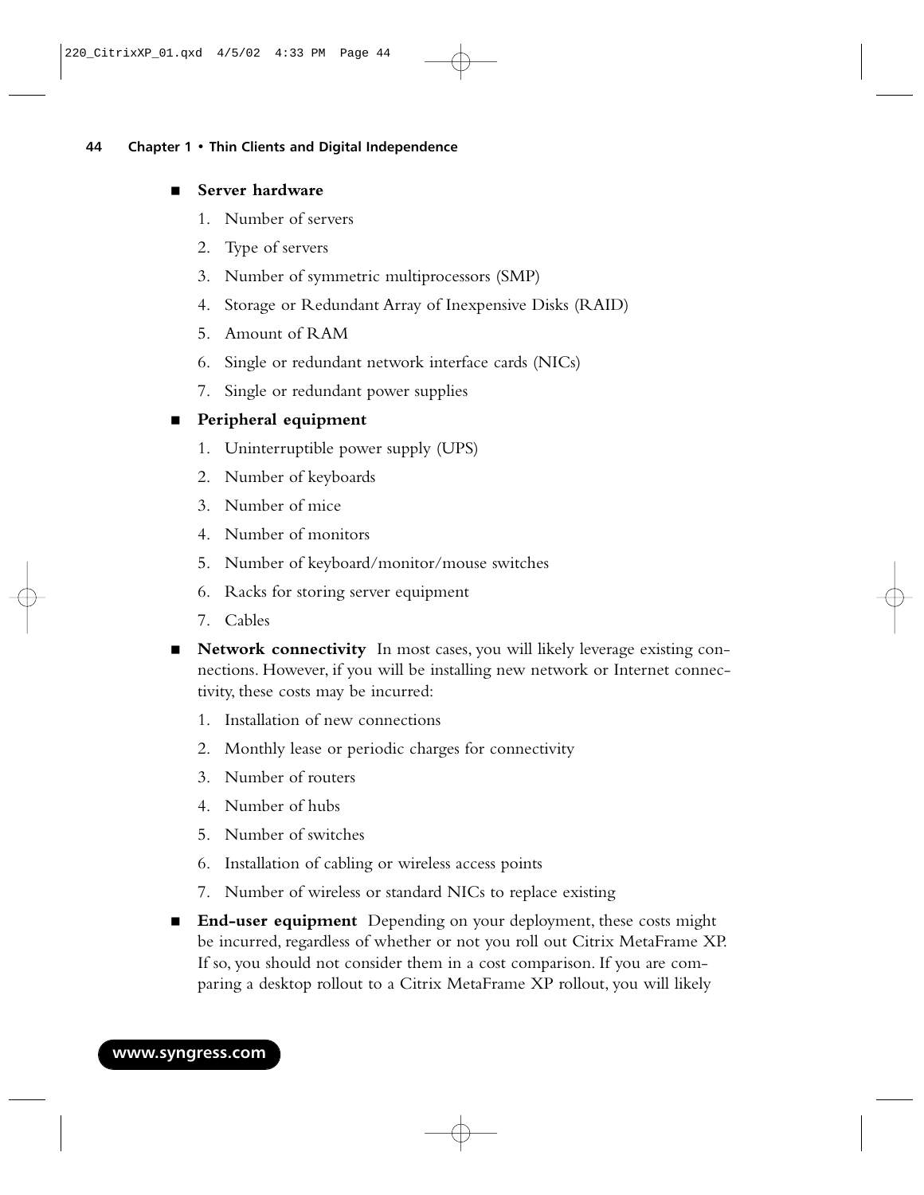- **Server hardware**
  1. Number of servers
  2. Type of servers
  3. Number of symmetric multiprocessors (SMP)
  4. Storage or Redundant Array of Inexpensive Disks (RAID)
  5. Amount of RAM
  6. Single or redundant network interface cards (NICs)
  7. Single or redundant power supplies
- **Peripheral equipment**
  1. Uninterruptible power supply (UPS)
  2. Number of keyboards
  3. Number of mice
  4. Number of monitors
  5. Number of keyboard/monitor/mouse switches
  6. Racks for storing server equipment
  7. Cables
- **Network connectivity** In most cases, you will likely leverage existing connections. However, if you will be installing new network or Internet connectivity, these costs may be incurred:
  1. Installation of new connections
  2. Monthly lease or periodic charges for connectivity
  3. Number of routers
  4. Number of hubs
  5. Number of switches
  6. Installation of cabling or wireless access points
  7. Number of wireless or standard NICs to replace existing
- **End-user equipment** Depending on your deployment, these costs might be incurred, regardless of whether or not you roll out Citrix MetaFrame XP. If so, you should not consider them in a cost comparison. If you are comparing a desktop rollout to a Citrix MetaFrame XP rollout, you will likely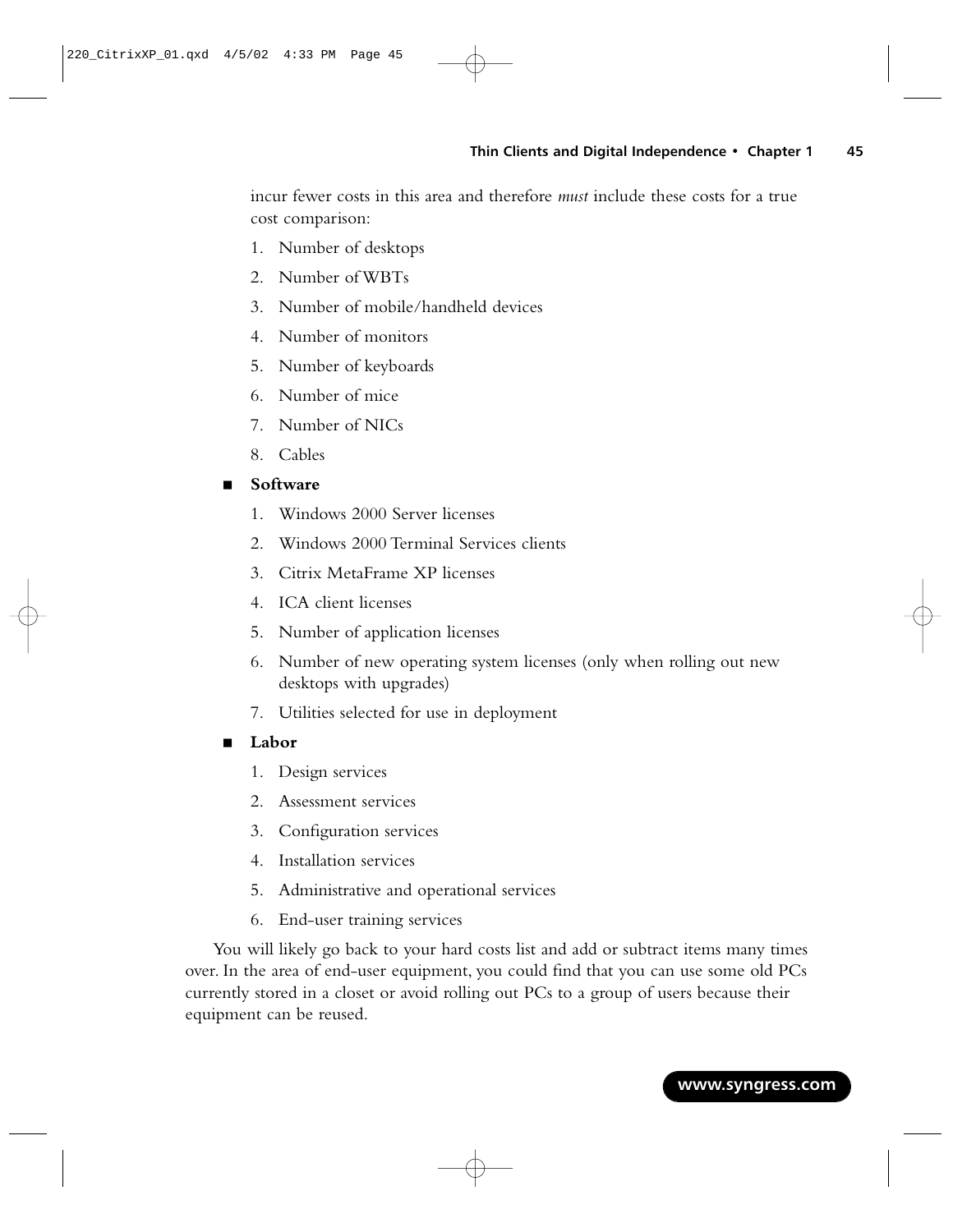incur fewer costs in this area and therefore *must* include these costs for a true cost comparison:

1. Number of desktops
2. Number of WBTs
3. Number of mobile/handheld devices
4. Number of monitors
5. Number of keyboards
6. Number of mice
7. Number of NICs
8. Cables

- **Software**
    1. Windows 2000 Server licenses
    2. Windows 2000 Terminal Services clients
    3. Citrix MetaFrame XP licenses
    4. ICA client licenses
    5. Number of application licenses
    6. Number of new operating system licenses (only when rolling out new desktops with upgrades)
    7. Utilities selected for use in deployment

- **Labor**
    1. Design services
    2. Assessment services
    3. Configuration services
    4. Installation services
    5. Administrative and operational services
    6. End-user training services

You will likely go back to your hard costs list and add or subtract items many times over. In the area of end-user equipment, you could find that you can use some old PCs currently stored in a closet or avoid rolling out PCs to a group of users because their equipment can be reused.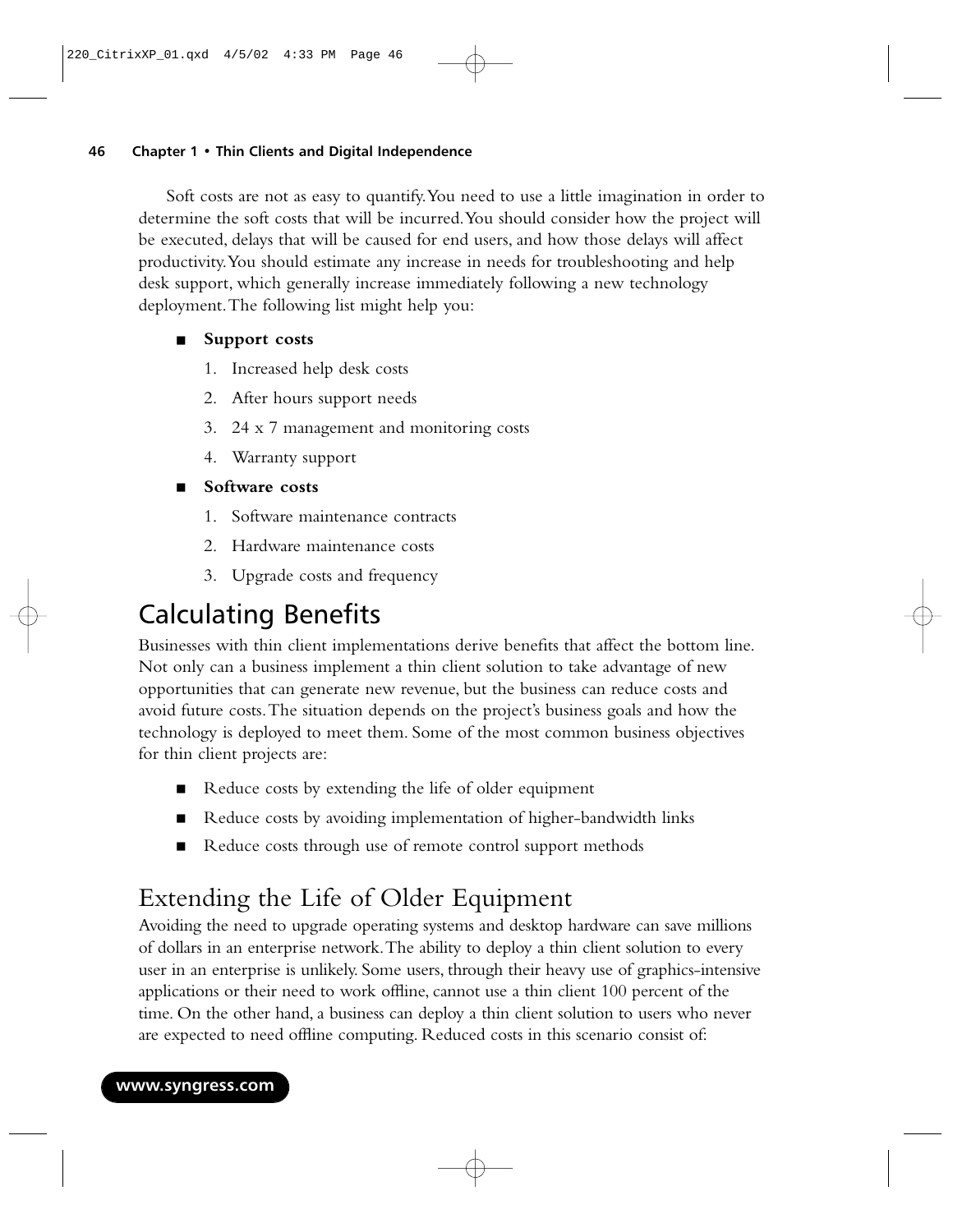Soft costs are not as easy to quantify. You need to use a little imagination in order to determine the soft costs that will be incurred. You should consider how the project will be executed, delays that will be caused for end users, and how those delays will affect productivity. You should estimate any increase in needs for troubleshooting and help desk support, which generally increase immediately following a new technology deployment. The following list might help you:

- **Support costs**
  1. Increased help desk costs
  2. After hours support needs
  3. 24 x 7 management and monitoring costs
  4. Warranty support
- **Software costs**
  1. Software maintenance contracts
  2. Hardware maintenance costs
  3. Upgrade costs and frequency

# Calculating Benefits

Businesses with thin client implementations derive benefits that affect the bottom line. Not only can a business implement a thin client solution to take advantage of new opportunities that can generate new revenue, but the business can reduce costs and avoid future costs. The situation depends on the project's business goals and how the technology is deployed to meet them. Some of the most common business objectives for thin client projects are:

- Reduce costs by extending the life of older equipment
- Reduce costs by avoiding implementation of higher-bandwidth links
- Reduce costs through use of remote control support methods

## Extending the Life of Older Equipment

Avoiding the need to upgrade operating systems and desktop hardware can save millions of dollars in an enterprise network. The ability to deploy a thin client solution to every user in an enterprise is unlikely. Some users, through their heavy use of graphics-intensive applications or their need to work offline, cannot use a thin client 100 percent of the time. On the other hand, a business can deploy a thin client solution to users who never are expected to need offline computing. Reduced costs in this scenario consist of: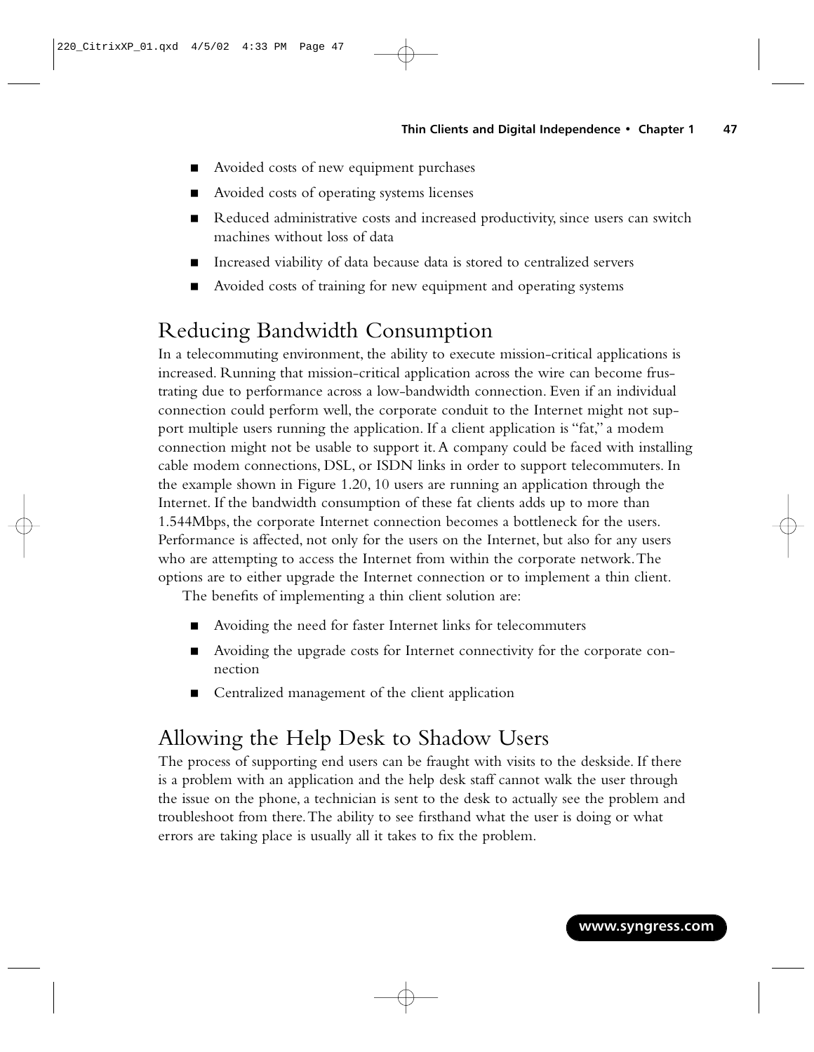- Avoided costs of new equipment purchases
- Avoided costs of operating systems licenses
- Reduced administrative costs and increased productivity, since users can switch machines without loss of data
- Increased viability of data because data is stored to centralized servers
- Avoided costs of training for new equipment and operating systems

## Reducing Bandwidth Consumption

In a telecommuting environment, the ability to execute mission-critical applications is increased. Running that mission-critical application across the wire can become frustrating due to performance across a low-bandwidth connection. Even if an individual connection could perform well, the corporate conduit to the Internet might not support multiple users running the application. If a client application is "fat," a modem connection might not be usable to support it. A company could be faced with installing cable modem connections, DSL, or ISDN links in order to support telecommuters. In the example shown in Figure 1.20, 10 users are running an application through the Internet. If the bandwidth consumption of these fat clients adds up to more than 1.544Mbps, the corporate Internet connection becomes a bottleneck for the users. Performance is affected, not only for the users on the Internet, but also for any users who are attempting to access the Internet from within the corporate network. The options are to either upgrade the Internet connection or to implement a thin client.

The benefits of implementing a thin client solution are:

- Avoiding the need for faster Internet links for telecommuters
- Avoiding the upgrade costs for Internet connectivity for the corporate connection
- Centralized management of the client application

## Allowing the Help Desk to Shadow Users

The process of supporting end users can be fraught with visits to the deskside. If there is a problem with an application and the help desk staff cannot walk the user through the issue on the phone, a technician is sent to the desk to actually see the problem and troubleshoot from there. The ability to see firsthand what the user is doing or what errors are taking place is usually all it takes to fix the problem.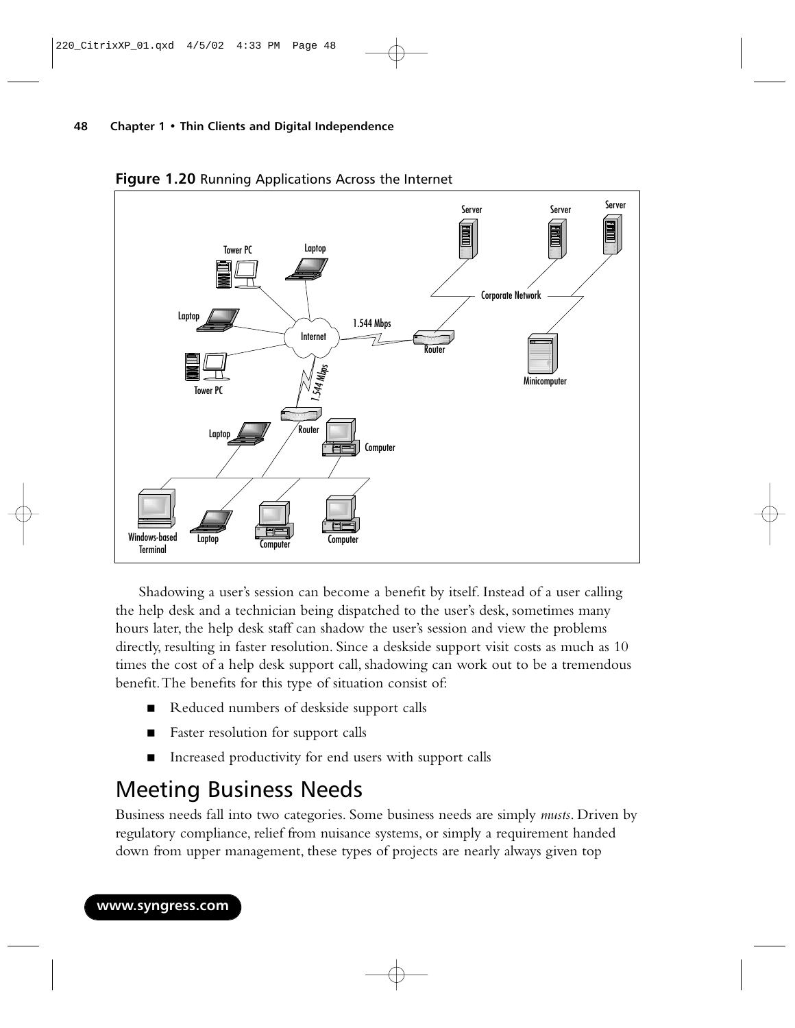**Figure 1.20** Running Applications Across the Internet

Shadowing a user's session can become a benefit by itself. Instead of a user calling the help desk and a technician being dispatched to the user's desk, sometimes many hours later, the help desk staff can shadow the user's session and view the problems directly, resulting in faster resolution. Since a deskside support visit costs as much as 10 times the cost of a help desk support call, shadowing can work out to be a tremendous benefit. The benefits for this type of situation consist of:

- Reduced numbers of deskside support calls
- Faster resolution for support calls
- Increased productivity for end users with support calls

## Meeting Business Needs

Business needs fall into two categories. Some business needs are simply *musts*. Driven by regulatory compliance, relief from nuisance systems, or simply a requirement handed down from upper management, these types of projects are nearly always given top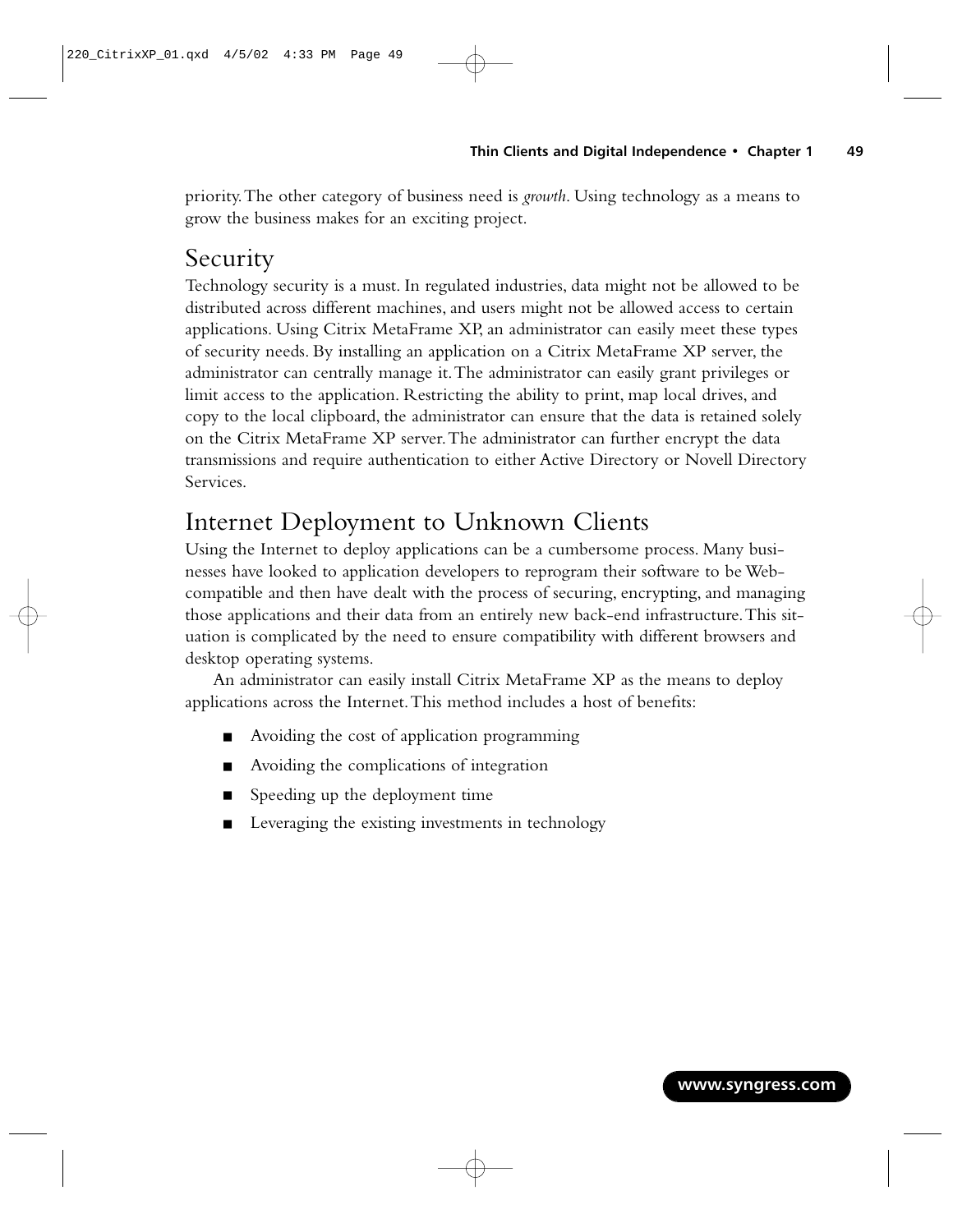priority. The other category of business need is *growth*. Using technology as a means to grow the business makes for an exciting project.

## Security

Technology security is a must. In regulated industries, data might not be allowed to be distributed across different machines, and users might not be allowed access to certain applications. Using Citrix MetaFrame XP, an administrator can easily meet these types of security needs. By installing an application on a Citrix MetaFrame XP server, the administrator can centrally manage it. The administrator can easily grant privileges or limit access to the application. Restricting the ability to print, map local drives, and copy to the local clipboard, the administrator can ensure that the data is retained solely on the Citrix MetaFrame XP server. The administrator can further encrypt the data transmissions and require authentication to either Active Directory or Novell Directory Services.

## Internet Deployment to Unknown Clients

Using the Internet to deploy applications can be a cumbersome process. Many businesses have looked to application developers to reprogram their software to be Web-compatible and then have dealt with the process of securing, encrypting, and managing those applications and their data from an entirely new back-end infrastructure. This situation is complicated by the need to ensure compatibility with different browsers and desktop operating systems.

An administrator can easily install Citrix MetaFrame XP as the means to deploy applications across the Internet. This method includes a host of benefits:

- Avoiding the cost of application programming
- Avoiding the complications of integration
- Speeding up the deployment time
- Leveraging the existing investments in technology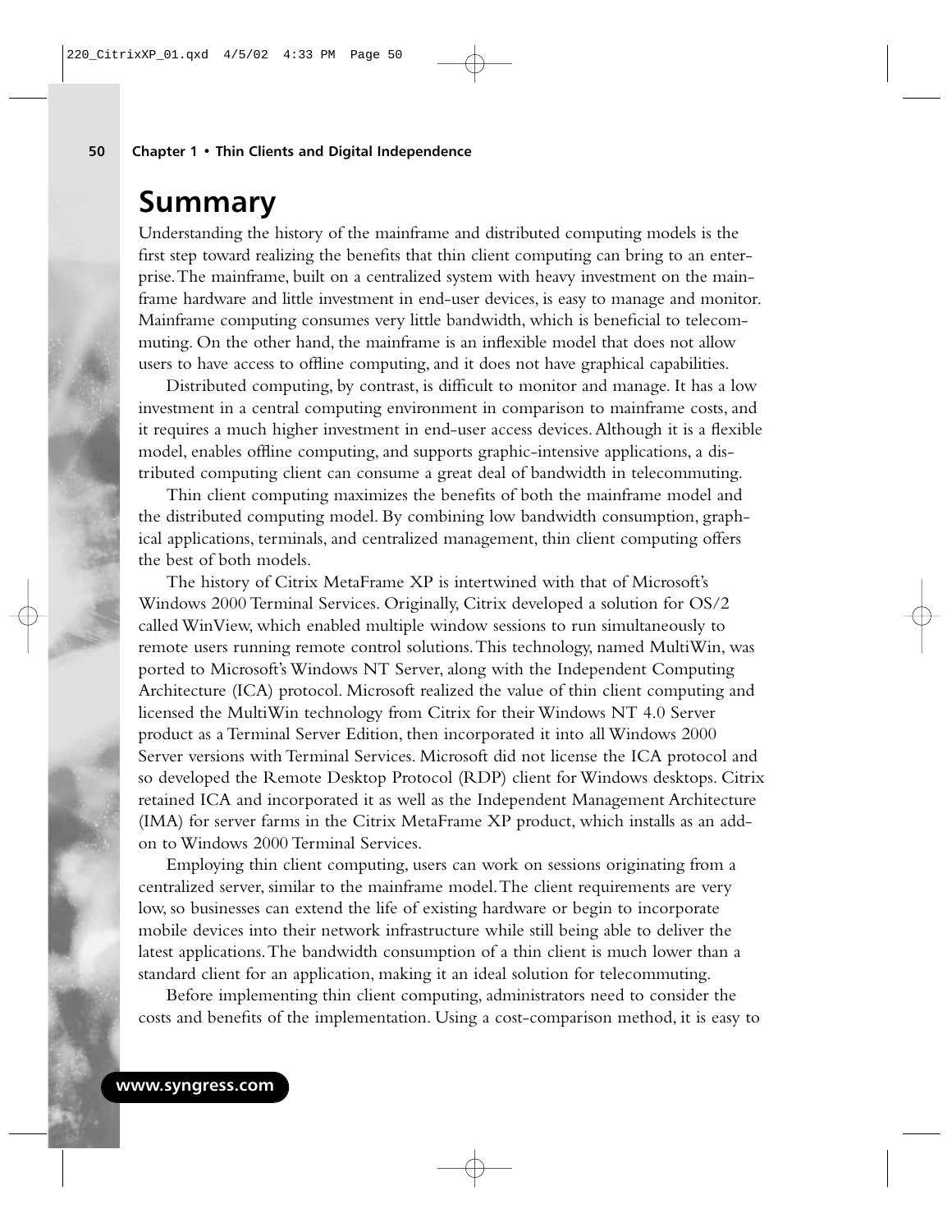## Summary

Understanding the history of the mainframe and distributed computing models is the first step toward realizing the benefits that thin client computing can bring to an enterprise. The mainframe, built on a centralized system with heavy investment on the mainframe hardware and little investment in end-user devices, is easy to manage and monitor. Mainframe computing consumes very little bandwidth, which is beneficial to telecommuting. On the other hand, the mainframe is an inflexible model that does not allow users to have access to offline computing, and it does not have graphical capabilities.

Distributed computing, by contrast, is difficult to monitor and manage. It has a low investment in a central computing environment in comparison to mainframe costs, and it requires a much higher investment in end-user access devices. Although it is a flexible model, enables offline computing, and supports graphic-intensive applications, a distributed computing client can consume a great deal of bandwidth in telecommuting.

Thin client computing maximizes the benefits of both the mainframe model and the distributed computing model. By combining low bandwidth consumption, graphical applications, terminals, and centralized management, thin client computing offers the best of both models.

The history of Citrix MetaFrame XP is intertwined with that of Microsoft's Windows 2000 Terminal Services. Originally, Citrix developed a solution for OS/2 called WinView, which enabled multiple window sessions to run simultaneously to remote users running remote control solutions. This technology, named MultiWin, was ported to Microsoft's Windows NT Server, along with the Independent Computing Architecture (ICA) protocol. Microsoft realized the value of thin client computing and licensed the MultiWin technology from Citrix for their Windows NT 4.0 Server product as a Terminal Server Edition, then incorporated it into all Windows 2000 Server versions with Terminal Services. Microsoft did not license the ICA protocol and so developed the Remote Desktop Protocol (RDP) client for Windows desktops. Citrix retained ICA and incorporated it as well as the Independent Management Architecture (IMA) for server farms in the Citrix MetaFrame XP product, which installs as an add-on to Windows 2000 Terminal Services.

Employing thin client computing, users can work on sessions originating from a centralized server, similar to the mainframe model. The client requirements are very low, so businesses can extend the life of existing hardware or begin to incorporate mobile devices into their network infrastructure while still being able to deliver the latest applications. The bandwidth consumption of a thin client is much lower than a standard client for an application, making it an ideal solution for telecommuting.

Before implementing thin client computing, administrators need to consider the costs and benefits of the implementation. Using a cost-comparison method, it is easy to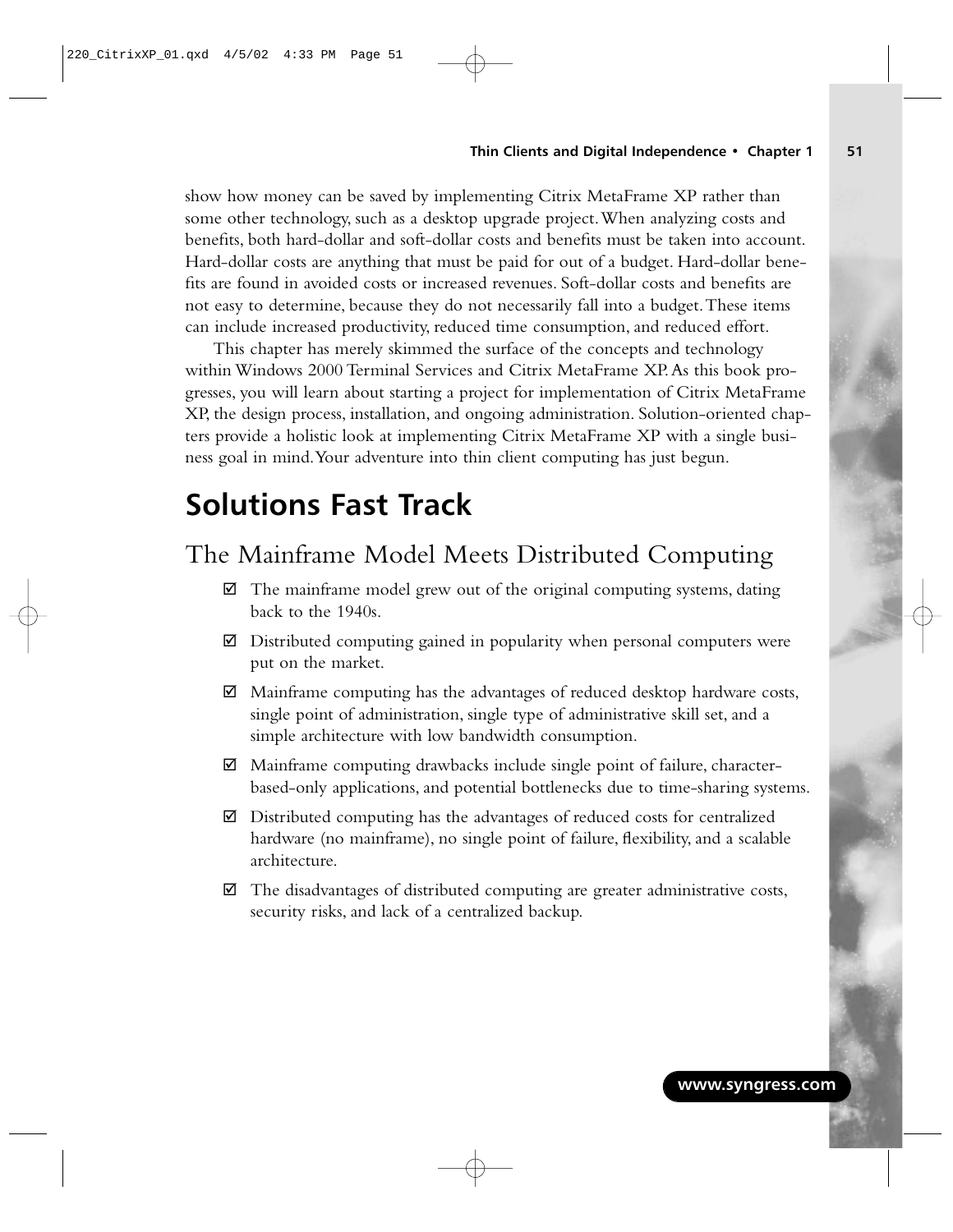show how money can be saved by implementing Citrix MetaFrame XP rather than some other technology, such as a desktop upgrade project. When analyzing costs and benefits, both hard-dollar and soft-dollar costs and benefits must be taken into account. Hard-dollar costs are anything that must be paid for out of a budget. Hard-dollar benefits are found in avoided costs or increased revenues. Soft-dollar costs and benefits are not easy to determine, because they do not necessarily fall into a budget. These items can include increased productivity, reduced time consumption, and reduced effort.

This chapter has merely skimmed the surface of the concepts and technology within Windows 2000 Terminal Services and Citrix MetaFrame XP. As this book progresses, you will learn about starting a project for implementation of Citrix MetaFrame XP, the design process, installation, and ongoing administration. Solution-oriented chapters provide a holistic look at implementing Citrix MetaFrame XP with a single business goal in mind. Your adventure into thin client computing has just begun.

# Solutions Fast Track

## The Mainframe Model Meets Distributed Computing

- ☑ The mainframe model grew out of the original computing systems, dating back to the 1940s.
- ☑ Distributed computing gained in popularity when personal computers were put on the market.
- ☑ Mainframe computing has the advantages of reduced desktop hardware costs, single point of administration, single type of administrative skill set, and a simple architecture with low bandwidth consumption.
- ☑ Mainframe computing drawbacks include single point of failure, character-based-only applications, and potential bottlenecks due to time-sharing systems.
- ☑ Distributed computing has the advantages of reduced costs for centralized hardware (no mainframe), no single point of failure, flexibility, and a scalable architecture.
- ☑ The disadvantages of distributed computing are greater administrative costs, security risks, and lack of a centralized backup.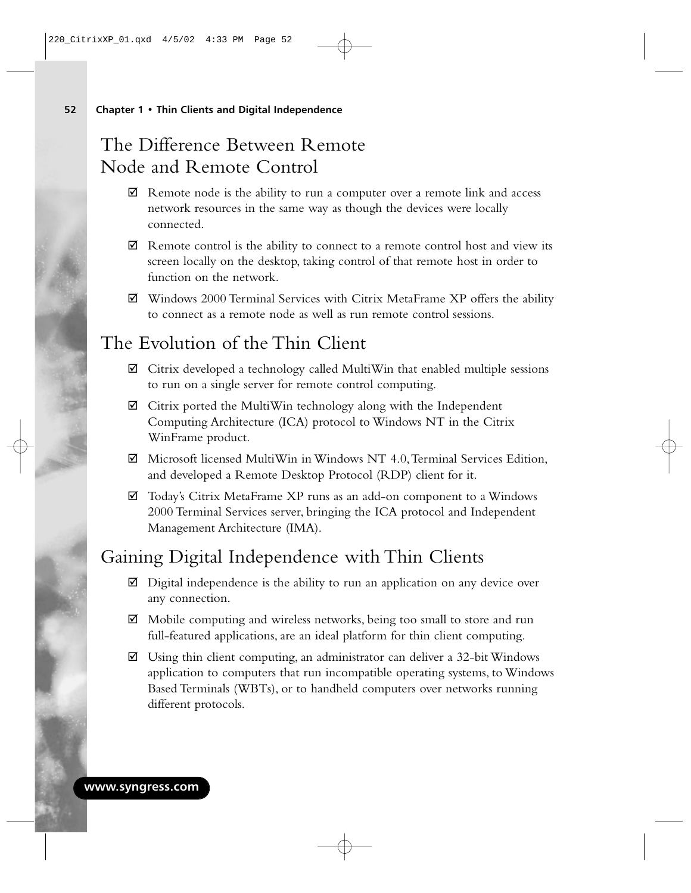## The Difference Between Remote Node and Remote Control

- ☑ Remote node is the ability to run a computer over a remote link and access network resources in the same way as though the devices were locally connected.
- ☑ Remote control is the ability to connect to a remote control host and view its screen locally on the desktop, taking control of that remote host in order to function on the network.
- ☑ Windows 2000 Terminal Services with Citrix MetaFrame XP offers the ability to connect as a remote node as well as run remote control sessions.

## The Evolution of the Thin Client

- ☑ Citrix developed a technology called MultiWin that enabled multiple sessions to run on a single server for remote control computing.
- ☑ Citrix ported the MultiWin technology along with the Independent Computing Architecture (ICA) protocol to Windows NT in the Citrix WinFrame product.
- ☑ Microsoft licensed MultiWin in Windows NT 4.0, Terminal Services Edition, and developed a Remote Desktop Protocol (RDP) client for it.
- ☑ Today's Citrix MetaFrame XP runs as an add-on component to a Windows 2000 Terminal Services server, bringing the ICA protocol and Independent Management Architecture (IMA).

## Gaining Digital Independence with Thin Clients

- ☑ Digital independence is the ability to run an application on any device over any connection.
- ☑ Mobile computing and wireless networks, being too small to store and run full-featured applications, are an ideal platform for thin client computing.
- ☑ Using thin client computing, an administrator can deliver a 32-bit Windows application to computers that run incompatible operating systems, to Windows Based Terminals (WBTs), or to handheld computers over networks running different protocols.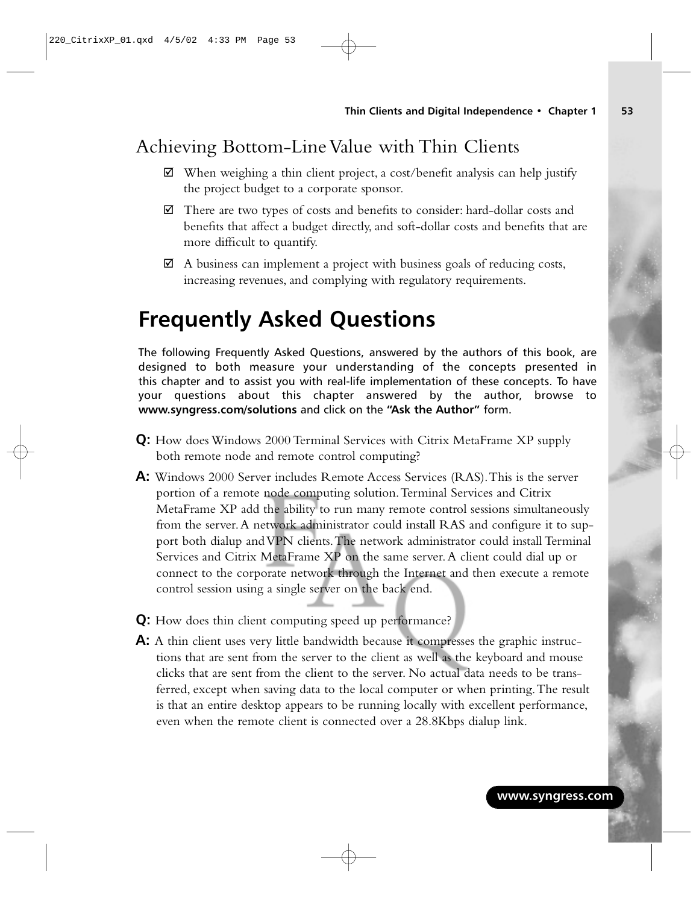## Achieving Bottom-Line Value with Thin Clients

- ☑ When weighing a thin client project, a cost/benefit analysis can help justify the project budget to a corporate sponsor.
- ☑ There are two types of costs and benefits to consider: hard-dollar costs and benefits that affect a budget directly, and soft-dollar costs and benefits that are more difficult to quantify.
- ☑ A business can implement a project with business goals of reducing costs, increasing revenues, and complying with regulatory requirements.

# Frequently Asked Questions

The following Frequently Asked Questions, answered by the authors of this book, are designed to both measure your understanding of the concepts presented in this chapter and to assist you with real-life implementation of these concepts. To have your questions about this chapter answered by the author, browse to **www.syngress.com/solutions** and click on the **"Ask the Author"** form.

**Q:** How does Windows 2000 Terminal Services with Citrix MetaFrame XP supply both remote node and remote control computing?

**A:** Windows 2000 Server includes Remote Access Services (RAS). This is the server portion of a remote node computing solution. Terminal Services and Citrix MetaFrame XP add the ability to run many remote control sessions simultaneously from the server. A network administrator could install RAS and configure it to support both dialup and VPN clients. The network administrator could install Terminal Services and Citrix MetaFrame XP on the same server. A client could dial up or connect to the corporate network through the Internet and then execute a remote control session using a single server on the back end.

**Q:** How does thin client computing speed up performance?

**A:** A thin client uses very little bandwidth because it compresses the graphic instructions that are sent from the server to the client as well as the keyboard and mouse clicks that are sent from the client to the server. No actual data needs to be transferred, except when saving data to the local computer or when printing. The result is that an entire desktop appears to be running locally with excellent performance, even when the remote client is connected over a 28.8Kbps dialup link.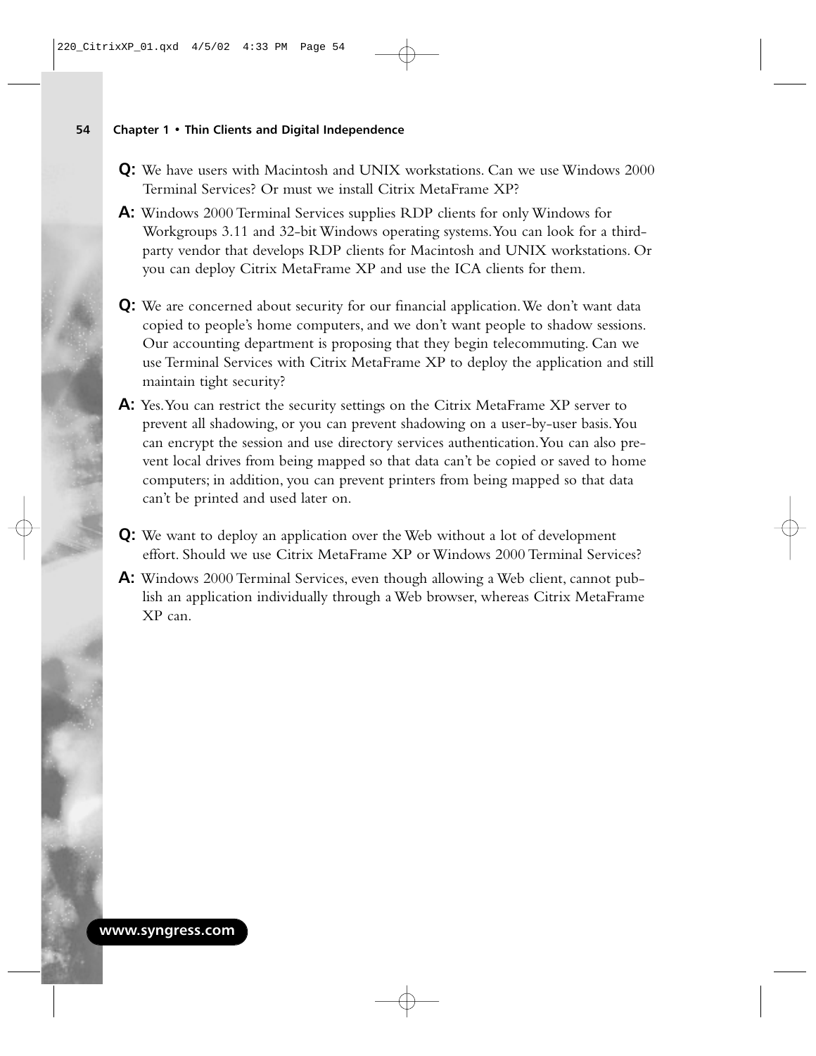**Q:** We have users with Macintosh and UNIX workstations. Can we use Windows 2000 Terminal Services? Or must we install Citrix MetaFrame XP?

**A:** Windows 2000 Terminal Services supplies RDP clients for only Windows for Workgroups 3.11 and 32-bit Windows operating systems. You can look for a third-party vendor that develops RDP clients for Macintosh and UNIX workstations. Or you can deploy Citrix MetaFrame XP and use the ICA clients for them.

**Q:** We are concerned about security for our financial application. We don't want data copied to people's home computers, and we don't want people to shadow sessions. Our accounting department is proposing that they begin telecommuting. Can we use Terminal Services with Citrix MetaFrame XP to deploy the application and still maintain tight security?

**A:** Yes. You can restrict the security settings on the Citrix MetaFrame XP server to prevent all shadowing, or you can prevent shadowing on a user-by-user basis. You can encrypt the session and use directory services authentication. You can also prevent local drives from being mapped so that data can't be copied or saved to home computers; in addition, you can prevent printers from being mapped so that data can't be printed and used later on.

**Q:** We want to deploy an application over the Web without a lot of development effort. Should we use Citrix MetaFrame XP or Windows 2000 Terminal Services?

**A:** Windows 2000 Terminal Services, even though allowing a Web client, cannot publish an application individually through a Web browser, whereas Citrix MetaFrame XP can.